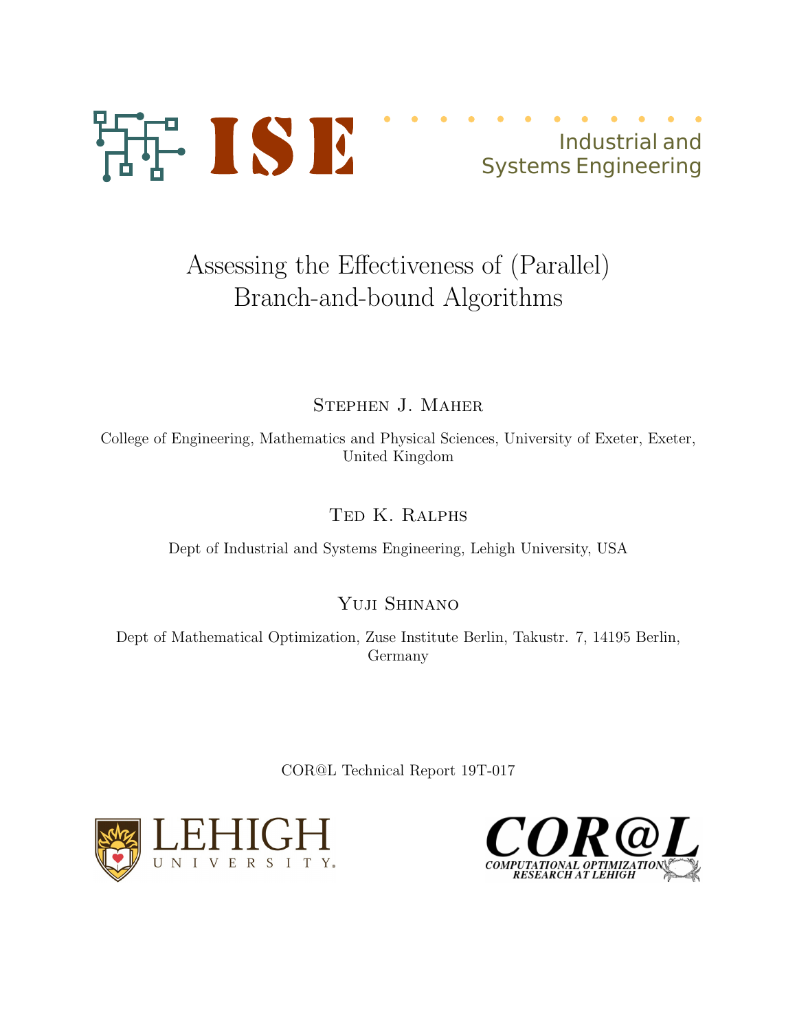ISE

Industrial and Systems Engineering

# Assessing the Effectiveness of (Parallel) Branch-and-bound Algorithms

Stephen J. Maher

College of Engineering, Mathematics and Physical Sciences, University of Exeter, Exeter, United Kingdom

Ted K. Ralphs

Dept of Industrial and Systems Engineering, Lehigh University, USA

Yuji Shinano

Dept of Mathematical Optimization, Zuse Institute Berlin, Takustr. 7, 14195 Berlin, Germany

COR@L Technical Report 19T-017

LEHIGH UNIVERSITY

COR@L COMPUTATIONAL OPTIMIZATION RESEARCH AT LEHIGH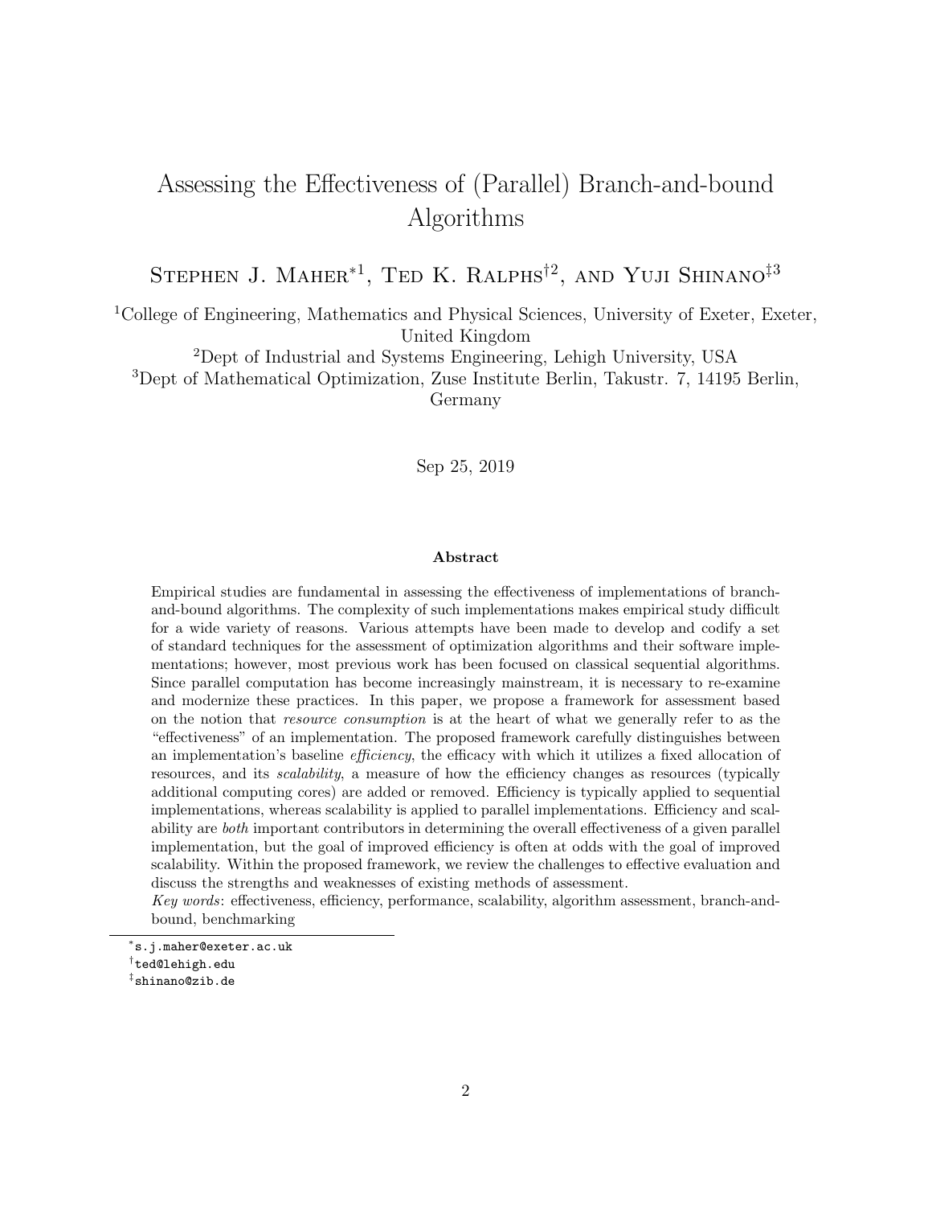# Assessing the Effectiveness of (Parallel) Branch-and-bound Algorithms

Stephen J. Maher*[1], Ted K. Ralphs†[2], and Yuji Shinano‡[3]

[1]College of Engineering, Mathematics and Physical Sciences, University of Exeter, Exeter, United Kingdom

[2]Dept of Industrial and Systems Engineering, Lehigh University, USA

[3]Dept of Mathematical Optimization, Zuse Institute Berlin, Takustr. 7, 14195 Berlin, Germany

Sep 25, 2019

**Abstract**

Empirical studies are fundamental in assessing the effectiveness of implementations of branch-and-bound algorithms. The complexity of such implementations makes empirical study difficult for a wide variety of reasons. Various attempts have been made to develop and codify a set of standard techniques for the assessment of optimization algorithms and their software implementations; however, most previous work has been focused on classical sequential algorithms. Since parallel computation has become increasingly mainstream, it is necessary to re-examine and modernize these practices. In this paper, we propose a framework for assessment based on the notion that *resource consumption* is at the heart of what we generally refer to as the "effectiveness" of an implementation. The proposed framework carefully distinguishes between an implementation's baseline *efficiency*, the efficacy with which it utilizes a fixed allocation of resources, and its *scalability*, a measure of how the efficiency changes as resources (typically additional computing cores) are added or removed. Efficiency is typically applied to sequential implementations, whereas scalability is applied to parallel implementations. Efficiency and scalability are *both* important contributors in determining the overall effectiveness of a given parallel implementation, but the goal of improved efficiency is often at odds with the goal of improved scalability. Within the proposed framework, we review the challenges to effective evaluation and discuss the strengths and weaknesses of existing methods of assessment.

*Key words*: effectiveness, efficiency, performance, scalability, algorithm assessment, branch-and-bound, benchmarking

*s.j.maher@exeter.ac.uk

†ted@lehigh.edu

‡shinano@zib.de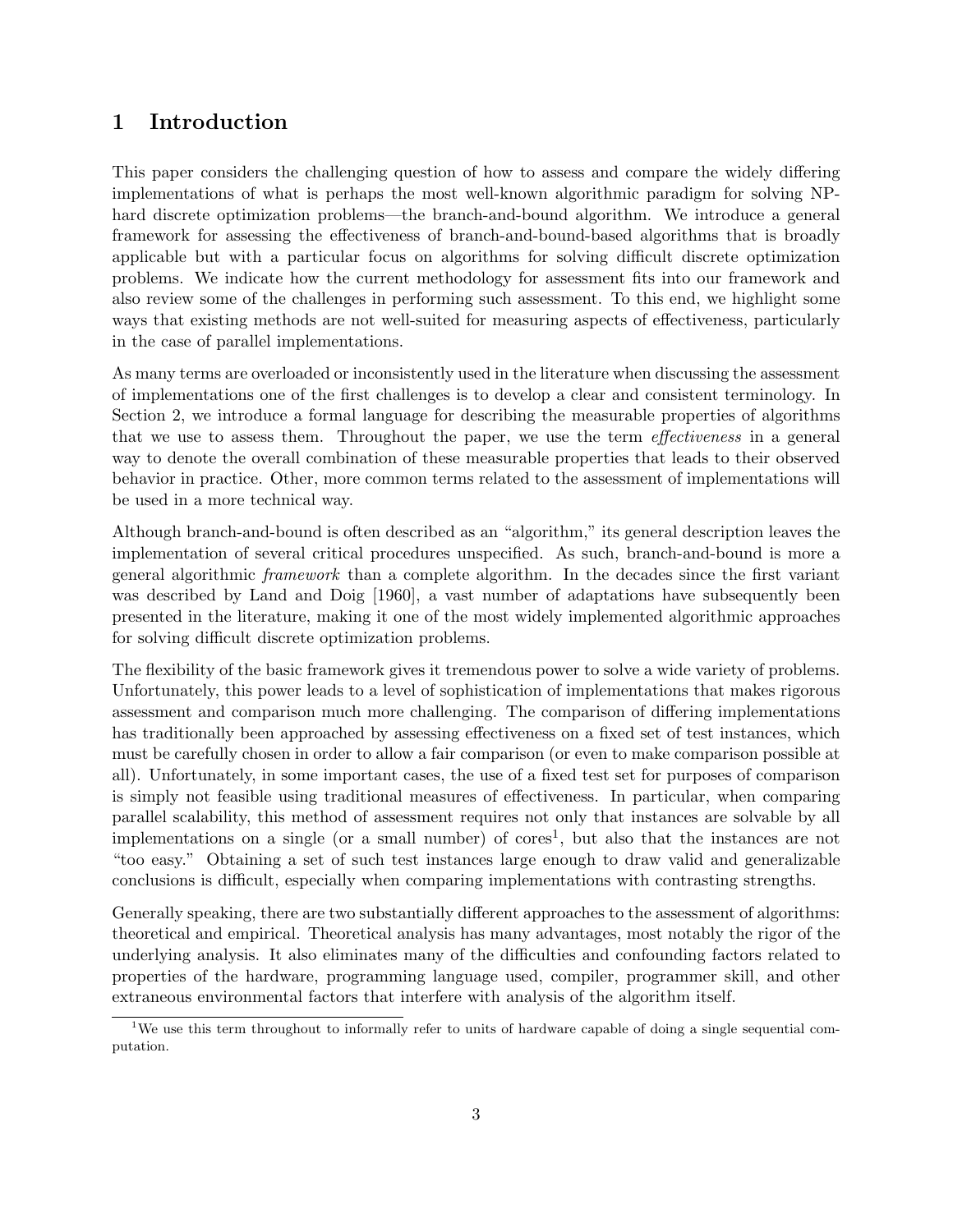# 1 Introduction

This paper considers the challenging question of how to assess and compare the widely differing implementations of what is perhaps the most well-known algorithmic paradigm for solving NP-hard discrete optimization problems—the branch-and-bound algorithm. We introduce a general framework for assessing the effectiveness of branch-and-bound-based algorithms that is broadly applicable but with a particular focus on algorithms for solving difficult discrete optimization problems. We indicate how the current methodology for assessment fits into our framework and also review some of the challenges in performing such assessment. To this end, we highlight some ways that existing methods are not well-suited for measuring aspects of effectiveness, particularly in the case of parallel implementations.

As many terms are overloaded or inconsistently used in the literature when discussing the assessment of implementations one of the first challenges is to develop a clear and consistent terminology. In Section 2, we introduce a formal language for describing the measurable properties of algorithms that we use to assess them. Throughout the paper, we use the term *effectiveness* in a general way to denote the overall combination of these measurable properties that leads to their observed behavior in practice. Other, more common terms related to the assessment of implementations will be used in a more technical way.

Although branch-and-bound is often described as an "algorithm," its general description leaves the implementation of several critical procedures unspecified. As such, branch-and-bound is more a general algorithmic *framework* than a complete algorithm. In the decades since the first variant was described by Land and Doig [1960], a vast number of adaptations have subsequently been presented in the literature, making it one of the most widely implemented algorithmic approaches for solving difficult discrete optimization problems.

The flexibility of the basic framework gives it tremendous power to solve a wide variety of problems. Unfortunately, this power leads to a level of sophistication of implementations that makes rigorous assessment and comparison much more challenging. The comparison of differing implementations has traditionally been approached by assessing effectiveness on a fixed set of test instances, which must be carefully chosen in order to allow a fair comparison (or even to make comparison possible at all). Unfortunately, in some important cases, the use of a fixed test set for purposes of comparison is simply not feasible using traditional measures of effectiveness. In particular, when comparing parallel scalability, this method of assessment requires not only that instances are solvable by all implementations on a single (or a small number) of cores[1], but also that the instances are not "too easy." Obtaining a set of such test instances large enough to draw valid and generalizable conclusions is difficult, especially when comparing implementations with contrasting strengths.

Generally speaking, there are two substantially different approaches to the assessment of algorithms: theoretical and empirical. Theoretical analysis has many advantages, most notably the rigor of the underlying analysis. It also eliminates many of the difficulties and confounding factors related to properties of the hardware, programming language used, compiler, programmer skill, and other extraneous environmental factors that interfere with analysis of the algorithm itself.

[1] We use this term throughout to informally refer to units of hardware capable of doing a single sequential computation.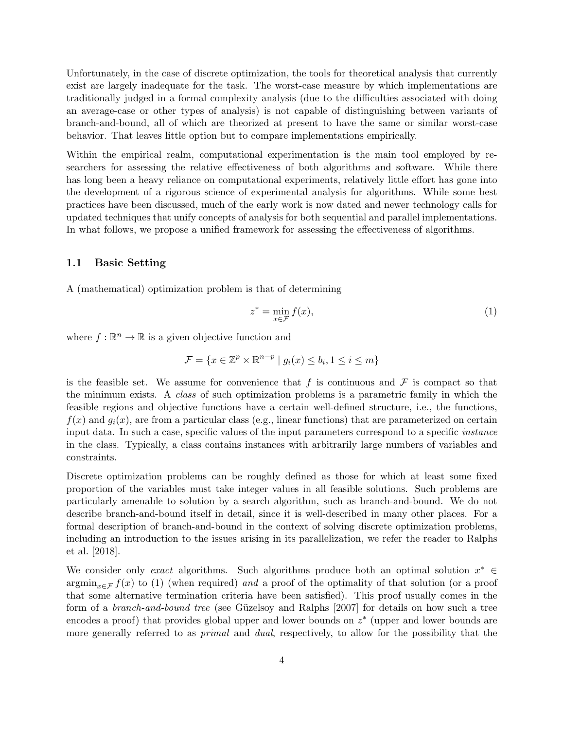Unfortunately, in the case of discrete optimization, the tools for theoretical analysis that currently exist are largely inadequate for the task. The worst-case measure by which implementations are traditionally judged in a formal complexity analysis (due to the difficulties associated with doing an average-case or other types of analysis) is not capable of distinguishing between variants of branch-and-bound, all of which are theorized at present to have the same or similar worst-case behavior. That leaves little option but to compare implementations empirically.

Within the empirical realm, computational experimentation is the main tool employed by researchers for assessing the relative effectiveness of both algorithms and software. While there has long been a heavy reliance on computational experiments, relatively little effort has gone into the development of a rigorous science of experimental analysis for algorithms. While some best practices have been discussed, much of the early work is now dated and newer technology calls for updated techniques that unify concepts of analysis for both sequential and parallel implementations. In what follows, we propose a unified framework for assessing the effectiveness of algorithms.

### 1.1 Basic Setting

A (mathematical) optimization problem is that of determining

$$z^* = \min_{x \in \mathcal{F}} f(x), \tag{1}$$

where $f : \mathbb{R}^n \to \mathbb{R}$ is a given objective function and

$$\mathcal{F} = \{x \in \mathbb{Z}^p \times \mathbb{R}^{n-p} \mid g_i(x) \leq b_i, 1 \leq i \leq m\}$$

is the feasible set. We assume for convenience that $f$ is continuous and $\mathcal{F}$ is compact so that the minimum exists. A *class* of such optimization problems is a parametric family in which the feasible regions and objective functions have a certain well-defined structure, i.e., the functions, $f(x)$ and $g_i(x)$, are from a particular class (e.g., linear functions) that are parameterized on certain input data. In such a case, specific values of the input parameters correspond to a specific *instance* in the class. Typically, a class contains instances with arbitrarily large numbers of variables and constraints.

Discrete optimization problems can be roughly defined as those for which at least some fixed proportion of the variables must take integer values in all feasible solutions. Such problems are particularly amenable to solution by a search algorithm, such as branch-and-bound. We do not describe branch-and-bound itself in detail, since it is well-described in many other places. For a formal description of branch-and-bound in the context of solving discrete optimization problems, including an introduction to the issues arising in its parallelization, we refer the reader to Ralphs et al. [2018].

We consider only *exact* algorithms. Such algorithms produce both an optimal solution $x^* \in \operatorname{argmin}_{x \in \mathcal{F}} f(x)$ to (1) (when required) *and* a proof of the optimality of that solution (or a proof that some alternative termination criteria have been satisfied). This proof usually comes in the form of a *branch-and-bound tree* (see Güzelsoy and Ralphs [2007] for details on how such a tree encodes a proof) that provides global upper and lower bounds on $z^*$ (upper and lower bounds are more generally referred to as *primal* and *dual*, respectively, to allow for the possibility that the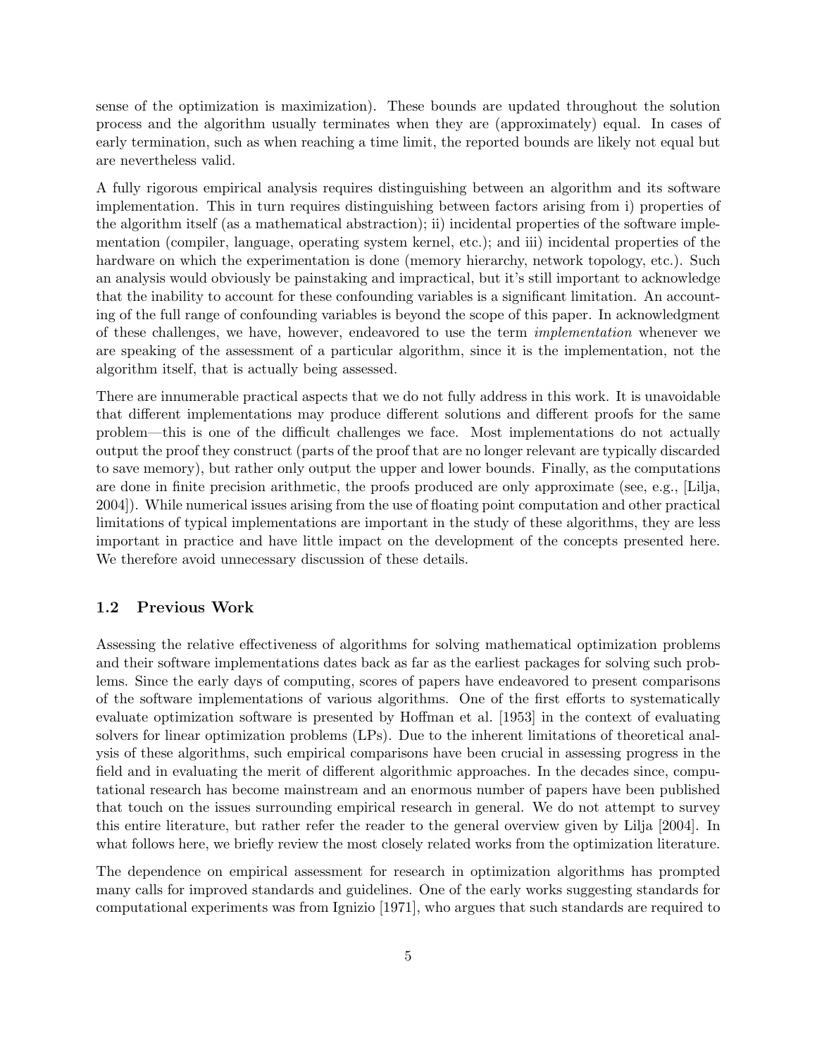sense of the optimization is maximization). These bounds are updated throughout the solution process and the algorithm usually terminates when they are (approximately) equal. In cases of early termination, such as when reaching a time limit, the reported bounds are likely not equal but are nevertheless valid.

A fully rigorous empirical analysis requires distinguishing between an algorithm and its software implementation. This in turn requires distinguishing between factors arising from i) properties of the algorithm itself (as a mathematical abstraction); ii) incidental properties of the software implementation (compiler, language, operating system kernel, etc.); and iii) incidental properties of the hardware on which the experimentation is done (memory hierarchy, network topology, etc.). Such an analysis would obviously be painstaking and impractical, but it's still important to acknowledge that the inability to account for these confounding variables is a significant limitation. An accounting of the full range of confounding variables is beyond the scope of this paper. In acknowledgment of these challenges, we have, however, endeavored to use the term *implementation* whenever we are speaking of the assessment of a particular algorithm, since it is the implementation, not the algorithm itself, that is actually being assessed.

There are innumerable practical aspects that we do not fully address in this work. It is unavoidable that different implementations may produce different solutions and different proofs for the same problem—this is one of the difficult challenges we face. Most implementations do not actually output the proof they construct (parts of the proof that are no longer relevant are typically discarded to save memory), but rather only output the upper and lower bounds. Finally, as the computations are done in finite precision arithmetic, the proofs produced are only approximate (see, e.g., [Lilja, 2004]). While numerical issues arising from the use of floating point computation and other practical limitations of typical implementations are important in the study of these algorithms, they are less important in practice and have little impact on the development of the concepts presented here. We therefore avoid unnecessary discussion of these details.

### 1.2 Previous Work

Assessing the relative effectiveness of algorithms for solving mathematical optimization problems and their software implementations dates back as far as the earliest packages for solving such problems. Since the early days of computing, scores of papers have endeavored to present comparisons of the software implementations of various algorithms. One of the first efforts to systematically evaluate optimization software is presented by Hoffman et al. [1953] in the context of evaluating solvers for linear optimization problems (LPs). Due to the inherent limitations of theoretical analysis of these algorithms, such empirical comparisons have been crucial in assessing progress in the field and in evaluating the merit of different algorithmic approaches. In the decades since, computational research has become mainstream and an enormous number of papers have been published that touch on the issues surrounding empirical research in general. We do not attempt to survey this entire literature, but rather refer the reader to the general overview given by Lilja [2004]. In what follows here, we briefly review the most closely related works from the optimization literature.

The dependence on empirical assessment for research in optimization algorithms has prompted many calls for improved standards and guidelines. One of the early works suggesting standards for computational experiments was from Ignizio [1971], who argues that such standards are required to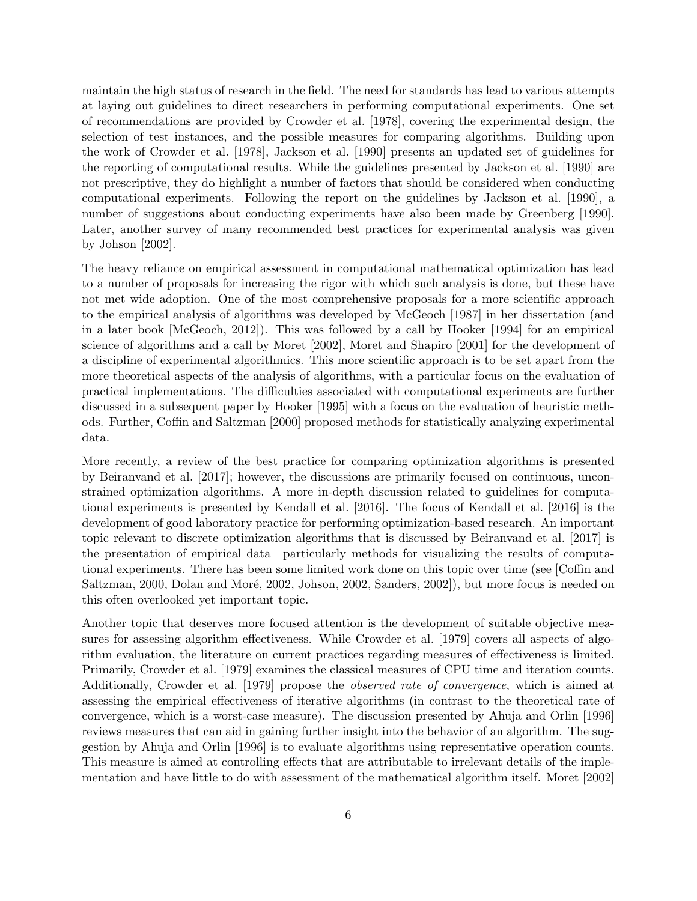maintain the high status of research in the field. The need for standards has lead to various attempts at laying out guidelines to direct researchers in performing computational experiments. One set of recommendations are provided by Crowder et al. [1978], covering the experimental design, the selection of test instances, and the possible measures for comparing algorithms. Building upon the work of Crowder et al. [1978], Jackson et al. [1990] presents an updated set of guidelines for the reporting of computational results. While the guidelines presented by Jackson et al. [1990] are not prescriptive, they do highlight a number of factors that should be considered when conducting computational experiments. Following the report on the guidelines by Jackson et al. [1990], a number of suggestions about conducting experiments have also been made by Greenberg [1990]. Later, another survey of many recommended best practices for experimental analysis was given by Johson [2002].

The heavy reliance on empirical assessment in computational mathematical optimization has lead to a number of proposals for increasing the rigor with which such analysis is done, but these have not met wide adoption. One of the most comprehensive proposals for a more scientific approach to the empirical analysis of algorithms was developed by McGeoch [1987] in her dissertation (and in a later book [McGeoch, 2012]). This was followed by a call by Hooker [1994] for an empirical science of algorithms and a call by Moret [2002], Moret and Shapiro [2001] for the development of a discipline of experimental algorithmics. This more scientific approach is to be set apart from the more theoretical aspects of the analysis of algorithms, with a particular focus on the evaluation of practical implementations. The difficulties associated with computational experiments are further discussed in a subsequent paper by Hooker [1995] with a focus on the evaluation of heuristic methods. Further, Coffin and Saltzman [2000] proposed methods for statistically analyzing experimental data.

More recently, a review of the best practice for comparing optimization algorithms is presented by Beiranvand et al. [2017]; however, the discussions are primarily focused on continuous, unconstrained optimization algorithms. A more in-depth discussion related to guidelines for computational experiments is presented by Kendall et al. [2016]. The focus of Kendall et al. [2016] is the development of good laboratory practice for performing optimization-based research. An important topic relevant to discrete optimization algorithms that is discussed by Beiranvand et al. [2017] is the presentation of empirical data—particularly methods for visualizing the results of computational experiments. There has been some limited work done on this topic over time (see [Coffin and Saltzman, 2000, Dolan and Moré, 2002, Johson, 2002, Sanders, 2002]), but more focus is needed on this often overlooked yet important topic.

Another topic that deserves more focused attention is the development of suitable objective measures for assessing algorithm effectiveness. While Crowder et al. [1979] covers all aspects of algorithm evaluation, the literature on current practices regarding measures of effectiveness is limited. Primarily, Crowder et al. [1979] examines the classical measures of CPU time and iteration counts. Additionally, Crowder et al. [1979] propose the *observed rate of convergence*, which is aimed at assessing the empirical effectiveness of iterative algorithms (in contrast to the theoretical rate of convergence, which is a worst-case measure). The discussion presented by Ahuja and Orlin [1996] reviews measures that can aid in gaining further insight into the behavior of an algorithm. The suggestion by Ahuja and Orlin [1996] is to evaluate algorithms using representative operation counts. This measure is aimed at controlling effects that are attributable to irrelevant details of the implementation and have little to do with assessment of the mathematical algorithm itself. Moret [2002]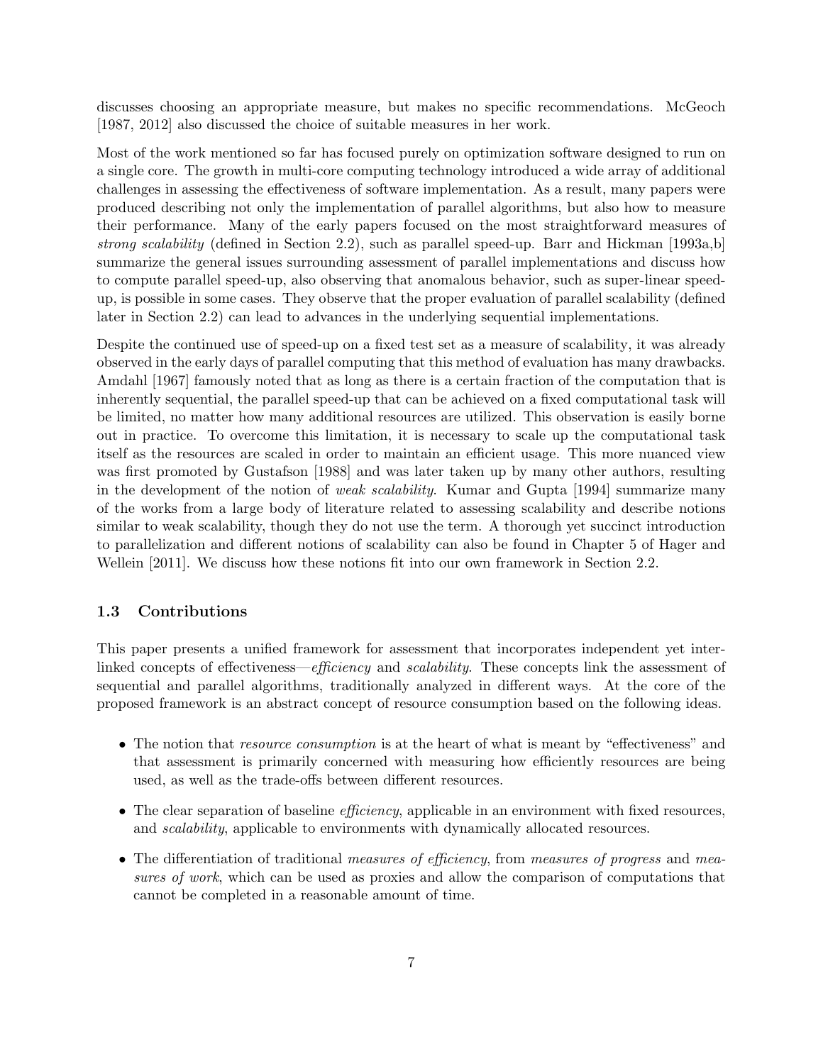discusses choosing an appropriate measure, but makes no specific recommendations. McGeoch [1987, 2012] also discussed the choice of suitable measures in her work.

Most of the work mentioned so far has focused purely on optimization software designed to run on a single core. The growth in multi-core computing technology introduced a wide array of additional challenges in assessing the effectiveness of software implementation. As a result, many papers were produced describing not only the implementation of parallel algorithms, but also how to measure their performance. Many of the early papers focused on the most straightforward measures of *strong scalability* (defined in Section 2.2), such as parallel speed-up. Barr and Hickman [1993a,b] summarize the general issues surrounding assessment of parallel implementations and discuss how to compute parallel speed-up, also observing that anomalous behavior, such as super-linear speed-up, is possible in some cases. They observe that the proper evaluation of parallel scalability (defined later in Section 2.2) can lead to advances in the underlying sequential implementations.

Despite the continued use of speed-up on a fixed test set as a measure of scalability, it was already observed in the early days of parallel computing that this method of evaluation has many drawbacks. Amdahl [1967] famously noted that as long as there is a certain fraction of the computation that is inherently sequential, the parallel speed-up that can be achieved on a fixed computational task will be limited, no matter how many additional resources are utilized. This observation is easily borne out in practice. To overcome this limitation, it is necessary to scale up the computational task itself as the resources are scaled in order to maintain an efficient usage. This more nuanced view was first promoted by Gustafson [1988] and was later taken up by many other authors, resulting in the development of the notion of *weak scalability*. Kumar and Gupta [1994] summarize many of the works from a large body of literature related to assessing scalability and describe notions similar to weak scalability, though they do not use the term. A thorough yet succinct introduction to parallelization and different notions of scalability can also be found in Chapter 5 of Hager and Wellein [2011]. We discuss how these notions fit into our own framework in Section 2.2.

## 1.3 Contributions

This paper presents a unified framework for assessment that incorporates independent yet inter-linked concepts of effectiveness—*efficiency* and *scalability*. These concepts link the assessment of sequential and parallel algorithms, traditionally analyzed in different ways. At the core of the proposed framework is an abstract concept of resource consumption based on the following ideas.

- The notion that *resource consumption* is at the heart of what is meant by "effectiveness" and that assessment is primarily concerned with measuring how efficiently resources are being used, as well as the trade-offs between different resources.
- The clear separation of baseline *efficiency*, applicable in an environment with fixed resources, and *scalability*, applicable to environments with dynamically allocated resources.
- The differentiation of traditional *measures of efficiency*, from *measures of progress* and *measures of work*, which can be used as proxies and allow the comparison of computations that cannot be completed in a reasonable amount of time.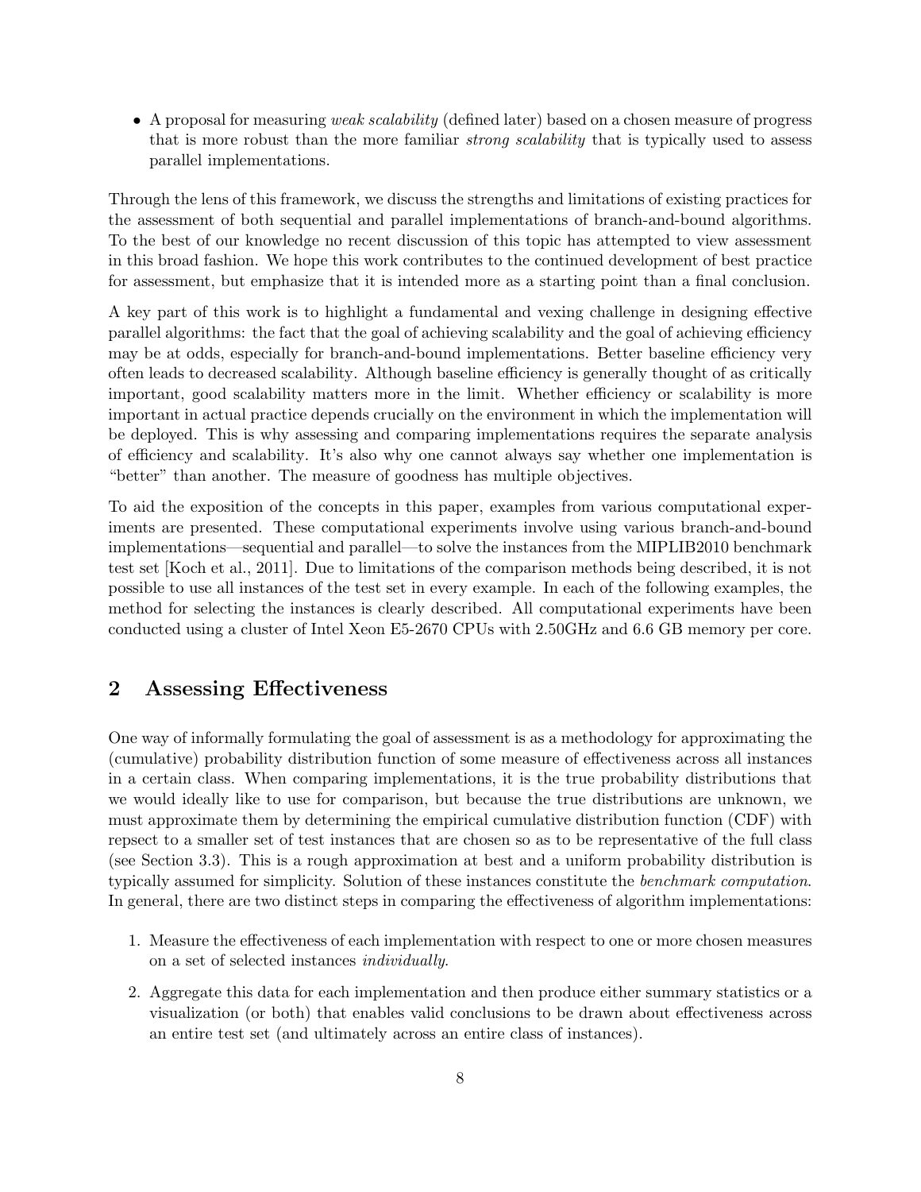- A proposal for measuring *weak scalability* (defined later) based on a chosen measure of progress that is more robust than the more familiar *strong scalability* that is typically used to assess parallel implementations.

Through the lens of this framework, we discuss the strengths and limitations of existing practices for the assessment of both sequential and parallel implementations of branch-and-bound algorithms. To the best of our knowledge no recent discussion of this topic has attempted to view assessment in this broad fashion. We hope this work contributes to the continued development of best practice for assessment, but emphasize that it is intended more as a starting point than a final conclusion.

A key part of this work is to highlight a fundamental and vexing challenge in designing effective parallel algorithms: the fact that the goal of achieving scalability and the goal of achieving efficiency may be at odds, especially for branch-and-bound implementations. Better baseline efficiency very often leads to decreased scalability. Although baseline efficiency is generally thought of as critically important, good scalability matters more in the limit. Whether efficiency or scalability is more important in actual practice depends crucially on the environment in which the implementation will be deployed. This is why assessing and comparing implementations requires the separate analysis of efficiency and scalability. It's also why one cannot always say whether one implementation is "better" than another. The measure of goodness has multiple objectives.

To aid the exposition of the concepts in this paper, examples from various computational experiments are presented. These computational experiments involve using various branch-and-bound implementations—sequential and parallel—to solve the instances from the MIPLIB2010 benchmark test set [Koch et al., 2011]. Due to limitations of the comparison methods being described, it is not possible to use all instances of the test set in every example. In each of the following examples, the method for selecting the instances is clearly described. All computational experiments have been conducted using a cluster of Intel Xeon E5-2670 CPUs with 2.50GHz and 6.6 GB memory per core.

## 2 Assessing Effectiveness

One way of informally formulating the goal of assessment is as a methodology for approximating the (cumulative) probability distribution function of some measure of effectiveness across all instances in a certain class. When comparing implementations, it is the true probability distributions that we would ideally like to use for comparison, but because the true distributions are unknown, we must approximate them by determining the empirical cumulative distribution function (CDF) with repsect to a smaller set of test instances that are chosen so as to be representative of the full class (see Section 3.3). This is a rough approximation at best and a uniform probability distribution is typically assumed for simplicity. Solution of these instances constitute the *benchmark computation*. In general, there are two distinct steps in comparing the effectiveness of algorithm implementations:

1. Measure the effectiveness of each implementation with respect to one or more chosen measures on a set of selected instances *individually*.
2. Aggregate this data for each implementation and then produce either summary statistics or a visualization (or both) that enables valid conclusions to be drawn about effectiveness across an entire test set (and ultimately across an entire class of instances).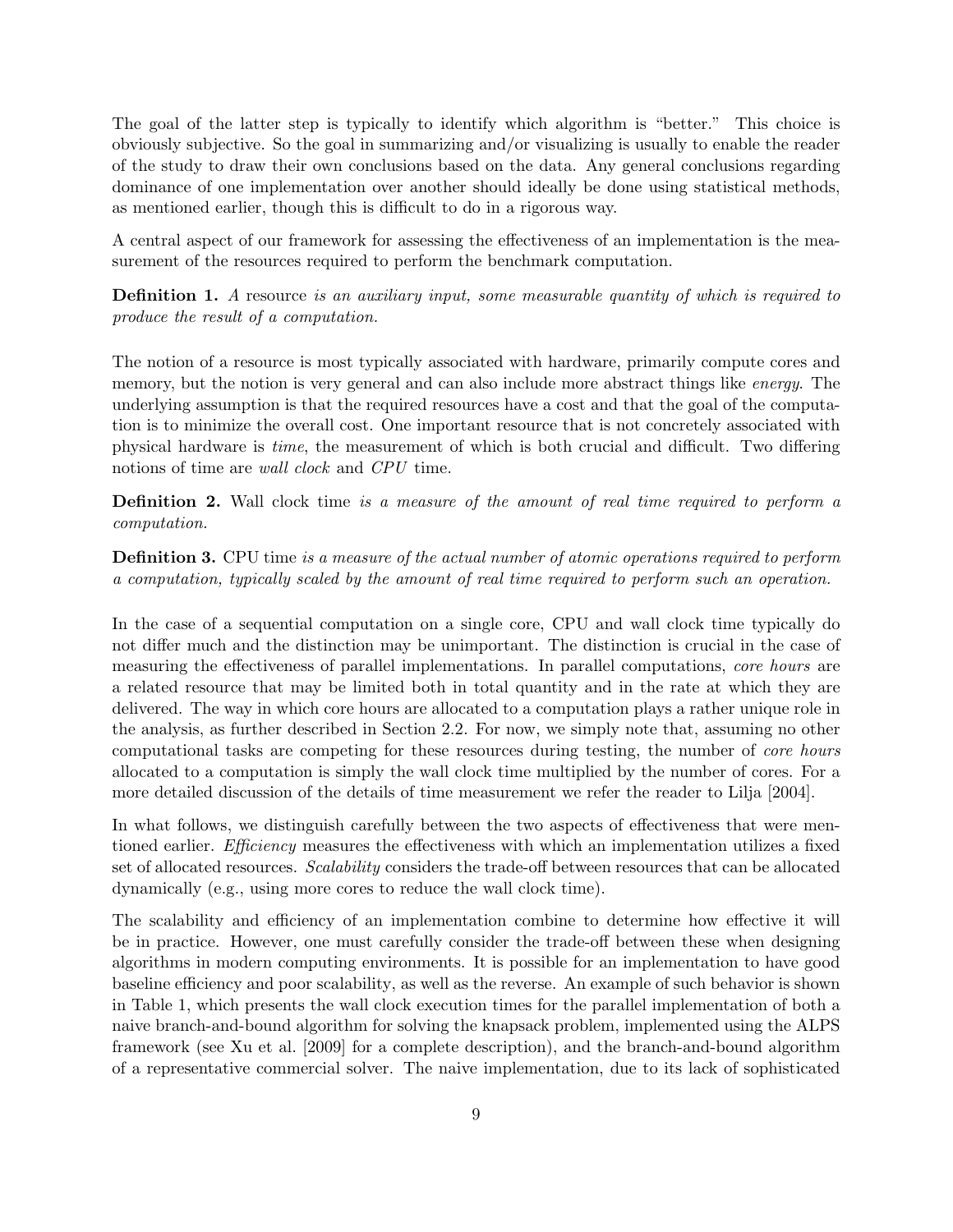The goal of the latter step is typically to identify which algorithm is "better." This choice is obviously subjective. So the goal in summarizing and/or visualizing is usually to enable the reader of the study to draw their own conclusions based on the data. Any general conclusions regarding dominance of one implementation over another should ideally be done using statistical methods, as mentioned earlier, though this is difficult to do in a rigorous way.

A central aspect of our framework for assessing the effectiveness of an implementation is the measurement of the resources required to perform the benchmark computation.

**Definition 1.** *A* resource *is an auxiliary input, some measurable quantity of which is required to produce the result of a computation.*

The notion of a resource is most typically associated with hardware, primarily compute cores and memory, but the notion is very general and can also include more abstract things like *energy*. The underlying assumption is that the required resources have a cost and that the goal of the computation is to minimize the overall cost. One important resource that is not concretely associated with physical hardware is *time*, the measurement of which is both crucial and difficult. Two differing notions of time are *wall clock* and *CPU* time.

**Definition 2.** Wall clock time *is a measure of the amount of real time required to perform a computation.*

**Definition 3.** CPU time *is a measure of the actual number of atomic operations required to perform a computation, typically scaled by the amount of real time required to perform such an operation.*

In the case of a sequential computation on a single core, CPU and wall clock time typically do not differ much and the distinction may be unimportant. The distinction is crucial in the case of measuring the effectiveness of parallel implementations. In parallel computations, *core hours* are a related resource that may be limited both in total quantity and in the rate at which they are delivered. The way in which core hours are allocated to a computation plays a rather unique role in the analysis, as further described in Section 2.2. For now, we simply note that, assuming no other computational tasks are competing for these resources during testing, the number of *core hours* allocated to a computation is simply the wall clock time multiplied by the number of cores. For a more detailed discussion of the details of time measurement we refer the reader to Lilja [2004].

In what follows, we distinguish carefully between the two aspects of effectiveness that were mentioned earlier. *Efficiency* measures the effectiveness with which an implementation utilizes a fixed set of allocated resources. *Scalability* considers the trade-off between resources that can be allocated dynamically (e.g., using more cores to reduce the wall clock time).

The scalability and efficiency of an implementation combine to determine how effective it will be in practice. However, one must carefully consider the trade-off between these when designing algorithms in modern computing environments. It is possible for an implementation to have good baseline efficiency and poor scalability, as well as the reverse. An example of such behavior is shown in Table 1, which presents the wall clock execution times for the parallel implementation of both a naive branch-and-bound algorithm for solving the knapsack problem, implemented using the ALPS framework (see Xu et al. [2009] for a complete description), and the branch-and-bound algorithm of a representative commercial solver. The naive implementation, due to its lack of sophisticated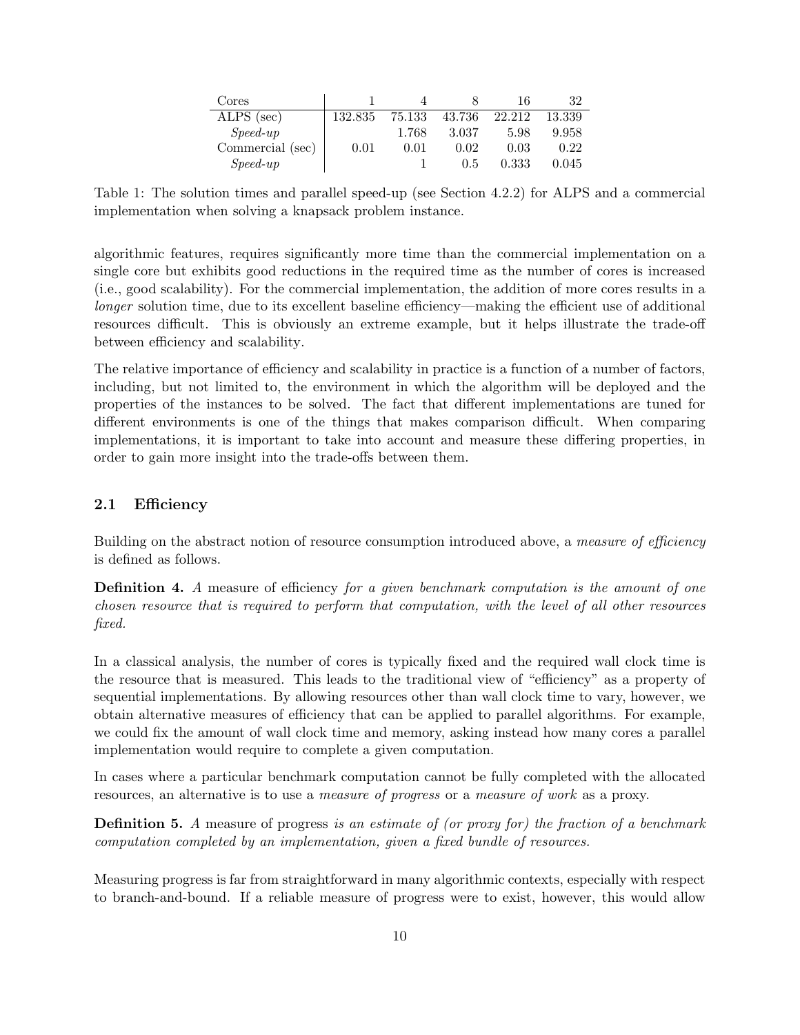| Cores | 1 | 4 | 8 | 16 | 32 |
|---|---|---|---|---|---|
| ALPS (sec) | 132.835 | 75.133 | 43.736 | 22.212 | 13.339 |
| *Speed-up* | | 1.768 | 3.037 | 5.98 | 9.958 |
| Commercial (sec) | 0.01 | 0.01 | 0.02 | 0.03 | 0.22 |
| *Speed-up* | | 1 | 0.5 | 0.333 | 0.045 |

Table 1: The solution times and parallel speed-up (see Section 4.2.2) for ALPS and a commercial implementation when solving a knapsack problem instance.

algorithmic features, requires significantly more time than the commercial implementation on a single core but exhibits good reductions in the required time as the number of cores is increased (i.e., good scalability). For the commercial implementation, the addition of more cores results in a *longer* solution time, due to its excellent baseline efficiency—making the efficient use of additional resources difficult. This is obviously an extreme example, but it helps illustrate the trade-off between efficiency and scalability.

The relative importance of efficiency and scalability in practice is a function of a number of factors, including, but not limited to, the environment in which the algorithm will be deployed and the properties of the instances to be solved. The fact that different implementations are tuned for different environments is one of the things that makes comparison difficult. When comparing implementations, it is important to take into account and measure these differing properties, in order to gain more insight into the trade-offs between them.

## 2.1 Efficiency

Building on the abstract notion of resource consumption introduced above, a *measure of efficiency* is defined as follows.

**Definition 4.** *A* measure of efficiency *for a given benchmark computation is the amount of one chosen resource that is required to perform that computation, with the level of all other resources fixed.*

In a classical analysis, the number of cores is typically fixed and the required wall clock time is the resource that is measured. This leads to the traditional view of "efficiency" as a property of sequential implementations. By allowing resources other than wall clock time to vary, however, we obtain alternative measures of efficiency that can be applied to parallel algorithms. For example, we could fix the amount of wall clock time and memory, asking instead how many cores a parallel implementation would require to complete a given computation.

In cases where a particular benchmark computation cannot be fully completed with the allocated resources, an alternative is to use a *measure of progress* or a *measure of work* as a proxy.

**Definition 5.** *A* measure of progress *is an estimate of (or proxy for) the fraction of a benchmark computation completed by an implementation, given a fixed bundle of resources.*

Measuring progress is far from straightforward in many algorithmic contexts, especially with respect to branch-and-bound. If a reliable measure of progress were to exist, however, this would allow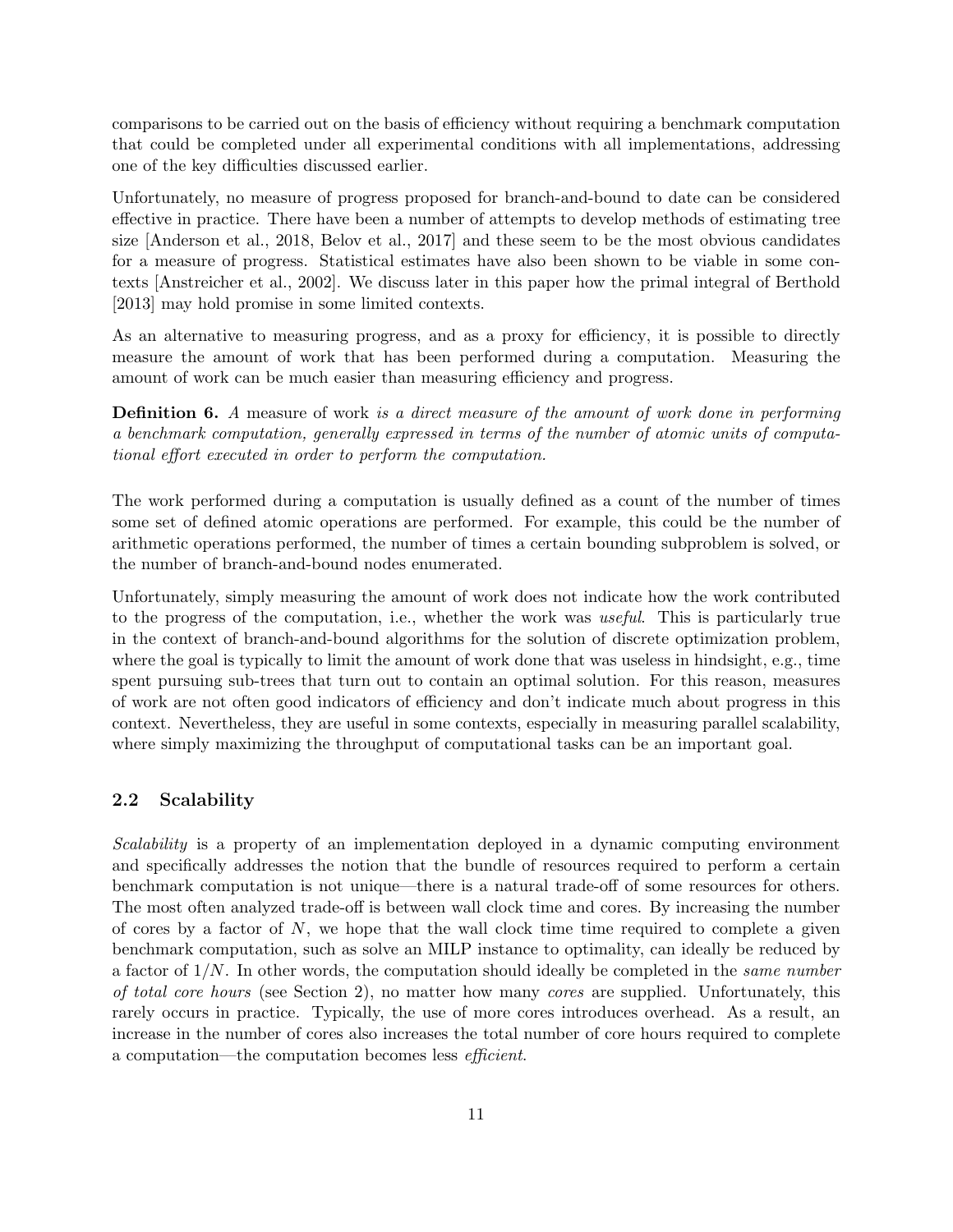comparisons to be carried out on the basis of efficiency without requiring a benchmark computation that could be completed under all experimental conditions with all implementations, addressing one of the key difficulties discussed earlier.

Unfortunately, no measure of progress proposed for branch-and-bound to date can be considered effective in practice. There have been a number of attempts to develop methods of estimating tree size [Anderson et al., 2018, Belov et al., 2017] and these seem to be the most obvious candidates for a measure of progress. Statistical estimates have also been shown to be viable in some contexts [Anstreicher et al., 2002]. We discuss later in this paper how the primal integral of Berthold [2013] may hold promise in some limited contexts.

As an alternative to measuring progress, and as a proxy for efficiency, it is possible to directly measure the amount of work that has been performed during a computation. Measuring the amount of work can be much easier than measuring efficiency and progress.

**Definition 6.** A measure of work *is a direct measure of the amount of work done in performing a benchmark computation, generally expressed in terms of the number of atomic units of computational effort executed in order to perform the computation.*

The work performed during a computation is usually defined as a count of the number of times some set of defined atomic operations are performed. For example, this could be the number of arithmetic operations performed, the number of times a certain bounding subproblem is solved, or the number of branch-and-bound nodes enumerated.

Unfortunately, simply measuring the amount of work does not indicate how the work contributed to the progress of the computation, i.e., whether the work was *useful*. This is particularly true in the context of branch-and-bound algorithms for the solution of discrete optimization problem, where the goal is typically to limit the amount of work done that was useless in hindsight, e.g., time spent pursuing sub-trees that turn out to contain an optimal solution. For this reason, measures of work are not often good indicators of efficiency and don't indicate much about progress in this context. Nevertheless, they are useful in some contexts, especially in measuring parallel scalability, where simply maximizing the throughput of computational tasks can be an important goal.

## 2.2 Scalability

*Scalability* is a property of an implementation deployed in a dynamic computing environment and specifically addresses the notion that the bundle of resources required to perform a certain benchmark computation is not unique—there is a natural trade-off of some resources for others. The most often analyzed trade-off is between wall clock time and cores. By increasing the number of cores by a factor of $N$, we hope that the wall clock time time required to complete a given benchmark computation, such as solve an MILP instance to optimality, can ideally be reduced by a factor of $1/N$. In other words, the computation should ideally be completed in the *same number of total core hours* (see Section 2), no matter how many *cores* are supplied. Unfortunately, this rarely occurs in practice. Typically, the use of more cores introduces overhead. As a result, an increase in the number of cores also increases the total number of core hours required to complete a computation—the computation becomes less *efficient*.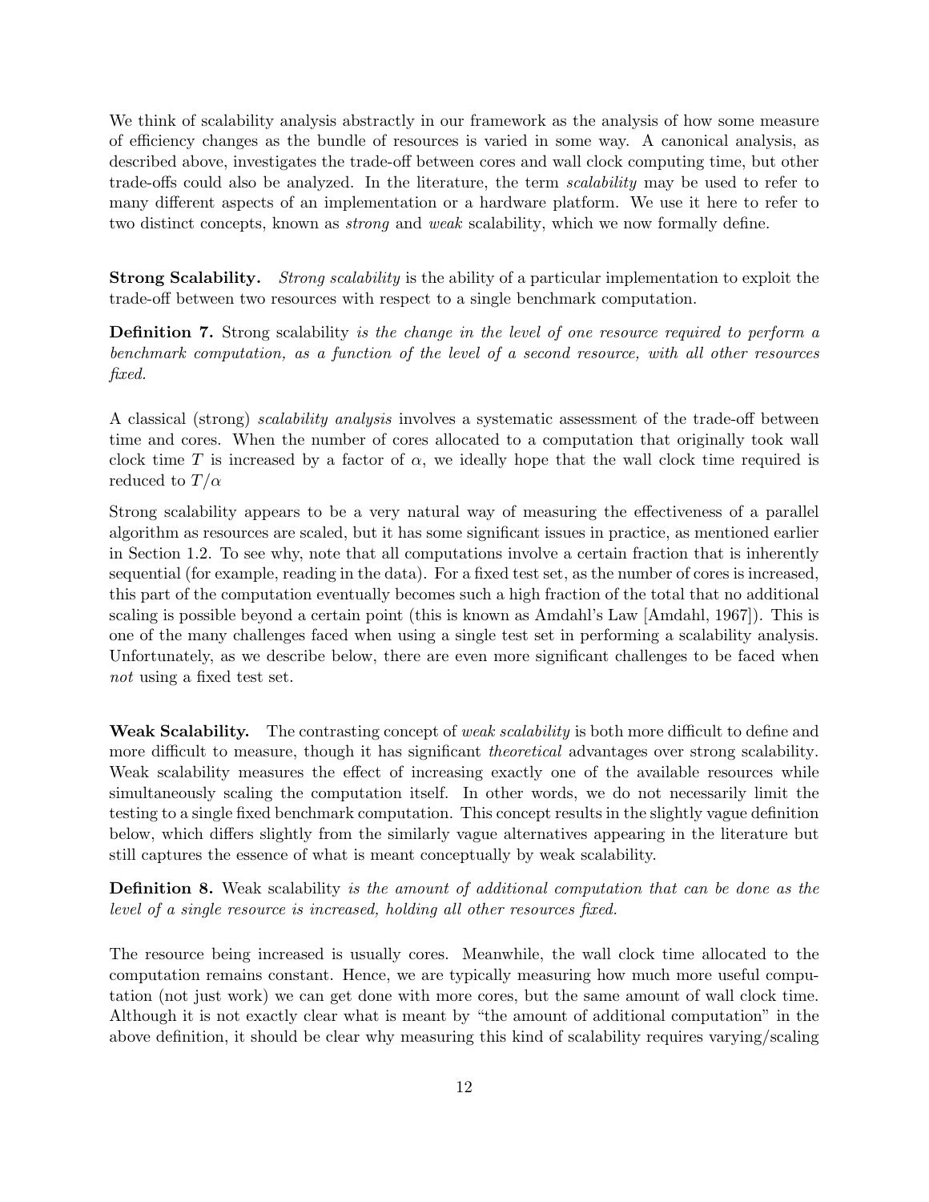We think of scalability analysis abstractly in our framework as the analysis of how some measure of efficiency changes as the bundle of resources is varied in some way. A canonical analysis, as described above, investigates the trade-off between cores and wall clock computing time, but other trade-offs could also be analyzed. In the literature, the term *scalability* may be used to refer to many different aspects of an implementation or a hardware platform. We use it here to refer to two distinct concepts, known as *strong* and *weak* scalability, which we now formally define.

**Strong Scalability.** *Strong scalability* is the ability of a particular implementation to exploit the trade-off between two resources with respect to a single benchmark computation.

**Definition 7.** Strong scalability *is the change in the level of one resource required to perform a benchmark computation, as a function of the level of a second resource, with all other resources fixed.*

A classical (strong) *scalability analysis* involves a systematic assessment of the trade-off between time and cores. When the number of cores allocated to a computation that originally took wall clock time $T$ is increased by a factor of $\alpha$, we ideally hope that the wall clock time required is reduced to $T/\alpha$

Strong scalability appears to be a very natural way of measuring the effectiveness of a parallel algorithm as resources are scaled, but it has some significant issues in practice, as mentioned earlier in Section 1.2. To see why, note that all computations involve a certain fraction that is inherently sequential (for example, reading in the data). For a fixed test set, as the number of cores is increased, this part of the computation eventually becomes such a high fraction of the total that no additional scaling is possible beyond a certain point (this is known as Amdahl's Law [Amdahl, 1967]). This is one of the many challenges faced when using a single test set in performing a scalability analysis. Unfortunately, as we describe below, there are even more significant challenges to be faced when *not* using a fixed test set.

**Weak Scalability.** The contrasting concept of *weak scalability* is both more difficult to define and more difficult to measure, though it has significant *theoretical* advantages over strong scalability. Weak scalability measures the effect of increasing exactly one of the available resources while simultaneously scaling the computation itself. In other words, we do not necessarily limit the testing to a single fixed benchmark computation. This concept results in the slightly vague definition below, which differs slightly from the similarly vague alternatives appearing in the literature but still captures the essence of what is meant conceptually by weak scalability.

**Definition 8.** Weak scalability *is the amount of additional computation that can be done as the level of a single resource is increased, holding all other resources fixed.*

The resource being increased is usually cores. Meanwhile, the wall clock time allocated to the computation remains constant. Hence, we are typically measuring how much more useful computation (not just work) we can get done with more cores, but the same amount of wall clock time. Although it is not exactly clear what is meant by "the amount of additional computation" in the above definition, it should be clear why measuring this kind of scalability requires varying/scaling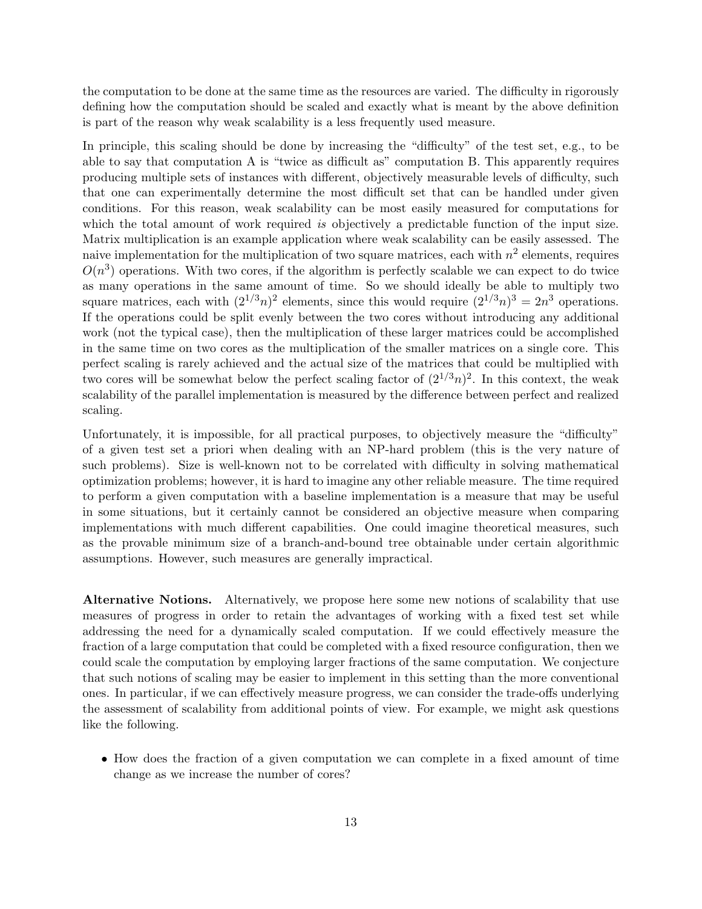the computation to be done at the same time as the resources are varied. The difficulty in rigorously defining how the computation should be scaled and exactly what is meant by the above definition is part of the reason why weak scalability is a less frequently used measure.

In principle, this scaling should be done by increasing the "difficulty" of the test set, e.g., to be able to say that computation A is "twice as difficult as" computation B. This apparently requires producing multiple sets of instances with different, objectively measurable levels of difficulty, such that one can experimentally determine the most difficult set that can be handled under given conditions. For this reason, weak scalability can be most easily measured for computations for which the total amount of work required *is* objectively a predictable function of the input size. Matrix multiplication is an example application where weak scalability can be easily assessed. The naive implementation for the multiplication of two square matrices, each with $n^2$ elements, requires $O(n^3)$ operations. With two cores, if the algorithm is perfectly scalable we can expect to do twice as many operations in the same amount of time. So we should ideally be able to multiply two square matrices, each with $(2^{1/3}n)^2$ elements, since this would require $(2^{1/3}n)^3 = 2n^3$ operations. If the operations could be split evenly between the two cores without introducing any additional work (not the typical case), then the multiplication of these larger matrices could be accomplished in the same time on two cores as the multiplication of the smaller matrices on a single core. This perfect scaling is rarely achieved and the actual size of the matrices that could be multiplied with two cores will be somewhat below the perfect scaling factor of $(2^{1/3}n)^2$. In this context, the weak scalability of the parallel implementation is measured by the difference between perfect and realized scaling.

Unfortunately, it is impossible, for all practical purposes, to objectively measure the "difficulty" of a given test set a priori when dealing with an NP-hard problem (this is the very nature of such problems). Size is well-known not to be correlated with difficulty in solving mathematical optimization problems; however, it is hard to imagine any other reliable measure. The time required to perform a given computation with a baseline implementation is a measure that may be useful in some situations, but it certainly cannot be considered an objective measure when comparing implementations with much different capabilities. One could imagine theoretical measures, such as the provable minimum size of a branch-and-bound tree obtainable under certain algorithmic assumptions. However, such measures are generally impractical.

**Alternative Notions.** Alternatively, we propose here some new notions of scalability that use measures of progress in order to retain the advantages of working with a fixed test set while addressing the need for a dynamically scaled computation. If we could effectively measure the fraction of a large computation that could be completed with a fixed resource configuration, then we could scale the computation by employing larger fractions of the same computation. We conjecture that such notions of scaling may be easier to implement in this setting than the more conventional ones. In particular, if we can effectively measure progress, we can consider the trade-offs underlying the assessment of scalability from additional points of view. For example, we might ask questions like the following.

- How does the fraction of a given computation we can complete in a fixed amount of time change as we increase the number of cores?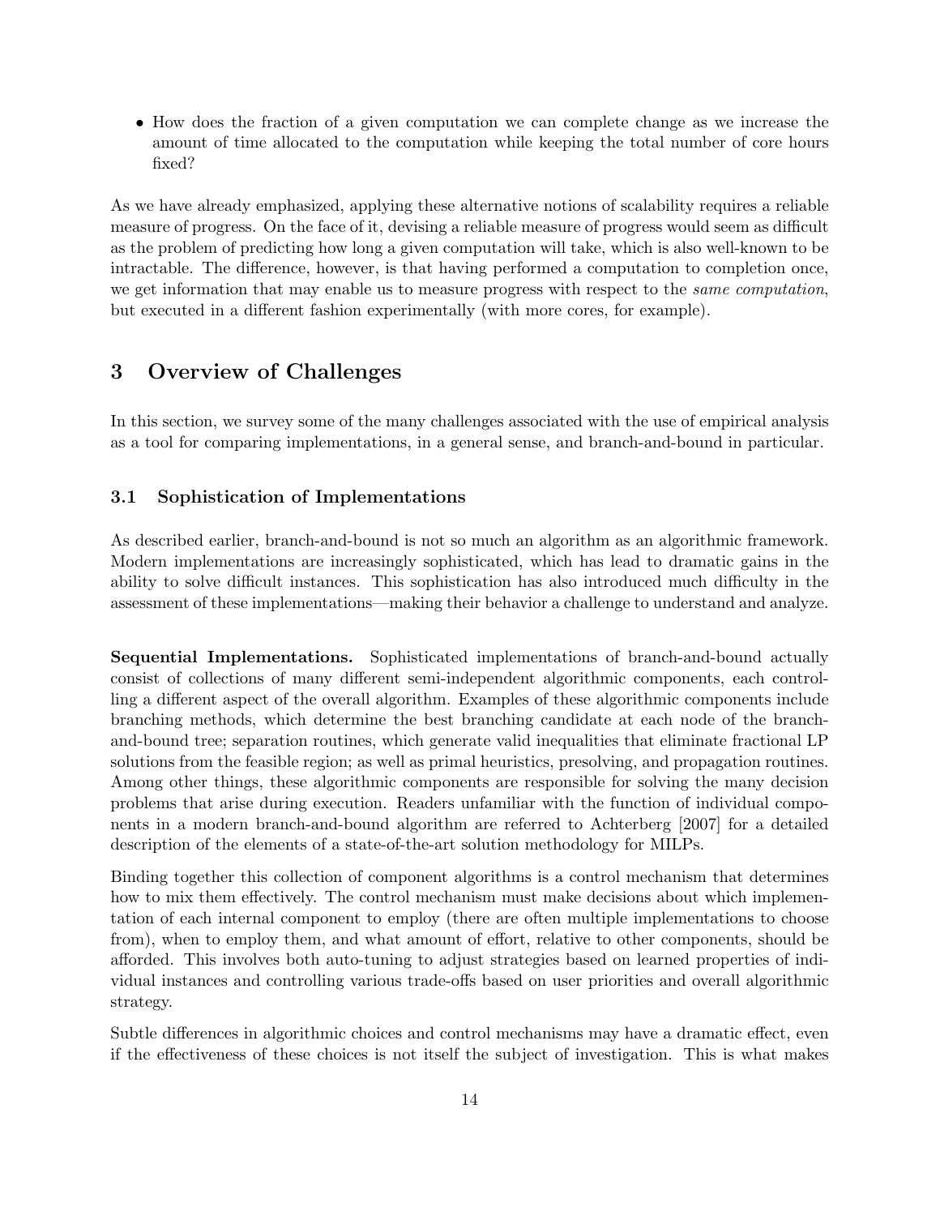- How does the fraction of a given computation we can complete change as we increase the amount of time allocated to the computation while keeping the total number of core hours fixed?

As we have already emphasized, applying these alternative notions of scalability requires a reliable measure of progress. On the face of it, devising a reliable measure of progress would seem as difficult as the problem of predicting how long a given computation will take, which is also well-known to be intractable. The difference, however, is that having performed a computation to completion once, we get information that may enable us to measure progress with respect to the *same computation*, but executed in a different fashion experimentally (with more cores, for example).

## 3 Overview of Challenges

In this section, we survey some of the many challenges associated with the use of empirical analysis as a tool for comparing implementations, in a general sense, and branch-and-bound in particular.

### 3.1 Sophistication of Implementations

As described earlier, branch-and-bound is not so much an algorithm as an algorithmic framework. Modern implementations are increasingly sophisticated, which has lead to dramatic gains in the ability to solve difficult instances. This sophistication has also introduced much difficulty in the assessment of these implementations—making their behavior a challenge to understand and analyze.

**Sequential Implementations.** Sophisticated implementations of branch-and-bound actually consist of collections of many different semi-independent algorithmic components, each controlling a different aspect of the overall algorithm. Examples of these algorithmic components include branching methods, which determine the best branching candidate at each node of the branch-and-bound tree; separation routines, which generate valid inequalities that eliminate fractional LP solutions from the feasible region; as well as primal heuristics, presolving, and propagation routines. Among other things, these algorithmic components are responsible for solving the many decision problems that arise during execution. Readers unfamiliar with the function of individual components in a modern branch-and-bound algorithm are referred to Achterberg [2007] for a detailed description of the elements of a state-of-the-art solution methodology for MILPs.

Binding together this collection of component algorithms is a control mechanism that determines how to mix them effectively. The control mechanism must make decisions about which implementation of each internal component to employ (there are often multiple implementations to choose from), when to employ them, and what amount of effort, relative to other components, should be afforded. This involves both auto-tuning to adjust strategies based on learned properties of individual instances and controlling various trade-offs based on user priorities and overall algorithmic strategy.

Subtle differences in algorithmic choices and control mechanisms may have a dramatic effect, even if the effectiveness of these choices is not itself the subject of investigation. This is what makes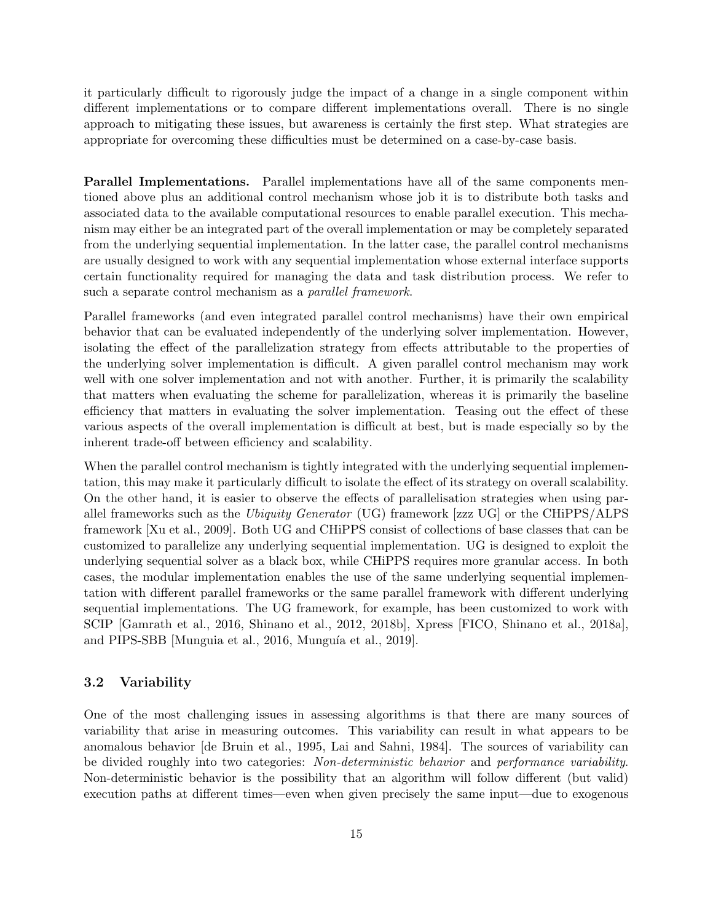it particularly difficult to rigorously judge the impact of a change in a single component within different implementations or to compare different implementations overall. There is no single approach to mitigating these issues, but awareness is certainly the first step. What strategies are appropriate for overcoming these difficulties must be determined on a case-by-case basis.

**Parallel Implementations.** Parallel implementations have all of the same components mentioned above plus an additional control mechanism whose job it is to distribute both tasks and associated data to the available computational resources to enable parallel execution. This mechanism may either be an integrated part of the overall implementation or may be completely separated from the underlying sequential implementation. In the latter case, the parallel control mechanisms are usually designed to work with any sequential implementation whose external interface supports certain functionality required for managing the data and task distribution process. We refer to such a separate control mechanism as a *parallel framework*.

Parallel frameworks (and even integrated parallel control mechanisms) have their own empirical behavior that can be evaluated independently of the underlying solver implementation. However, isolating the effect of the parallelization strategy from effects attributable to the properties of the underlying solver implementation is difficult. A given parallel control mechanism may work well with one solver implementation and not with another. Further, it is primarily the scalability that matters when evaluating the scheme for parallelization, whereas it is primarily the baseline efficiency that matters in evaluating the solver implementation. Teasing out the effect of these various aspects of the overall implementation is difficult at best, but is made especially so by the inherent trade-off between efficiency and scalability.

When the parallel control mechanism is tightly integrated with the underlying sequential implementation, this may make it particularly difficult to isolate the effect of its strategy on overall scalability. On the other hand, it is easier to observe the effects of parallelisation strategies when using parallel frameworks such as the *Ubiquity Generator* (UG) framework [zzz UG] or the CHiPPS/ALPS framework [Xu et al., 2009]. Both UG and CHiPPS consist of collections of base classes that can be customized to parallelize any underlying sequential implementation. UG is designed to exploit the underlying sequential solver as a black box, while CHiPPS requires more granular access. In both cases, the modular implementation enables the use of the same underlying sequential implementation with different parallel frameworks or the same parallel framework with different underlying sequential implementations. The UG framework, for example, has been customized to work with SCIP [Gamrath et al., 2016, Shinano et al., 2012, 2018b], Xpress [FICO, Shinano et al., 2018a], and PIPS-SBB [Munguia et al., 2016, Munguía et al., 2019].

### 3.2 Variability

One of the most challenging issues in assessing algorithms is that there are many sources of variability that arise in measuring outcomes. This variability can result in what appears to be anomalous behavior [de Bruin et al., 1995, Lai and Sahni, 1984]. The sources of variability can be divided roughly into two categories: *Non-deterministic behavior* and *performance variability*. Non-deterministic behavior is the possibility that an algorithm will follow different (but valid) execution paths at different times—even when given precisely the same input—due to exogenous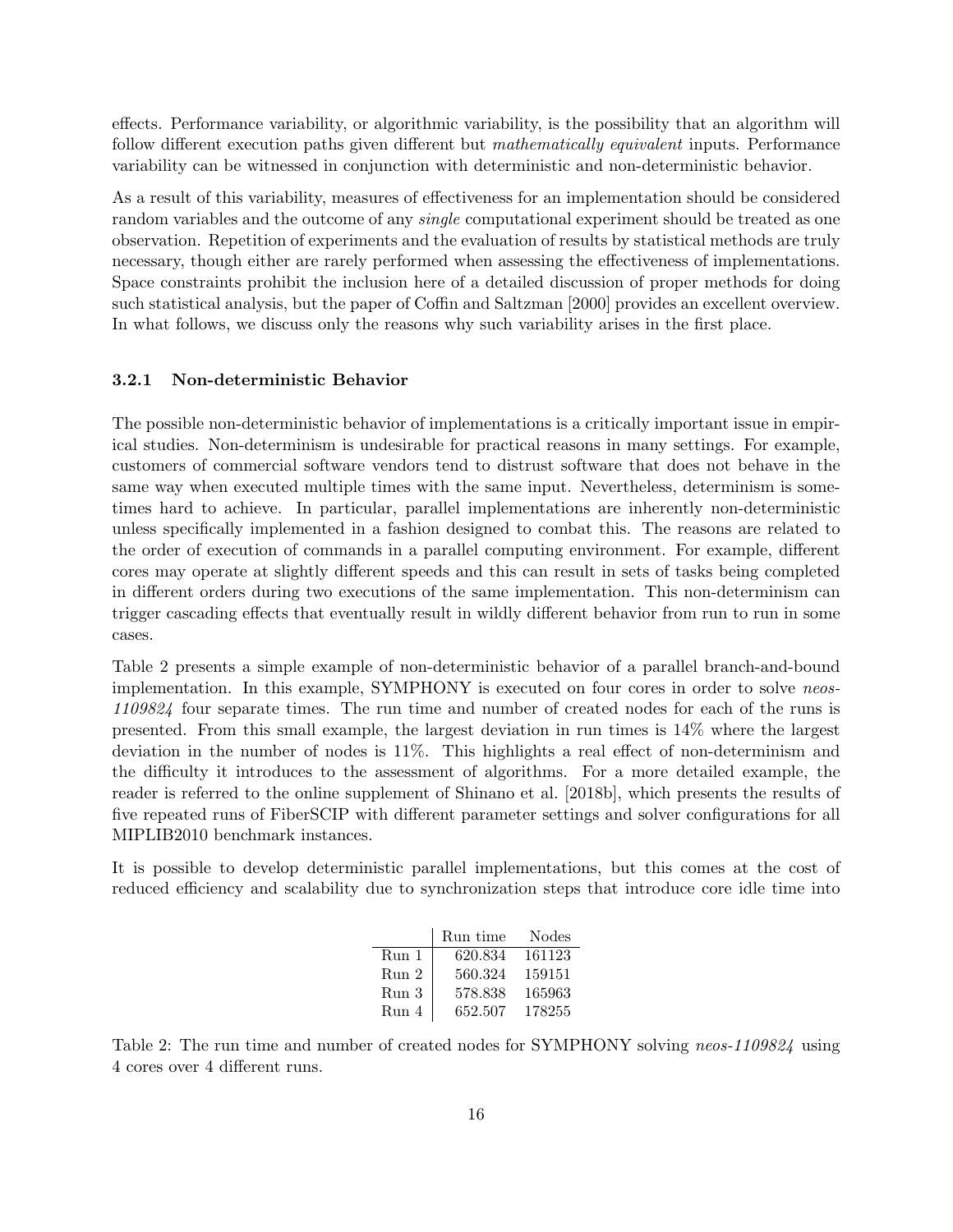effects. Performance variability, or algorithmic variability, is the possibility that an algorithm will follow different execution paths given different but *mathematically equivalent* inputs. Performance variability can be witnessed in conjunction with deterministic and non-deterministic behavior.

As a result of this variability, measures of effectiveness for an implementation should be considered random variables and the outcome of any *single* computational experiment should be treated as one observation. Repetition of experiments and the evaluation of results by statistical methods are truly necessary, though either are rarely performed when assessing the effectiveness of implementations. Space constraints prohibit the inclusion here of a detailed discussion of proper methods for doing such statistical analysis, but the paper of Coffin and Saltzman [2000] provides an excellent overview. In what follows, we discuss only the reasons why such variability arises in the first place.

### 3.2.1 Non-deterministic Behavior

The possible non-deterministic behavior of implementations is a critically important issue in empirical studies. Non-determinism is undesirable for practical reasons in many settings. For example, customers of commercial software vendors tend to distrust software that does not behave in the same way when executed multiple times with the same input. Nevertheless, determinism is sometimes hard to achieve. In particular, parallel implementations are inherently non-deterministic unless specifically implemented in a fashion designed to combat this. The reasons are related to the order of execution of commands in a parallel computing environment. For example, different cores may operate at slightly different speeds and this can result in sets of tasks being completed in different orders during two executions of the same implementation. This non-determinism can trigger cascading effects that eventually result in wildly different behavior from run to run in some cases.

Table 2 presents a simple example of non-deterministic behavior of a parallel branch-and-bound implementation. In this example, SYMPHONY is executed on four cores in order to solve *neos-1109824* four separate times. The run time and number of created nodes for each of the runs is presented. From this small example, the largest deviation in run times is 14% where the largest deviation in the number of nodes is 11%. This highlights a real effect of non-determinism and the difficulty it introduces to the assessment of algorithms. For a more detailed example, the reader is referred to the online supplement of Shinano et al. [2018b], which presents the results of five repeated runs of FiberSCIP with different parameter settings and solver configurations for all MIPLIB2010 benchmark instances.

It is possible to develop deterministic parallel implementations, but this comes at the cost of reduced efficiency and scalability due to synchronization steps that introduce core idle time into

| | Run time | Nodes |
|---|---|---|
| Run 1 | 620.834 | 161123 |
| Run 2 | 560.324 | 159151 |
| Run 3 | 578.838 | 165963 |
| Run 4 | 652.507 | 178255 |

Table 2: The run time and number of created nodes for SYMPHONY solving *neos-1109824* using 4 cores over 4 different runs.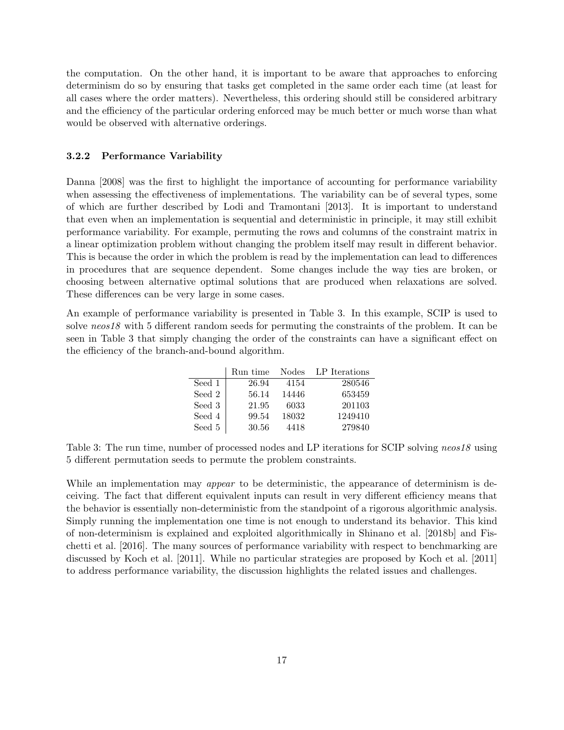the computation. On the other hand, it is important to be aware that approaches to enforcing determinism do so by ensuring that tasks get completed in the same order each time (at least for all cases where the order matters). Nevertheless, this ordering should still be considered arbitrary and the efficiency of the particular ordering enforced may be much better or much worse than what would be observed with alternative orderings.

### 3.2.2 Performance Variability

Danna [2008] was the first to highlight the importance of accounting for performance variability when assessing the effectiveness of implementations. The variability can be of several types, some of which are further described by Lodi and Tramontani [2013]. It is important to understand that even when an implementation is sequential and deterministic in principle, it may still exhibit performance variability. For example, permuting the rows and columns of the constraint matrix in a linear optimization problem without changing the problem itself may result in different behavior. This is because the order in which the problem is read by the implementation can lead to differences in procedures that are sequence dependent. Some changes include the way ties are broken, or choosing between alternative optimal solutions that are produced when relaxations are solved. These differences can be very large in some cases.

An example of performance variability is presented in Table 3. In this example, SCIP is used to solve *neos18* with 5 different random seeds for permuting the constraints of the problem. It can be seen in Table 3 that simply changing the order of the constraints can have a significant effect on the efficiency of the branch-and-bound algorithm.

| | Run time | Nodes | LP Iterations |
|---|---|---|---|
| Seed 1 | 26.94 | 4154 | 280546 |
| Seed 2 | 56.14 | 14446 | 653459 |
| Seed 3 | 21.95 | 6033 | 201103 |
| Seed 4 | 99.54 | 18032 | 1249410 |
| Seed 5 | 30.56 | 4418 | 279840 |

Table 3: The run time, number of processed nodes and LP iterations for SCIP solving *neos18* using 5 different permutation seeds to permute the problem constraints.

While an implementation may *appear* to be deterministic, the appearance of determinism is deceiving. The fact that different equivalent inputs can result in very different efficiency means that the behavior is essentially non-deterministic from the standpoint of a rigorous algorithmic analysis. Simply running the implementation one time is not enough to understand its behavior. This kind of non-determinism is explained and exploited algorithmically in Shinano et al. [2018b] and Fischetti et al. [2016]. The many sources of performance variability with respect to benchmarking are discussed by Koch et al. [2011]. While no particular strategies are proposed by Koch et al. [2011] to address performance variability, the discussion highlights the related issues and challenges.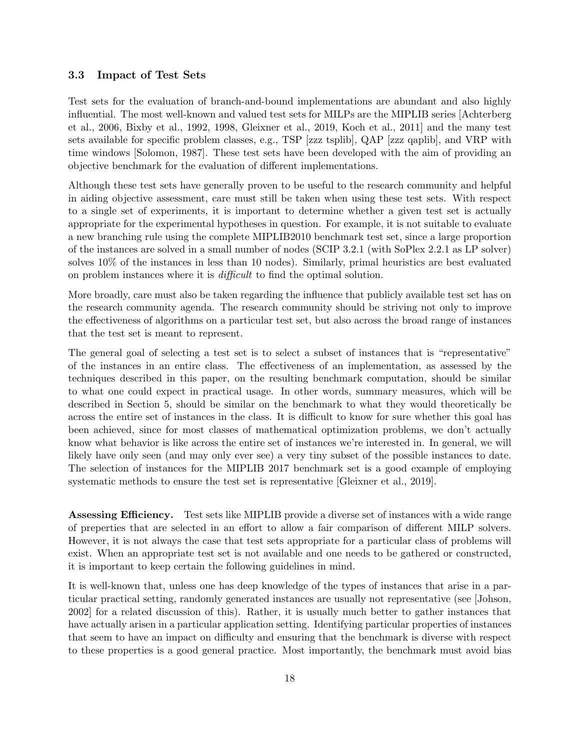### 3.3 Impact of Test Sets

Test sets for the evaluation of branch-and-bound implementations are abundant and also highly influential. The most well-known and valued test sets for MILPs are the MIPLIB series [Achterberg et al., 2006, Bixby et al., 1992, 1998, Gleixner et al., 2019, Koch et al., 2011] and the many test sets available for specific problem classes, e.g., TSP [zzz tsplib], QAP [zzz qaplib], and VRP with time windows [Solomon, 1987]. These test sets have been developed with the aim of providing an objective benchmark for the evaluation of different implementations.

Although these test sets have generally proven to be useful to the research community and helpful in aiding objective assessment, care must still be taken when using these test sets. With respect to a single set of experiments, it is important to determine whether a given test set is actually appropriate for the experimental hypotheses in question. For example, it is not suitable to evaluate a new branching rule using the complete MIPLIB2010 benchmark test set, since a large proportion of the instances are solved in a small number of nodes (SCIP 3.2.1 (with SoPlex 2.2.1 as LP solver) solves 10% of the instances in less than 10 nodes). Similarly, primal heuristics are best evaluated on problem instances where it is *difficult* to find the optimal solution.

More broadly, care must also be taken regarding the influence that publicly available test set has on the research community agenda. The research community should be striving not only to improve the effectiveness of algorithms on a particular test set, but also across the broad range of instances that the test set is meant to represent.

The general goal of selecting a test set is to select a subset of instances that is "representative" of the instances in an entire class. The effectiveness of an implementation, as assessed by the techniques described in this paper, on the resulting benchmark computation, should be similar to what one could expect in practical usage. In other words, summary measures, which will be described in Section 5, should be similar on the benchmark to what they would theoretically be across the entire set of instances in the class. It is difficult to know for sure whether this goal has been achieved, since for most classes of mathematical optimization problems, we don't actually know what behavior is like across the entire set of instances we're interested in. In general, we will likely have only seen (and may only ever see) a very tiny subset of the possible instances to date. The selection of instances for the MIPLIB 2017 benchmark set is a good example of employing systematic methods to ensure the test set is representative [Gleixner et al., 2019].

**Assessing Efficiency.** Test sets like MIPLIB provide a diverse set of instances with a wide range of properties that are selected in an effort to allow a fair comparison of different MILP solvers. However, it is not always the case that test sets appropriate for a particular class of problems will exist. When an appropriate test set is not available and one needs to be gathered or constructed, it is important to keep certain the following guidelines in mind.

It is well-known that, unless one has deep knowledge of the types of instances that arise in a particular practical setting, randomly generated instances are usually not representative (see [Johson, 2002] for a related discussion of this). Rather, it is usually much better to gather instances that have actually arisen in a particular application setting. Identifying particular properties of instances that seem to have an impact on difficulty and ensuring that the benchmark is diverse with respect to these properties is a good general practice. Most importantly, the benchmark must avoid bias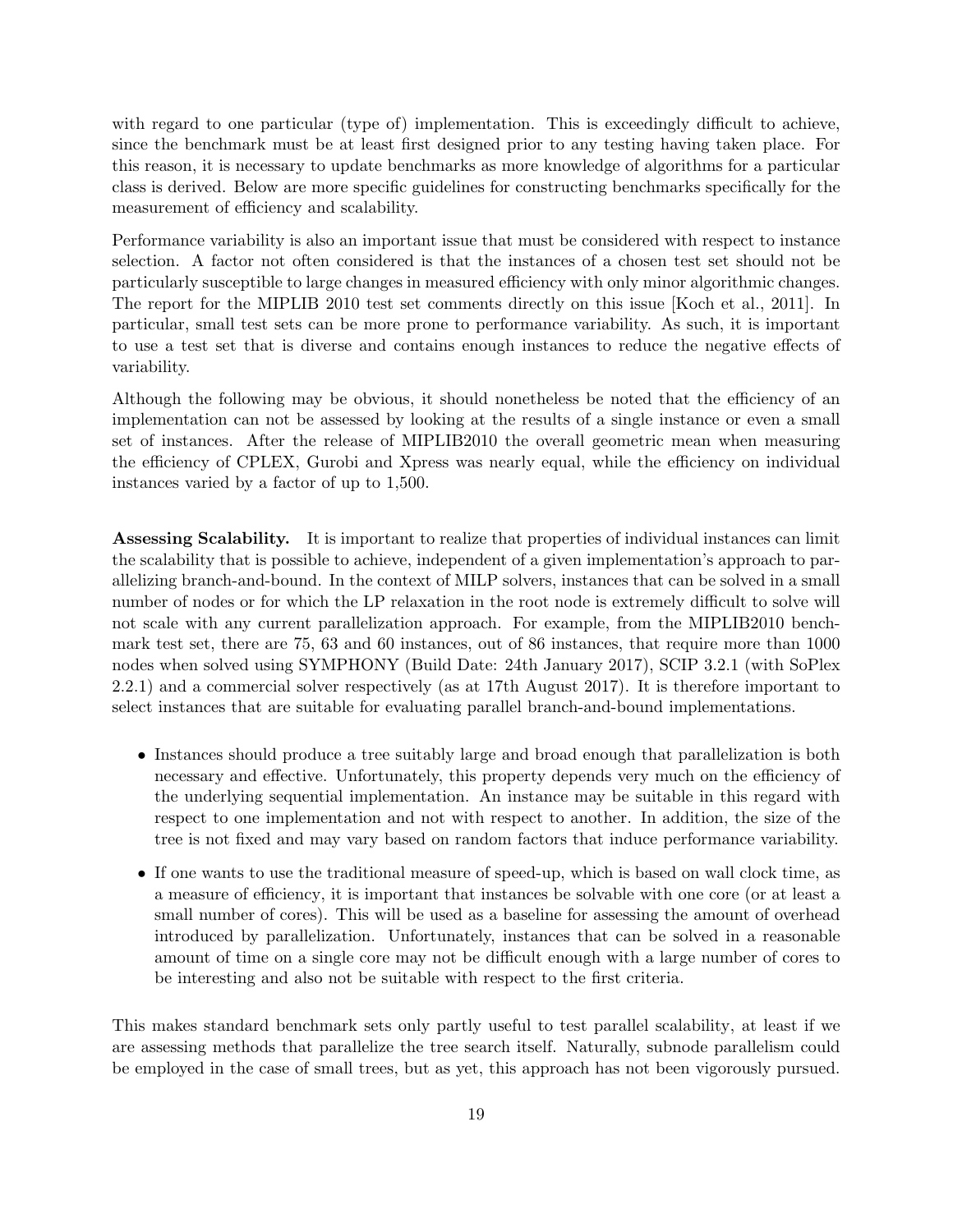with regard to one particular (type of) implementation. This is exceedingly difficult to achieve, since the benchmark must be at least first designed prior to any testing having taken place. For this reason, it is necessary to update benchmarks as more knowledge of algorithms for a particular class is derived. Below are more specific guidelines for constructing benchmarks specifically for the measurement of efficiency and scalability.

Performance variability is also an important issue that must be considered with respect to instance selection. A factor not often considered is that the instances of a chosen test set should not be particularly susceptible to large changes in measured efficiency with only minor algorithmic changes. The report for the MIPLIB 2010 test set comments directly on this issue [Koch et al., 2011]. In particular, small test sets can be more prone to performance variability. As such, it is important to use a test set that is diverse and contains enough instances to reduce the negative effects of variability.

Although the following may be obvious, it should nonetheless be noted that the efficiency of an implementation can not be assessed by looking at the results of a single instance or even a small set of instances. After the release of MIPLIB2010 the overall geometric mean when measuring the efficiency of CPLEX, Gurobi and Xpress was nearly equal, while the efficiency on individual instances varied by a factor of up to 1,500.

**Assessing Scalability.** It is important to realize that properties of individual instances can limit the scalability that is possible to achieve, independent of a given implementation's approach to parallelizing branch-and-bound. In the context of MILP solvers, instances that can be solved in a small number of nodes or for which the LP relaxation in the root node is extremely difficult to solve will not scale with any current parallelization approach. For example, from the MIPLIB2010 benchmark test set, there are 75, 63 and 60 instances, out of 86 instances, that require more than 1000 nodes when solved using SYMPHONY (Build Date: 24th January 2017), SCIP 3.2.1 (with SoPlex 2.2.1) and a commercial solver respectively (as at 17th August 2017). It is therefore important to select instances that are suitable for evaluating parallel branch-and-bound implementations.

- Instances should produce a tree suitably large and broad enough that parallelization is both necessary and effective. Unfortunately, this property depends very much on the efficiency of the underlying sequential implementation. An instance may be suitable in this regard with respect to one implementation and not with respect to another. In addition, the size of the tree is not fixed and may vary based on random factors that induce performance variability.
- If one wants to use the traditional measure of speed-up, which is based on wall clock time, as a measure of efficiency, it is important that instances be solvable with one core (or at least a small number of cores). This will be used as a baseline for assessing the amount of overhead introduced by parallelization. Unfortunately, instances that can be solved in a reasonable amount of time on a single core may not be difficult enough with a large number of cores to be interesting and also not be suitable with respect to the first criteria.

This makes standard benchmark sets only partly useful to test parallel scalability, at least if we are assessing methods that parallelize the tree search itself. Naturally, subnode parallelism could be employed in the case of small trees, but as yet, this approach has not been vigorously pursued.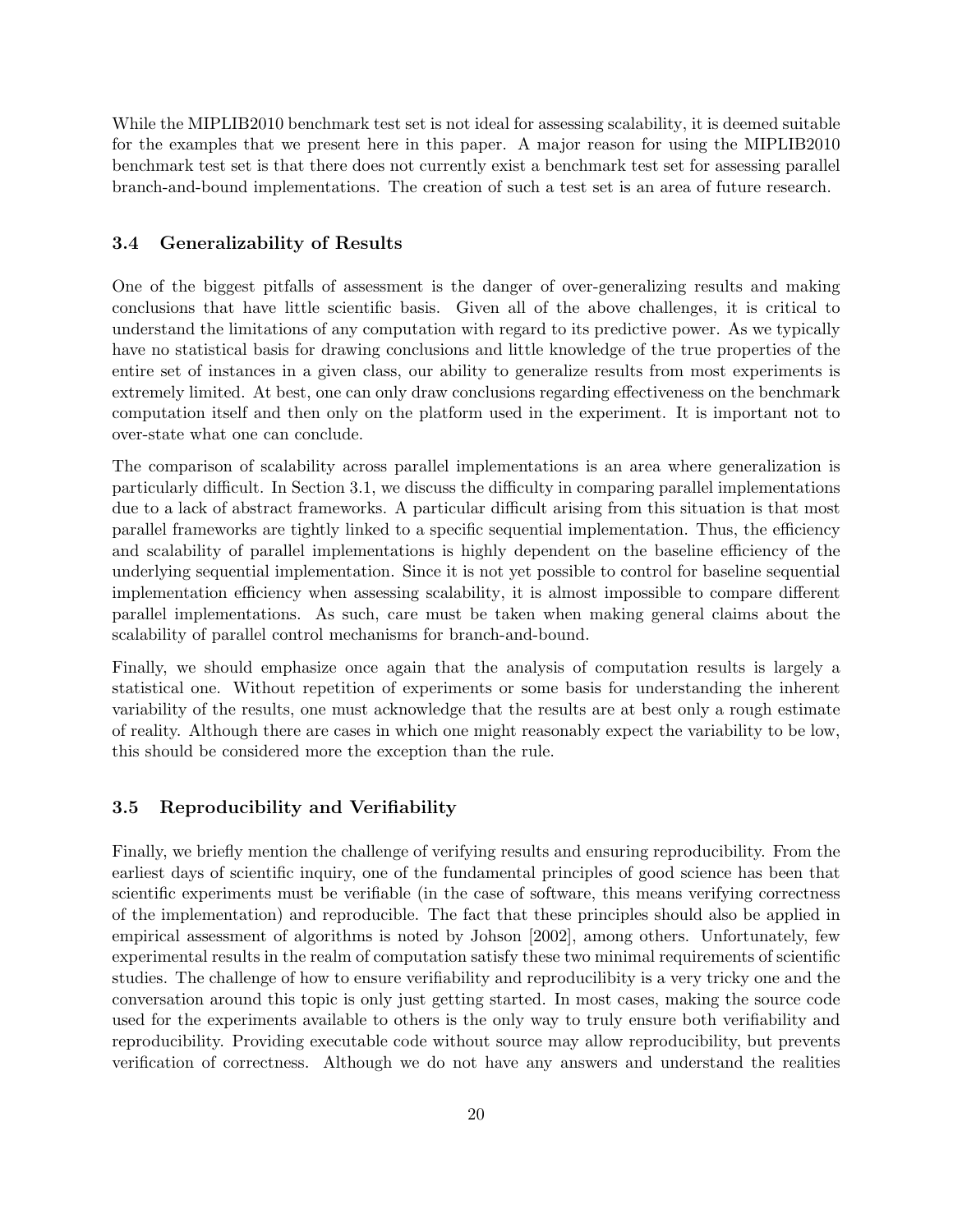While the MIPLIB2010 benchmark test set is not ideal for assessing scalability, it is deemed suitable for the examples that we present here in this paper. A major reason for using the MIPLIB2010 benchmark test set is that there does not currently exist a benchmark test set for assessing parallel branch-and-bound implementations. The creation of such a test set is an area of future research.

### 3.4 Generalizability of Results

One of the biggest pitfalls of assessment is the danger of over-generalizing results and making conclusions that have little scientific basis. Given all of the above challenges, it is critical to understand the limitations of any computation with regard to its predictive power. As we typically have no statistical basis for drawing conclusions and little knowledge of the true properties of the entire set of instances in a given class, our ability to generalize results from most experiments is extremely limited. At best, one can only draw conclusions regarding effectiveness on the benchmark computation itself and then only on the platform used in the experiment. It is important not to over-state what one can conclude.

The comparison of scalability across parallel implementations is an area where generalization is particularly difficult. In Section 3.1, we discuss the difficulty in comparing parallel implementations due to a lack of abstract frameworks. A particular difficult arising from this situation is that most parallel frameworks are tightly linked to a specific sequential implementation. Thus, the efficiency and scalability of parallel implementations is highly dependent on the baseline efficiency of the underlying sequential implementation. Since it is not yet possible to control for baseline sequential implementation efficiency when assessing scalability, it is almost impossible to compare different parallel implementations. As such, care must be taken when making general claims about the scalability of parallel control mechanisms for branch-and-bound.

Finally, we should emphasize once again that the analysis of computation results is largely a statistical one. Without repetition of experiments or some basis for understanding the inherent variability of the results, one must acknowledge that the results are at best only a rough estimate of reality. Although there are cases in which one might reasonably expect the variability to be low, this should be considered more the exception than the rule.

### 3.5 Reproducibility and Verifiability

Finally, we briefly mention the challenge of verifying results and ensuring reproducibility. From the earliest days of scientific inquiry, one of the fundamental principles of good science has been that scientific experiments must be verifiable (in the case of software, this means verifying correctness of the implementation) and reproducible. The fact that these principles should also be applied in empirical assessment of algorithms is noted by Johson [2002], among others. Unfortunately, few experimental results in the realm of computation satisfy these two minimal requirements of scientific studies. The challenge of how to ensure verifiability and reproducilibity is a very tricky one and the conversation around this topic is only just getting started. In most cases, making the source code used for the experiments available to others is the only way to truly ensure both verifiability and reproducibility. Providing executable code without source may allow reproducibility, but prevents verification of correctness. Although we do not have any answers and understand the realities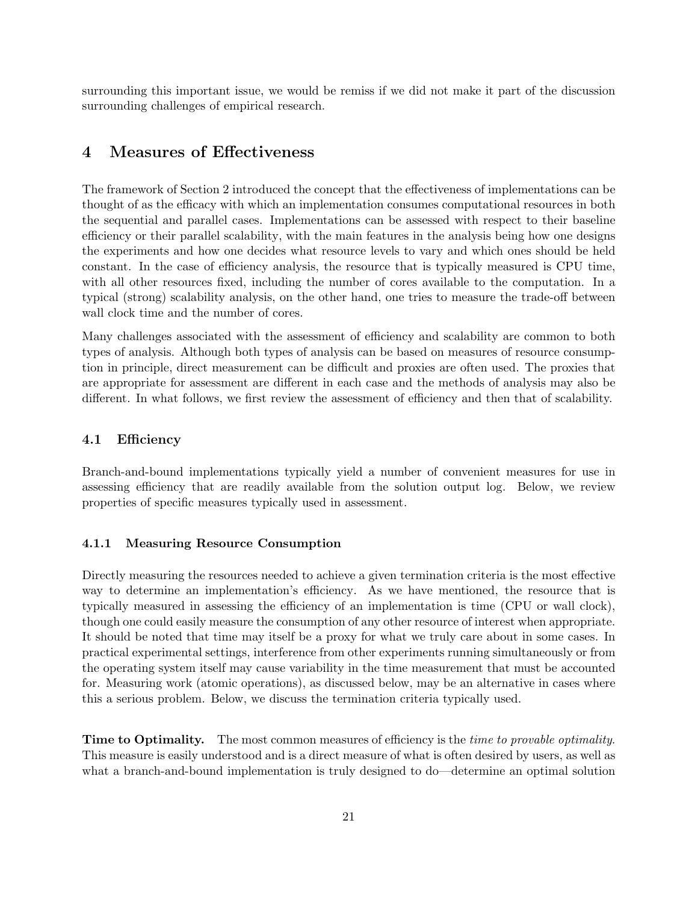surrounding this important issue, we would be remiss if we did not make it part of the discussion surrounding challenges of empirical research.

# 4 Measures of Effectiveness

The framework of Section 2 introduced the concept that the effectiveness of implementations can be thought of as the efficacy with which an implementation consumes computational resources in both the sequential and parallel cases. Implementations can be assessed with respect to their baseline efficiency or their parallel scalability, with the main features in the analysis being how one designs the experiments and how one decides what resource levels to vary and which ones should be held constant. In the case of efficiency analysis, the resource that is typically measured is CPU time, with all other resources fixed, including the number of cores available to the computation. In a typical (strong) scalability analysis, on the other hand, one tries to measure the trade-off between wall clock time and the number of cores.

Many challenges associated with the assessment of efficiency and scalability are common to both types of analysis. Although both types of analysis can be based on measures of resource consumption in principle, direct measurement can be difficult and proxies are often used. The proxies that are appropriate for assessment are different in each case and the methods of analysis may also be different. In what follows, we first review the assessment of efficiency and then that of scalability.

## 4.1 Efficiency

Branch-and-bound implementations typically yield a number of convenient measures for use in assessing efficiency that are readily available from the solution output log. Below, we review properties of specific measures typically used in assessment.

### 4.1.1 Measuring Resource Consumption

Directly measuring the resources needed to achieve a given termination criteria is the most effective way to determine an implementation's efficiency. As we have mentioned, the resource that is typically measured in assessing the efficiency of an implementation is time (CPU or wall clock), though one could easily measure the consumption of any other resource of interest when appropriate. It should be noted that time may itself be a proxy for what we truly care about in some cases. In practical experimental settings, interference from other experiments running simultaneously or from the operating system itself may cause variability in the time measurement that must be accounted for. Measuring work (atomic operations), as discussed below, may be an alternative in cases where this a serious problem. Below, we discuss the termination criteria typically used.

**Time to Optimality.** The most common measures of efficiency is the *time to provable optimality.* This measure is easily understood and is a direct measure of what is often desired by users, as well as what a branch-and-bound implementation is truly designed to do—determine an optimal solution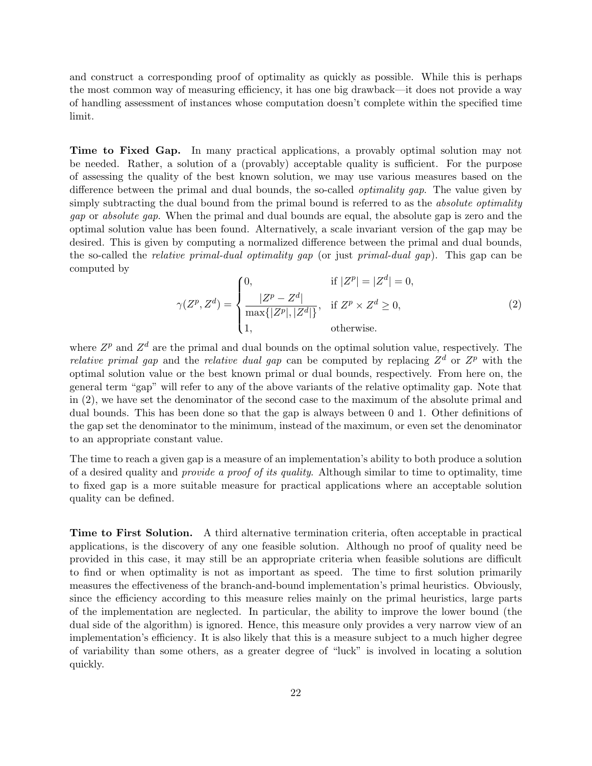and construct a corresponding proof of optimality as quickly as possible. While this is perhaps the most common way of measuring efficiency, it has one big drawback—it does not provide a way of handling assessment of instances whose computation doesn't complete within the specified time limit.

**Time to Fixed Gap.** In many practical applications, a provably optimal solution may not be needed. Rather, a solution of a (provably) acceptable quality is sufficient. For the purpose of assessing the quality of the best known solution, we may use various measures based on the difference between the primal and dual bounds, the so-called *optimality gap*. The value given by simply subtracting the dual bound from the primal bound is referred to as the *absolute optimality gap* or *absolute gap*. When the primal and dual bounds are equal, the absolute gap is zero and the optimal solution value has been found. Alternatively, a scale invariant version of the gap may be desired. This is given by computing a normalized difference between the primal and dual bounds, the so-called the *relative primal-dual optimality gap* (or just *primal-dual gap*). This gap can be computed by

$$\gamma(Z^p, Z^d) = \begin{cases} 0, & \text{if } |Z^p| = |Z^d| = 0, \\ \dfrac{|Z^p - Z^d|}{\max\{|Z^p|, |Z^d|\}}, & \text{if } Z^p \times Z^d \geq 0, \\ 1, & \text{otherwise.} \end{cases} \tag{2}$$

where $Z^p$ and $Z^d$ are the primal and dual bounds on the optimal solution value, respectively. The *relative primal gap* and the *relative dual gap* can be computed by replacing $Z^d$ or $Z^p$ with the optimal solution value or the best known primal or dual bounds, respectively. From here on, the general term "gap" will refer to any of the above variants of the relative optimality gap. Note that in (2), we have set the denominator of the second case to the maximum of the absolute primal and dual bounds. This has been done so that the gap is always between 0 and 1. Other definitions of the gap set the denominator to the minimum, instead of the maximum, or even set the denominator to an appropriate constant value.

The time to reach a given gap is a measure of an implementation's ability to both produce a solution of a desired quality and *provide a proof of its quality.* Although similar to time to optimality, time to fixed gap is a more suitable measure for practical applications where an acceptable solution quality can be defined.

**Time to First Solution.** A third alternative termination criteria, often acceptable in practical applications, is the discovery of any one feasible solution. Although no proof of quality need be provided in this case, it may still be an appropriate criteria when feasible solutions are difficult to find or when optimality is not as important as speed. The time to first solution primarily measures the effectiveness of the branch-and-bound implementation's primal heuristics. Obviously, since the efficiency according to this measure relies mainly on the primal heuristics, large parts of the implementation are neglected. In particular, the ability to improve the lower bound (the dual side of the algorithm) is ignored. Hence, this measure only provides a very narrow view of an implementation's efficiency. It is also likely that this is a measure subject to a much higher degree of variability than some others, as a greater degree of "luck" is involved in locating a solution quickly.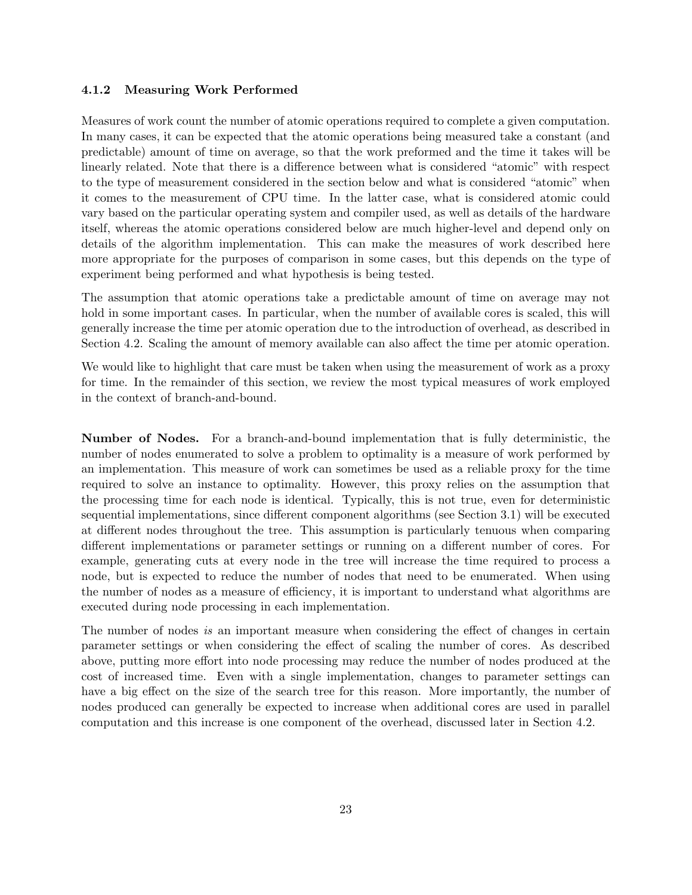### 4.1.2 Measuring Work Performed

Measures of work count the number of atomic operations required to complete a given computation. In many cases, it can be expected that the atomic operations being measured take a constant (and predictable) amount of time on average, so that the work preformed and the time it takes will be linearly related. Note that there is a difference between what is considered "atomic" with respect to the type of measurement considered in the section below and what is considered "atomic" when it comes to the measurement of CPU time. In the latter case, what is considered atomic could vary based on the particular operating system and compiler used, as well as details of the hardware itself, whereas the atomic operations considered below are much higher-level and depend only on details of the algorithm implementation. This can make the measures of work described here more appropriate for the purposes of comparison in some cases, but this depends on the type of experiment being performed and what hypothesis is being tested.

The assumption that atomic operations take a predictable amount of time on average may not hold in some important cases. In particular, when the number of available cores is scaled, this will generally increase the time per atomic operation due to the introduction of overhead, as described in Section 4.2. Scaling the amount of memory available can also affect the time per atomic operation.

We would like to highlight that care must be taken when using the measurement of work as a proxy for time. In the remainder of this section, we review the most typical measures of work employed in the context of branch-and-bound.

**Number of Nodes.** For a branch-and-bound implementation that is fully deterministic, the number of nodes enumerated to solve a problem to optimality is a measure of work performed by an implementation. This measure of work can sometimes be used as a reliable proxy for the time required to solve an instance to optimality. However, this proxy relies on the assumption that the processing time for each node is identical. Typically, this is not true, even for deterministic sequential implementations, since different component algorithms (see Section 3.1) will be executed at different nodes throughout the tree. This assumption is particularly tenuous when comparing different implementations or parameter settings or running on a different number of cores. For example, generating cuts at every node in the tree will increase the time required to process a node, but is expected to reduce the number of nodes that need to be enumerated. When using the number of nodes as a measure of efficiency, it is important to understand what algorithms are executed during node processing in each implementation.

The number of nodes *is* an important measure when considering the effect of changes in certain parameter settings or when considering the effect of scaling the number of cores. As described above, putting more effort into node processing may reduce the number of nodes produced at the cost of increased time. Even with a single implementation, changes to parameter settings can have a big effect on the size of the search tree for this reason. More importantly, the number of nodes produced can generally be expected to increase when additional cores are used in parallel computation and this increase is one component of the overhead, discussed later in Section 4.2.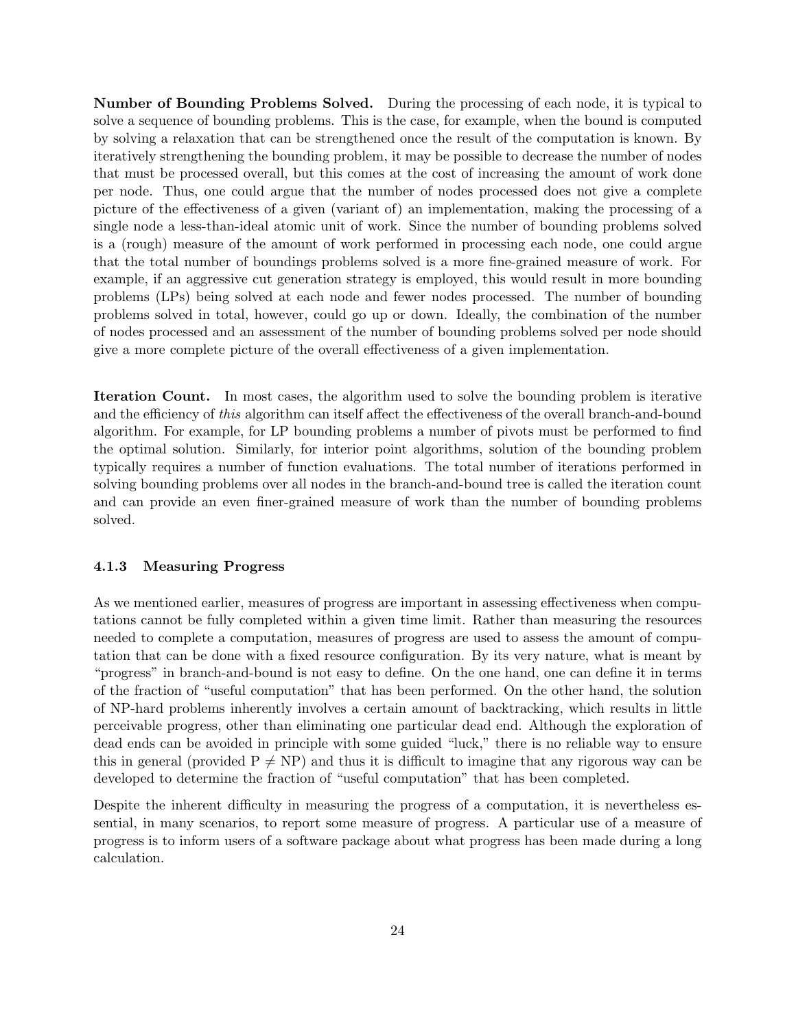**Number of Bounding Problems Solved.** During the processing of each node, it is typical to solve a sequence of bounding problems. This is the case, for example, when the bound is computed by solving a relaxation that can be strengthened once the result of the computation is known. By iteratively strengthening the bounding problem, it may be possible to decrease the number of nodes that must be processed overall, but this comes at the cost of increasing the amount of work done per node. Thus, one could argue that the number of nodes processed does not give a complete picture of the effectiveness of a given (variant of) an implementation, making the processing of a single node a less-than-ideal atomic unit of work. Since the number of bounding problems solved is a (rough) measure of the amount of work performed in processing each node, one could argue that the total number of boundings problems solved is a more fine-grained measure of work. For example, if an aggressive cut generation strategy is employed, this would result in more bounding problems (LPs) being solved at each node and fewer nodes processed. The number of bounding problems solved in total, however, could go up or down. Ideally, the combination of the number of nodes processed and an assessment of the number of bounding problems solved per node should give a more complete picture of the overall effectiveness of a given implementation.

**Iteration Count.** In most cases, the algorithm used to solve the bounding problem is iterative and the efficiency of *this* algorithm can itself affect the effectiveness of the overall branch-and-bound algorithm. For example, for LP bounding problems a number of pivots must be performed to find the optimal solution. Similarly, for interior point algorithms, solution of the bounding problem typically requires a number of function evaluations. The total number of iterations performed in solving bounding problems over all nodes in the branch-and-bound tree is called the iteration count and can provide an even finer-grained measure of work than the number of bounding problems solved.

### 4.1.3 Measuring Progress

As we mentioned earlier, measures of progress are important in assessing effectiveness when computations cannot be fully completed within a given time limit. Rather than measuring the resources needed to complete a computation, measures of progress are used to assess the amount of computation that can be done with a fixed resource configuration. By its very nature, what is meant by "progress" in branch-and-bound is not easy to define. On the one hand, one can define it in terms of the fraction of "useful computation" that has been performed. On the other hand, the solution of NP-hard problems inherently involves a certain amount of backtracking, which results in little perceivable progress, other than eliminating one particular dead end. Although the exploration of dead ends can be avoided in principle with some guided "luck," there is no reliable way to ensure this in general (provided $P \neq NP$) and thus it is difficult to imagine that any rigorous way can be developed to determine the fraction of "useful computation" that has been completed.

Despite the inherent difficulty in measuring the progress of a computation, it is nevertheless essential, in many scenarios, to report some measure of progress. A particular use of a measure of progress is to inform users of a software package about what progress has been made during a long calculation.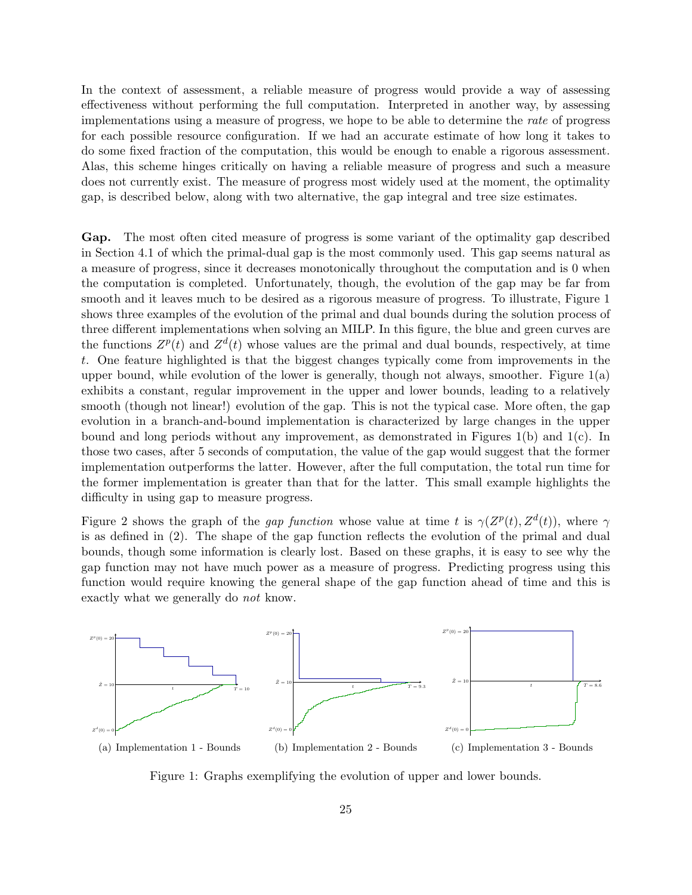In the context of assessment, a reliable measure of progress would provide a way of assessing effectiveness without performing the full computation. Interpreted in another way, by assessing implementations using a measure of progress, we hope to be able to determine the *rate* of progress for each possible resource configuration. If we had an accurate estimate of how long it takes to do some fixed fraction of the computation, this would be enough to enable a rigorous assessment. Alas, this scheme hinges critically on having a reliable measure of progress and such a measure does not currently exist. The measure of progress most widely used at the moment, the optimality gap, is described below, along with two alternative, the gap integral and tree size estimates.

**Gap.** The most often cited measure of progress is some variant of the optimality gap described in Section 4.1 of which the primal-dual gap is the most commonly used. This gap seems natural as a measure of progress, since it decreases monotonically throughout the computation and is 0 when the computation is completed. Unfortunately, though, the evolution of the gap may be far from smooth and it leaves much to be desired as a rigorous measure of progress. To illustrate, Figure 1 shows three examples of the evolution of the primal and dual bounds during the solution process of three different implementations when solving an MILP. In this figure, the blue and green curves are the functions $Z^p(t)$ and $Z^d(t)$ whose values are the primal and dual bounds, respectively, at time $t$. One feature highlighted is that the biggest changes typically come from improvements in the upper bound, while evolution of the lower is generally, though not always, smoother. Figure 1(a) exhibits a constant, regular improvement in the upper and lower bounds, leading to a relatively smooth (though not linear!) evolution of the gap. This is not the typical case. More often, the gap evolution in a branch-and-bound implementation is characterized by large changes in the upper bound and long periods without any improvement, as demonstrated in Figures 1(b) and 1(c). In those two cases, after 5 seconds of computation, the value of the gap would suggest that the former implementation outperforms the latter. However, after the full computation, the total run time for the former implementation is greater than that for the latter. This small example highlights the difficulty in using gap to measure progress.

Figure 2 shows the graph of the *gap function* whose value at time $t$ is $\gamma(Z^p(t), Z^d(t))$, where $\gamma$ is as defined in (2). The shape of the gap function reflects the evolution of the primal and dual bounds, though some information is clearly lost. Based on these graphs, it is easy to see why the gap function may not have much power as a measure of progress. Predicting progress using this function would require knowing the general shape of the gap function ahead of time and this is exactly what we generally do *not* know.

(a) Implementation 1 - Bounds (b) Implementation 2 - Bounds (c) Implementation 3 - Bounds

Figure 1: Graphs exemplifying the evolution of upper and lower bounds.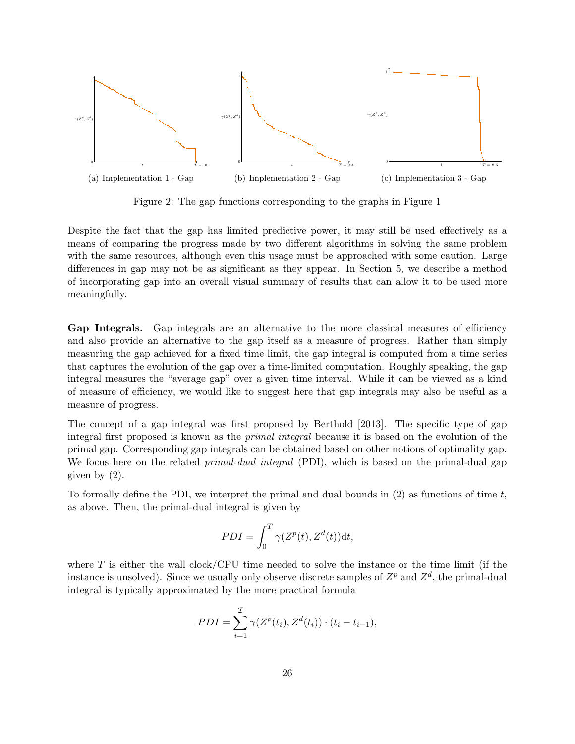(a) Implementation 1 - Gap

(b) Implementation 2 - Gap

(c) Implementation 3 - Gap

Figure 2: The gap functions corresponding to the graphs in Figure 1

Despite the fact that the gap has limited predictive power, it may still be used effectively as a means of comparing the progress made by two different algorithms in solving the same problem with the same resources, although even this usage must be approached with some caution. Large differences in gap may not be as significant as they appear. In Section 5, we describe a method of incorporating gap into an overall visual summary of results that can allow it to be used more meaningfully.

**Gap Integrals.** Gap integrals are an alternative to the more classical measures of efficiency and also provide an alternative to the gap itself as a measure of progress. Rather than simply measuring the gap achieved for a fixed time limit, the gap integral is computed from a time series that captures the evolution of the gap over a time-limited computation. Roughly speaking, the gap integral measures the "average gap" over a given time interval. While it can be viewed as a kind of measure of efficiency, we would like to suggest here that gap integrals may also be useful as a measure of progress.

The concept of a gap integral was first proposed by Berthold [2013]. The specific type of gap integral first proposed is known as the *primal integral* because it is based on the evolution of the primal gap. Corresponding gap integrals can be obtained based on other notions of optimality gap. We focus here on the related *primal-dual integral* (PDI), which is based on the primal-dual gap given by (2).

To formally define the PDI, we interpret the primal and dual bounds in (2) as functions of time $t$, as above. Then, the primal-dual integral is given by

$$PDI = \int_0^T \gamma(Z^p(t), Z^d(t))\mathrm{d}t,$$

where $T$ is either the wall clock/CPU time needed to solve the instance or the time limit (if the instance is unsolved). Since we usually only observe discrete samples of $Z^p$ and $Z^d$, the primal-dual integral is typically approximated by the more practical formula

$$PDI = \sum_{i=1}^{\mathcal{I}} \gamma(Z^p(t_i), Z^d(t_i)) \cdot (t_i - t_{i-1}),$$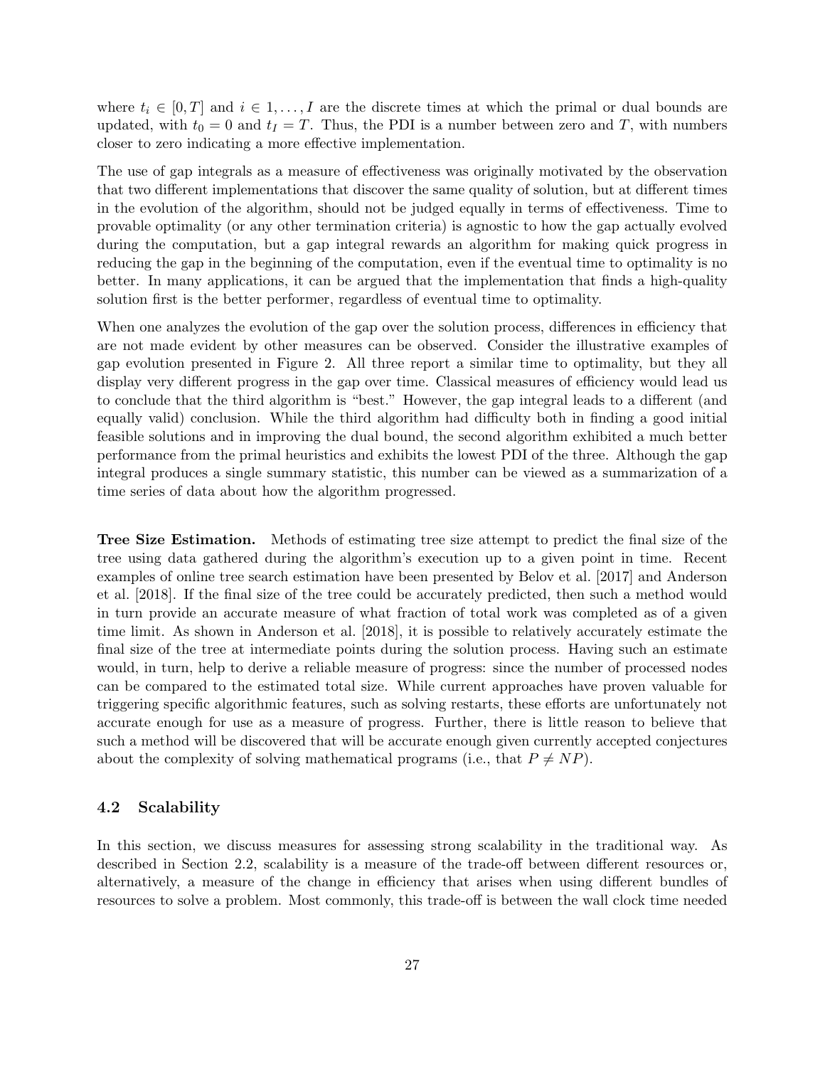where $t_i \in [0, T]$ and $i \in 1, \ldots, I$ are the discrete times at which the primal or dual bounds are updated, with $t_0 = 0$ and $t_I = T$. Thus, the PDI is a number between zero and $T$, with numbers closer to zero indicating a more effective implementation.

The use of gap integrals as a measure of effectiveness was originally motivated by the observation that two different implementations that discover the same quality of solution, but at different times in the evolution of the algorithm, should not be judged equally in terms of effectiveness. Time to provable optimality (or any other termination criteria) is agnostic to how the gap actually evolved during the computation, but a gap integral rewards an algorithm for making quick progress in reducing the gap in the beginning of the computation, even if the eventual time to optimality is no better. In many applications, it can be argued that the implementation that finds a high-quality solution first is the better performer, regardless of eventual time to optimality.

When one analyzes the evolution of the gap over the solution process, differences in efficiency that are not made evident by other measures can be observed. Consider the illustrative examples of gap evolution presented in Figure 2. All three report a similar time to optimality, but they all display very different progress in the gap over time. Classical measures of efficiency would lead us to conclude that the third algorithm is "best." However, the gap integral leads to a different (and equally valid) conclusion. While the third algorithm had difficulty both in finding a good initial feasible solutions and in improving the dual bound, the second algorithm exhibited a much better performance from the primal heuristics and exhibits the lowest PDI of the three. Although the gap integral produces a single summary statistic, this number can be viewed as a summarization of a time series of data about how the algorithm progressed.

**Tree Size Estimation.** Methods of estimating tree size attempt to predict the final size of the tree using data gathered during the algorithm's execution up to a given point in time. Recent examples of online tree search estimation have been presented by Belov et al. [2017] and Anderson et al. [2018]. If the final size of the tree could be accurately predicted, then such a method would in turn provide an accurate measure of what fraction of total work was completed as of a given time limit. As shown in Anderson et al. [2018], it is possible to relatively accurately estimate the final size of the tree at intermediate points during the solution process. Having such an estimate would, in turn, help to derive a reliable measure of progress: since the number of processed nodes can be compared to the estimated total size. While current approaches have proven valuable for triggering specific algorithmic features, such as solving restarts, these efforts are unfortunately not accurate enough for use as a measure of progress. Further, there is little reason to believe that such a method will be discovered that will be accurate enough given currently accepted conjectures about the complexity of solving mathematical programs (i.e., that $P \neq NP$).

### 4.2 Scalability

In this section, we discuss measures for assessing strong scalability in the traditional way. As described in Section 2.2, scalability is a measure of the trade-off between different resources or, alternatively, a measure of the change in efficiency that arises when using different bundles of resources to solve a problem. Most commonly, this trade-off is between the wall clock time needed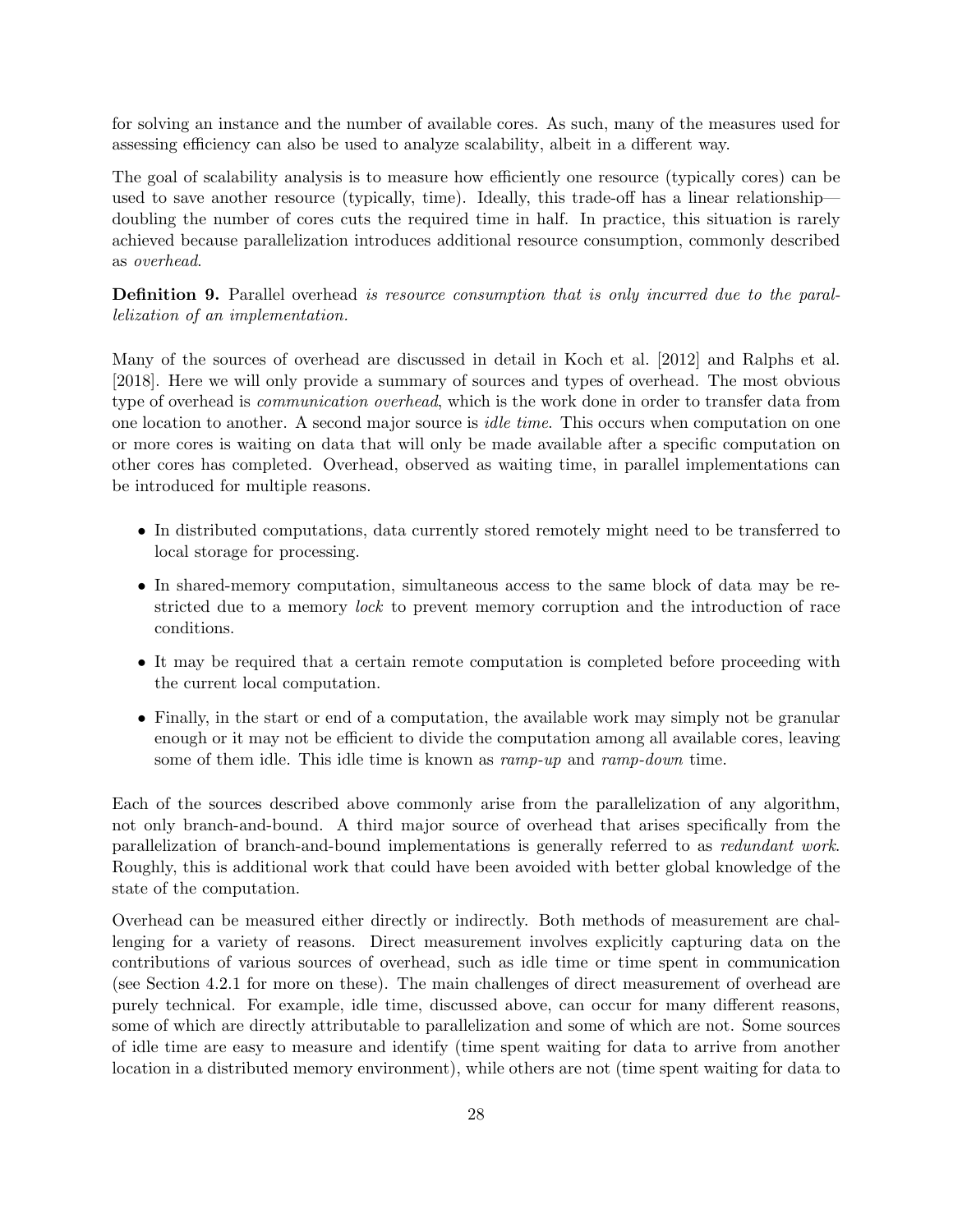for solving an instance and the number of available cores. As such, many of the measures used for assessing efficiency can also be used to analyze scalability, albeit in a different way.

The goal of scalability analysis is to measure how efficiently one resource (typically cores) can be used to save another resource (typically, time). Ideally, this trade-off has a linear relationship—doubling the number of cores cuts the required time in half. In practice, this situation is rarely achieved because parallelization introduces additional resource consumption, commonly described as *overhead*.

**Definition 9.** Parallel overhead *is resource consumption that is only incurred due to the parallelization of an implementation.*

Many of the sources of overhead are discussed in detail in Koch et al. [2012] and Ralphs et al. [2018]. Here we will only provide a summary of sources and types of overhead. The most obvious type of overhead is *communication overhead*, which is the work done in order to transfer data from one location to another. A second major source is *idle time*. This occurs when computation on one or more cores is waiting on data that will only be made available after a specific computation on other cores has completed. Overhead, observed as waiting time, in parallel implementations can be introduced for multiple reasons.

- In distributed computations, data currently stored remotely might need to be transferred to local storage for processing.
- In shared-memory computation, simultaneous access to the same block of data may be restricted due to a memory *lock* to prevent memory corruption and the introduction of race conditions.
- It may be required that a certain remote computation is completed before proceeding with the current local computation.
- Finally, in the start or end of a computation, the available work may simply not be granular enough or it may not be efficient to divide the computation among all available cores, leaving some of them idle. This idle time is known as *ramp-up* and *ramp-down* time.

Each of the sources described above commonly arise from the parallelization of any algorithm, not only branch-and-bound. A third major source of overhead that arises specifically from the parallelization of branch-and-bound implementations is generally referred to as *redundant work*. Roughly, this is additional work that could have been avoided with better global knowledge of the state of the computation.

Overhead can be measured either directly or indirectly. Both methods of measurement are challenging for a variety of reasons. Direct measurement involves explicitly capturing data on the contributions of various sources of overhead, such as idle time or time spent in communication (see Section 4.2.1 for more on these). The main challenges of direct measurement of overhead are purely technical. For example, idle time, discussed above, can occur for many different reasons, some of which are directly attributable to parallelization and some of which are not. Some sources of idle time are easy to measure and identify (time spent waiting for data to arrive from another location in a distributed memory environment), while others are not (time spent waiting for data to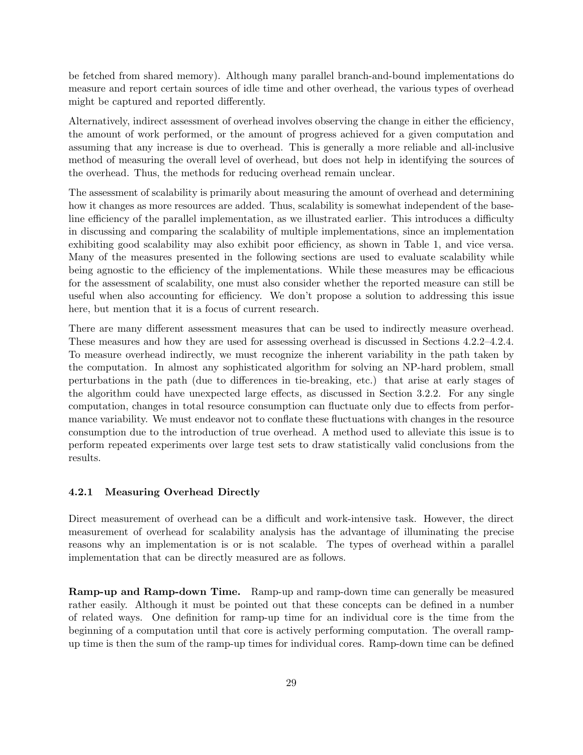be fetched from shared memory). Although many parallel branch-and-bound implementations do measure and report certain sources of idle time and other overhead, the various types of overhead might be captured and reported differently.

Alternatively, indirect assessment of overhead involves observing the change in either the efficiency, the amount of work performed, or the amount of progress achieved for a given computation and assuming that any increase is due to overhead. This is generally a more reliable and all-inclusive method of measuring the overall level of overhead, but does not help in identifying the sources of the overhead. Thus, the methods for reducing overhead remain unclear.

The assessment of scalability is primarily about measuring the amount of overhead and determining how it changes as more resources are added. Thus, scalability is somewhat independent of the baseline efficiency of the parallel implementation, as we illustrated earlier. This introduces a difficulty in discussing and comparing the scalability of multiple implementations, since an implementation exhibiting good scalability may also exhibit poor efficiency, as shown in Table 1, and vice versa. Many of the measures presented in the following sections are used to evaluate scalability while being agnostic to the efficiency of the implementations. While these measures may be efficacious for the assessment of scalability, one must also consider whether the reported measure can still be useful when also accounting for efficiency. We don't propose a solution to addressing this issue here, but mention that it is a focus of current research.

There are many different assessment measures that can be used to indirectly measure overhead. These measures and how they are used for assessing overhead is discussed in Sections 4.2.2–4.2.4. To measure overhead indirectly, we must recognize the inherent variability in the path taken by the computation. In almost any sophisticated algorithm for solving an NP-hard problem, small perturbations in the path (due to differences in tie-breaking, etc.) that arise at early stages of the algorithm could have unexpected large effects, as discussed in Section 3.2.2. For any single computation, changes in total resource consumption can fluctuate only due to effects from performance variability. We must endeavor not to conflate these fluctuations with changes in the resource consumption due to the introduction of true overhead. A method used to alleviate this issue is to perform repeated experiments over large test sets to draw statistically valid conclusions from the results.

### 4.2.1 Measuring Overhead Directly

Direct measurement of overhead can be a difficult and work-intensive task. However, the direct measurement of overhead for scalability analysis has the advantage of illuminating the precise reasons why an implementation is or is not scalable. The types of overhead within a parallel implementation that can be directly measured are as follows.

**Ramp-up and Ramp-down Time.** Ramp-up and ramp-down time can generally be measured rather easily. Although it must be pointed out that these concepts can be defined in a number of related ways. One definition for ramp-up time for an individual core is the time from the beginning of a computation until that core is actively performing computation. The overall ramp-up time is then the sum of the ramp-up times for individual cores. Ramp-down time can be defined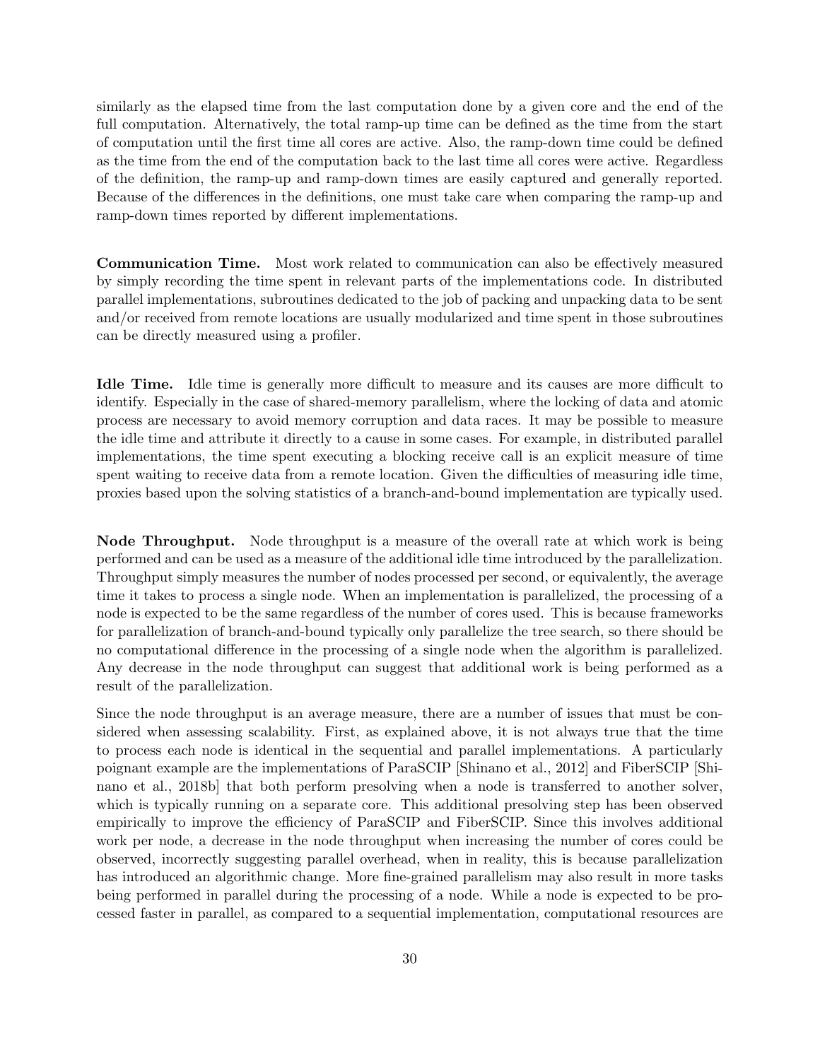similarly as the elapsed time from the last computation done by a given core and the end of the full computation. Alternatively, the total ramp-up time can be defined as the time from the start of computation until the first time all cores are active. Also, the ramp-down time could be defined as the time from the end of the computation back to the last time all cores were active. Regardless of the definition, the ramp-up and ramp-down times are easily captured and generally reported. Because of the differences in the definitions, one must take care when comparing the ramp-up and ramp-down times reported by different implementations.

**Communication Time.** Most work related to communication can also be effectively measured by simply recording the time spent in relevant parts of the implementations code. In distributed parallel implementations, subroutines dedicated to the job of packing and unpacking data to be sent and/or received from remote locations are usually modularized and time spent in those subroutines can be directly measured using a profiler.

**Idle Time.** Idle time is generally more difficult to measure and its causes are more difficult to identify. Especially in the case of shared-memory parallelism, where the locking of data and atomic process are necessary to avoid memory corruption and data races. It may be possible to measure the idle time and attribute it directly to a cause in some cases. For example, in distributed parallel implementations, the time spent executing a blocking receive call is an explicit measure of time spent waiting to receive data from a remote location. Given the difficulties of measuring idle time, proxies based upon the solving statistics of a branch-and-bound implementation are typically used.

**Node Throughput.** Node throughput is a measure of the overall rate at which work is being performed and can be used as a measure of the additional idle time introduced by the parallelization. Throughput simply measures the number of nodes processed per second, or equivalently, the average time it takes to process a single node. When an implementation is parallelized, the processing of a node is expected to be the same regardless of the number of cores used. This is because frameworks for parallelization of branch-and-bound typically only parallelize the tree search, so there should be no computational difference in the processing of a single node when the algorithm is parallelized. Any decrease in the node throughput can suggest that additional work is being performed as a result of the parallelization.

Since the node throughput is an average measure, there are a number of issues that must be considered when assessing scalability. First, as explained above, it is not always true that the time to process each node is identical in the sequential and parallel implementations. A particularly poignant example are the implementations of ParaSCIP [Shinano et al., 2012] and FiberSCIP [Shinano et al., 2018b] that both perform presolving when a node is transferred to another solver, which is typically running on a separate core. This additional presolving step has been observed empirically to improve the efficiency of ParaSCIP and FiberSCIP. Since this involves additional work per node, a decrease in the node throughput when increasing the number of cores could be observed, incorrectly suggesting parallel overhead, when in reality, this is because parallelization has introduced an algorithmic change. More fine-grained parallelism may also result in more tasks being performed in parallel during the processing of a node. While a node is expected to be processed faster in parallel, as compared to a sequential implementation, computational resources are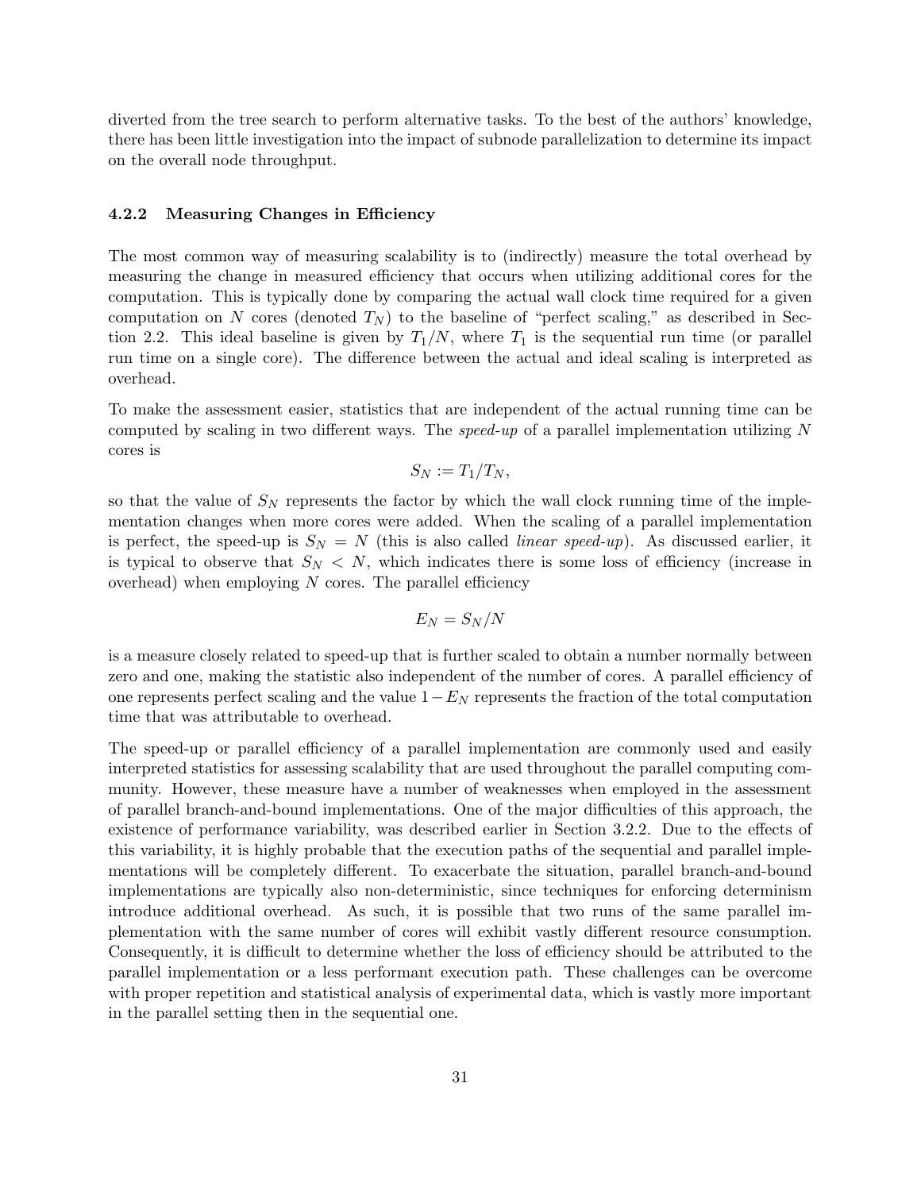diverted from the tree search to perform alternative tasks. To the best of the authors' knowledge, there has been little investigation into the impact of subnode parallelization to determine its impact on the overall node throughput.

### 4.2.2 Measuring Changes in Efficiency

The most common way of measuring scalability is to (indirectly) measure the total overhead by measuring the change in measured efficiency that occurs when utilizing additional cores for the computation. This is typically done by comparing the actual wall clock time required for a given computation on $N$ cores (denoted $T_N$) to the baseline of "perfect scaling," as described in Section 2.2. This ideal baseline is given by $T_1/N$, where $T_1$ is the sequential run time (or parallel run time on a single core). The difference between the actual and ideal scaling is interpreted as overhead.

To make the assessment easier, statistics that are independent of the actual running time can be computed by scaling in two different ways. The *speed-up* of a parallel implementation utilizing $N$ cores is

$$S_N := T_1/T_N,$$

so that the value of $S_N$ represents the factor by which the wall clock running time of the implementation changes when more cores were added. When the scaling of a parallel implementation is perfect, the speed-up is $S_N = N$ (this is also called *linear speed-up*). As discussed earlier, it is typical to observe that $S_N < N$, which indicates there is some loss of efficiency (increase in overhead) when employing $N$ cores. The parallel efficiency

$$E_N = S_N/N$$

is a measure closely related to speed-up that is further scaled to obtain a number normally between zero and one, making the statistic also independent of the number of cores. A parallel efficiency of one represents perfect scaling and the value $1 - E_N$ represents the fraction of the total computation time that was attributable to overhead.

The speed-up or parallel efficiency of a parallel implementation are commonly used and easily interpreted statistics for assessing scalability that are used throughout the parallel computing community. However, these measure have a number of weaknesses when employed in the assessment of parallel branch-and-bound implementations. One of the major difficulties of this approach, the existence of performance variability, was described earlier in Section 3.2.2. Due to the effects of this variability, it is highly probable that the execution paths of the sequential and parallel implementations will be completely different. To exacerbate the situation, parallel branch-and-bound implementations are typically also non-deterministic, since techniques for enforcing determinism introduce additional overhead. As such, it is possible that two runs of the same parallel implementation with the same number of cores will exhibit vastly different resource consumption. Consequently, it is difficult to determine whether the loss of efficiency should be attributed to the parallel implementation or a less performant execution path. These challenges can be overcome with proper repetition and statistical analysis of experimental data, which is vastly more important in the parallel setting then in the sequential one.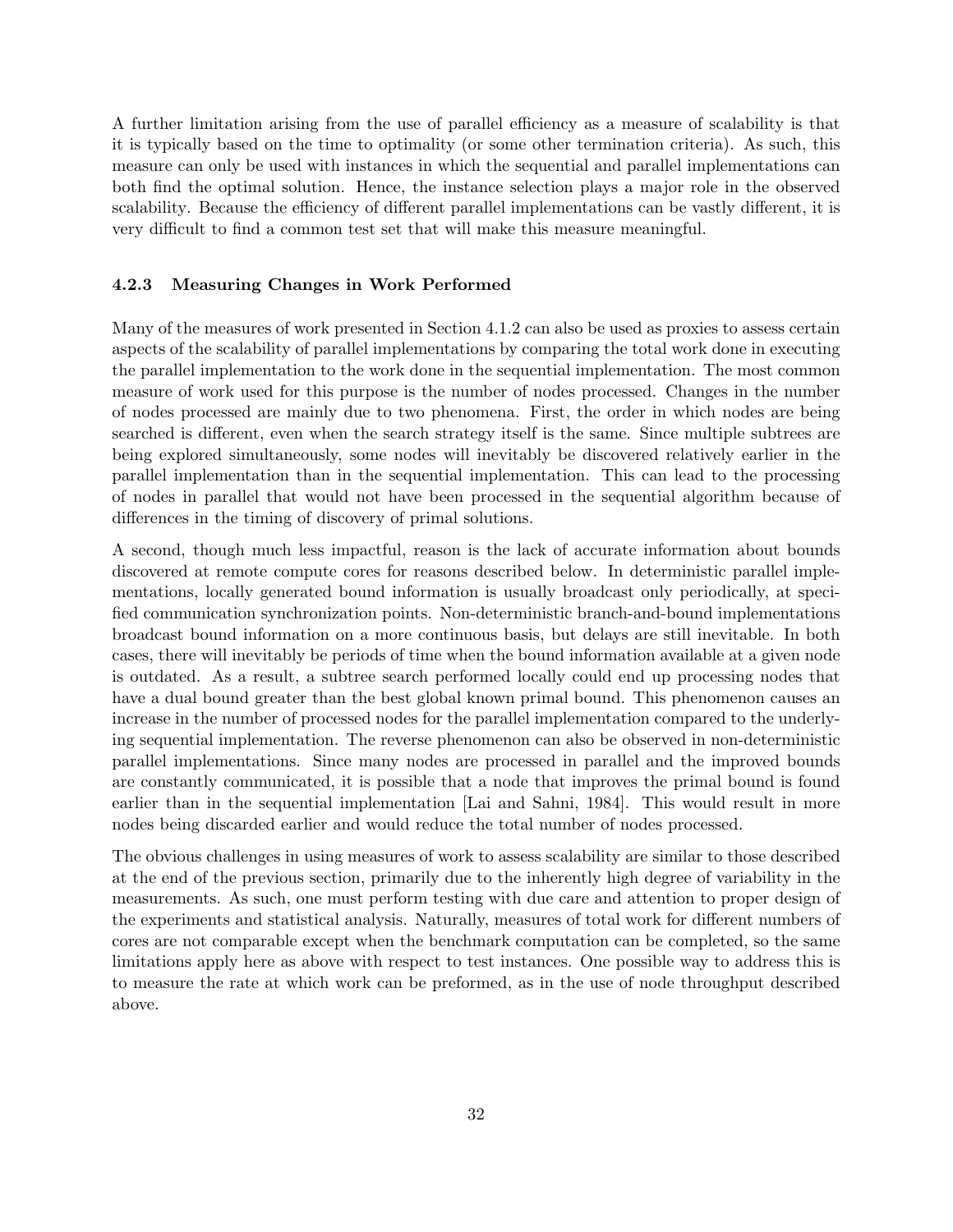A further limitation arising from the use of parallel efficiency as a measure of scalability is that it is typically based on the time to optimality (or some other termination criteria). As such, this measure can only be used with instances in which the sequential and parallel implementations can both find the optimal solution. Hence, the instance selection plays a major role in the observed scalability. Because the efficiency of different parallel implementations can be vastly different, it is very difficult to find a common test set that will make this measure meaningful.

### 4.2.3 Measuring Changes in Work Performed

Many of the measures of work presented in Section 4.1.2 can also be used as proxies to assess certain aspects of the scalability of parallel implementations by comparing the total work done in executing the parallel implementation to the work done in the sequential implementation. The most common measure of work used for this purpose is the number of nodes processed. Changes in the number of nodes processed are mainly due to two phenomena. First, the order in which nodes are being searched is different, even when the search strategy itself is the same. Since multiple subtrees are being explored simultaneously, some nodes will inevitably be discovered relatively earlier in the parallel implementation than in the sequential implementation. This can lead to the processing of nodes in parallel that would not have been processed in the sequential algorithm because of differences in the timing of discovery of primal solutions.

A second, though much less impactful, reason is the lack of accurate information about bounds discovered at remote compute cores for reasons described below. In deterministic parallel implementations, locally generated bound information is usually broadcast only periodically, at specified communication synchronization points. Non-deterministic branch-and-bound implementations broadcast bound information on a more continuous basis, but delays are still inevitable. In both cases, there will inevitably be periods of time when the bound information available at a given node is outdated. As a result, a subtree search performed locally could end up processing nodes that have a dual bound greater than the best global known primal bound. This phenomenon causes an increase in the number of processed nodes for the parallel implementation compared to the underlying sequential implementation. The reverse phenomenon can also be observed in non-deterministic parallel implementations. Since many nodes are processed in parallel and the improved bounds are constantly communicated, it is possible that a node that improves the primal bound is found earlier than in the sequential implementation [Lai and Sahni, 1984]. This would result in more nodes being discarded earlier and would reduce the total number of nodes processed.

The obvious challenges in using measures of work to assess scalability are similar to those described at the end of the previous section, primarily due to the inherently high degree of variability in the measurements. As such, one must perform testing with due care and attention to proper design of the experiments and statistical analysis. Naturally, measures of total work for different numbers of cores are not comparable except when the benchmark computation can be completed, so the same limitations apply here as above with respect to test instances. One possible way to address this is to measure the rate at which work can be preformed, as in the use of node throughput described above.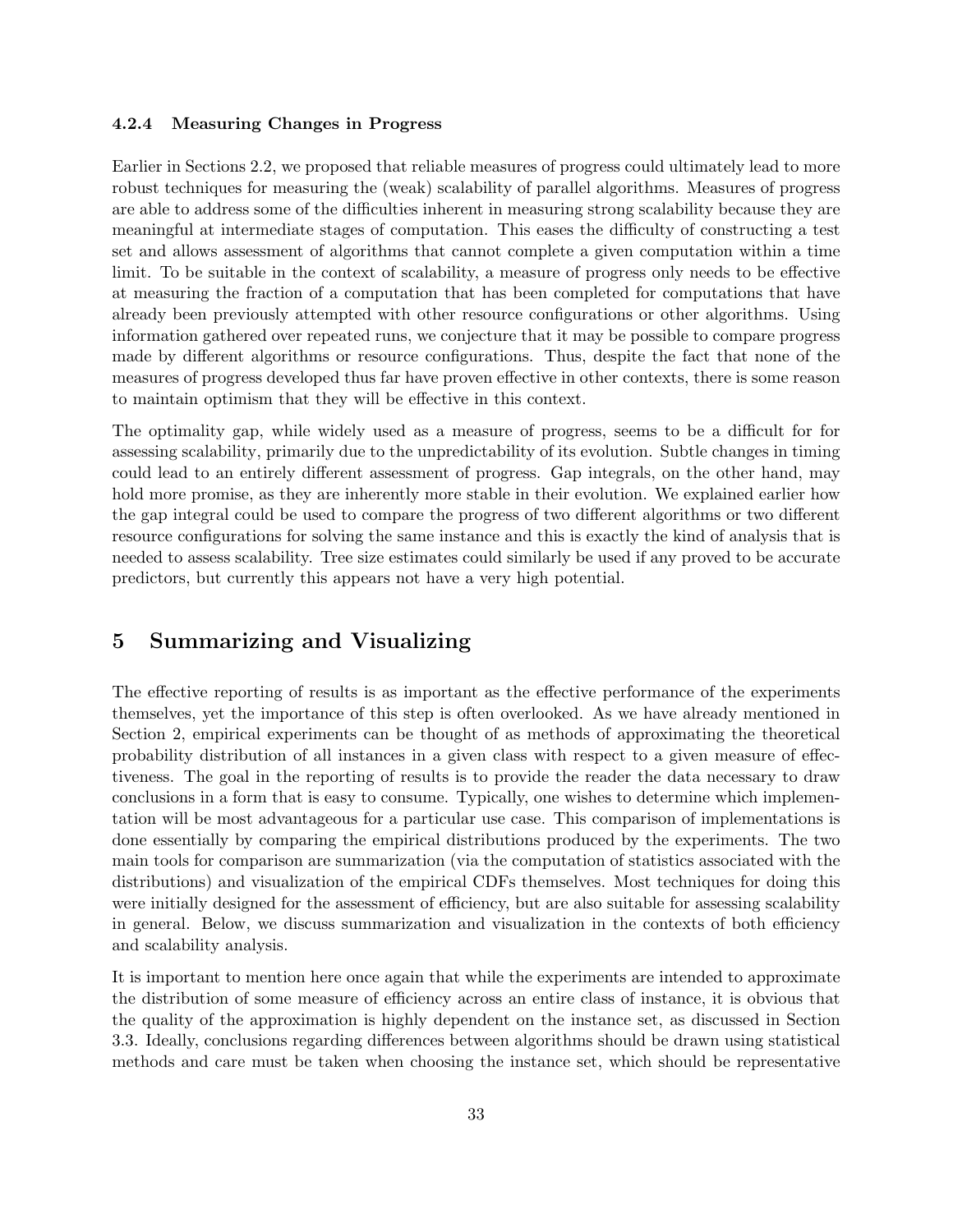#### 4.2.4 Measuring Changes in Progress

Earlier in Sections 2.2, we proposed that reliable measures of progress could ultimately lead to more robust techniques for measuring the (weak) scalability of parallel algorithms. Measures of progress are able to address some of the difficulties inherent in measuring strong scalability because they are meaningful at intermediate stages of computation. This eases the difficulty of constructing a test set and allows assessment of algorithms that cannot complete a given computation within a time limit. To be suitable in the context of scalability, a measure of progress only needs to be effective at measuring the fraction of a computation that has been completed for computations that have already been previously attempted with other resource configurations or other algorithms. Using information gathered over repeated runs, we conjecture that it may be possible to compare progress made by different algorithms or resource configurations. Thus, despite the fact that none of the measures of progress developed thus far have proven effective in other contexts, there is some reason to maintain optimism that they will be effective in this context.

The optimality gap, while widely used as a measure of progress, seems to be a difficult for for assessing scalability, primarily due to the unpredictability of its evolution. Subtle changes in timing could lead to an entirely different assessment of progress. Gap integrals, on the other hand, may hold more promise, as they are inherently more stable in their evolution. We explained earlier how the gap integral could be used to compare the progress of two different algorithms or two different resource configurations for solving the same instance and this is exactly the kind of analysis that is needed to assess scalability. Tree size estimates could similarly be used if any proved to be accurate predictors, but currently this appears not have a very high potential.

## 5 Summarizing and Visualizing

The effective reporting of results is as important as the effective performance of the experiments themselves, yet the importance of this step is often overlooked. As we have already mentioned in Section 2, empirical experiments can be thought of as methods of approximating the theoretical probability distribution of all instances in a given class with respect to a given measure of effectiveness. The goal in the reporting of results is to provide the reader the data necessary to draw conclusions in a form that is easy to consume. Typically, one wishes to determine which implementation will be most advantageous for a particular use case. This comparison of implementations is done essentially by comparing the empirical distributions produced by the experiments. The two main tools for comparison are summarization (via the computation of statistics associated with the distributions) and visualization of the empirical CDFs themselves. Most techniques for doing this were initially designed for the assessment of efficiency, but are also suitable for assessing scalability in general. Below, we discuss summarization and visualization in the contexts of both efficiency and scalability analysis.

It is important to mention here once again that while the experiments are intended to approximate the distribution of some measure of efficiency across an entire class of instance, it is obvious that the quality of the approximation is highly dependent on the instance set, as discussed in Section 3.3. Ideally, conclusions regarding differences between algorithms should be drawn using statistical methods and care must be taken when choosing the instance set, which should be representative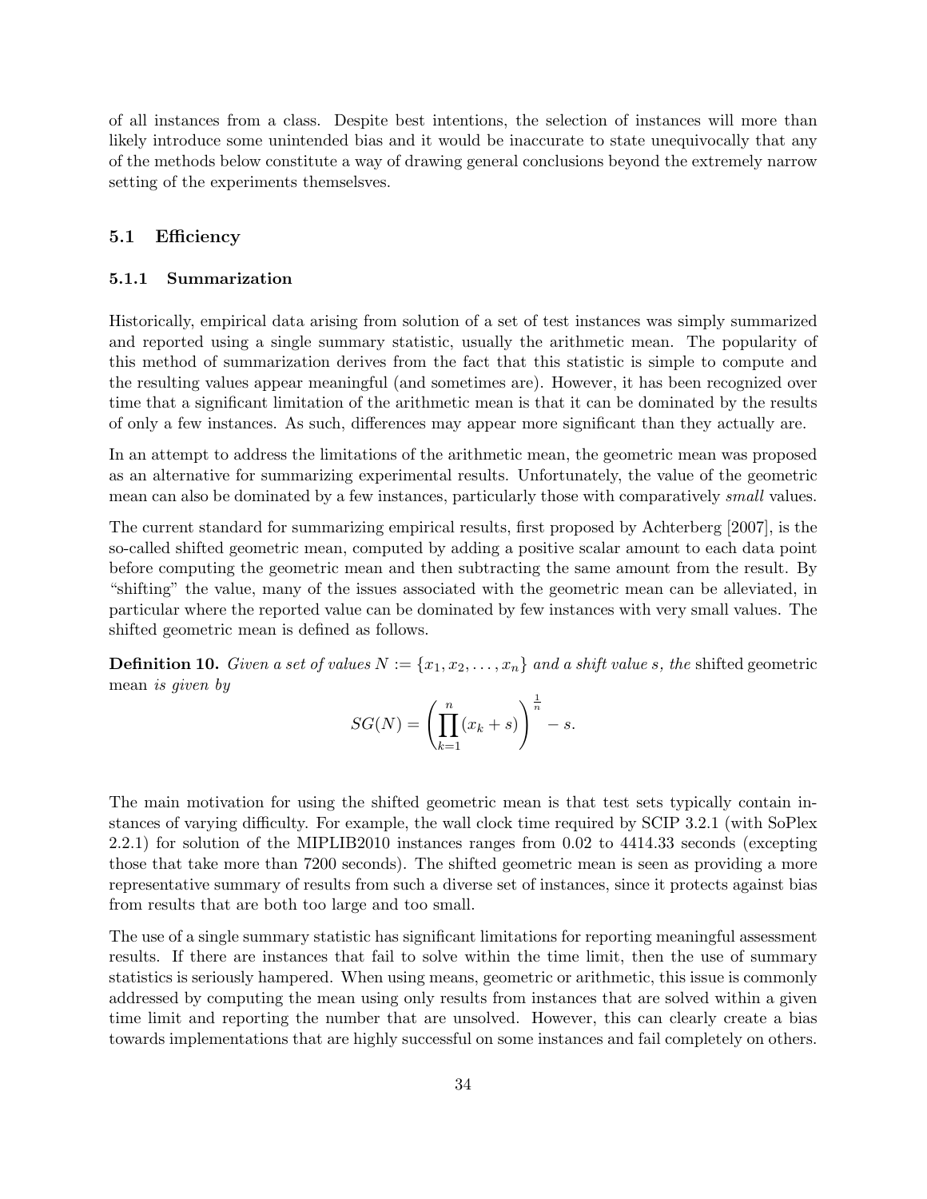of all instances from a class. Despite best intentions, the selection of instances will more than likely introduce some unintended bias and it would be inaccurate to state unequivocally that any of the methods below constitute a way of drawing general conclusions beyond the extremely narrow setting of the experiments themselsves.

## 5.1 Efficiency

### 5.1.1 Summarization

Historically, empirical data arising from solution of a set of test instances was simply summarized and reported using a single summary statistic, usually the arithmetic mean. The popularity of this method of summarization derives from the fact that this statistic is simple to compute and the resulting values appear meaningful (and sometimes are). However, it has been recognized over time that a significant limitation of the arithmetic mean is that it can be dominated by the results of only a few instances. As such, differences may appear more significant than they actually are.

In an attempt to address the limitations of the arithmetic mean, the geometric mean was proposed as an alternative for summarizing experimental results. Unfortunately, the value of the geometric mean can also be dominated by a few instances, particularly those with comparatively *small* values.

The current standard for summarizing empirical results, first proposed by Achterberg [2007], is the so-called shifted geometric mean, computed by adding a positive scalar amount to each data point before computing the geometric mean and then subtracting the same amount from the result. By "shifting" the value, many of the issues associated with the geometric mean can be alleviated, in particular where the reported value can be dominated by few instances with very small values. The shifted geometric mean is defined as follows.

**Definition 10.** *Given a set of values $N := \{x_1, x_2, \ldots, x_n\}$ and a shift value $s$, the* shifted geometric mean *is given by*

$$SG(N) = \left( \prod_{k=1}^{n} (x_k + s) \right)^{\frac{1}{n}} - s.$$

The main motivation for using the shifted geometric mean is that test sets typically contain instances of varying difficulty. For example, the wall clock time required by SCIP 3.2.1 (with SoPlex 2.2.1) for solution of the MIPLIB2010 instances ranges from 0.02 to 4414.33 seconds (excepting those that take more than 7200 seconds). The shifted geometric mean is seen as providing a more representative summary of results from such a diverse set of instances, since it protects against bias from results that are both too large and too small.

The use of a single summary statistic has significant limitations for reporting meaningful assessment results. If there are instances that fail to solve within the time limit, then the use of summary statistics is seriously hampered. When using means, geometric or arithmetic, this issue is commonly addressed by computing the mean using only results from instances that are solved within a given time limit and reporting the number that are unsolved. However, this can clearly create a bias towards implementations that are highly successful on some instances and fail completely on others.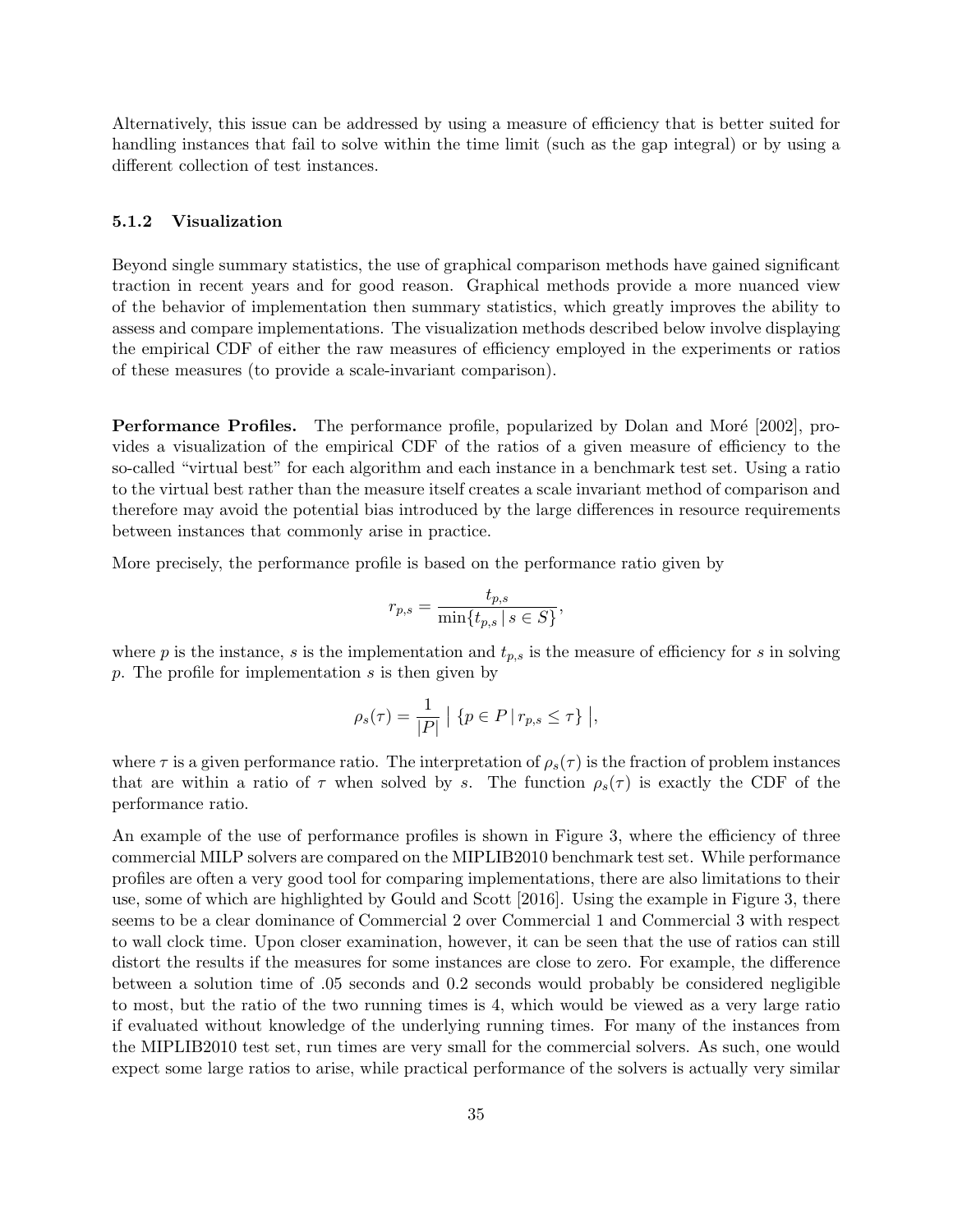Alternatively, this issue can be addressed by using a measure of efficiency that is better suited for handling instances that fail to solve within the time limit (such as the gap integral) or by using a different collection of test instances.

#### 5.1.2 Visualization

Beyond single summary statistics, the use of graphical comparison methods have gained significant traction in recent years and for good reason. Graphical methods provide a more nuanced view of the behavior of implementation then summary statistics, which greatly improves the ability to assess and compare implementations. The visualization methods described below involve displaying the empirical CDF of either the raw measures of efficiency employed in the experiments or ratios of these measures (to provide a scale-invariant comparison).

**Performance Profiles.** The performance profile, popularized by Dolan and Moré [2002], provides a visualization of the empirical CDF of the ratios of a given measure of efficiency to the so-called "virtual best" for each algorithm and each instance in a benchmark test set. Using a ratio to the virtual best rather than the measure itself creates a scale invariant method of comparison and therefore may avoid the potential bias introduced by the large differences in resource requirements between instances that commonly arise in practice.

More precisely, the performance profile is based on the performance ratio given by

$$r_{p,s} = \frac{t_{p,s}}{\min\{t_{p,s} \mid s \in S\}},$$

where $p$ is the instance, $s$ is the implementation and $t_{p,s}$ is the measure of efficiency for $s$ in solving $p$. The profile for implementation $s$ is then given by

$$\rho_s(\tau) = \frac{1}{|P|} \left| \{p \in P \mid r_{p,s} \leq \tau\} \right|,$$

where $\tau$ is a given performance ratio. The interpretation of $\rho_s(\tau)$ is the fraction of problem instances that are within a ratio of $\tau$ when solved by $s$. The function $\rho_s(\tau)$ is exactly the CDF of the performance ratio.

An example of the use of performance profiles is shown in Figure 3, where the efficiency of three commercial MILP solvers are compared on the MIPLIB2010 benchmark test set. While performance profiles are often a very good tool for comparing implementations, there are also limitations to their use, some of which are highlighted by Gould and Scott [2016]. Using the example in Figure 3, there seems to be a clear dominance of Commercial 2 over Commercial 1 and Commercial 3 with respect to wall clock time. Upon closer examination, however, it can be seen that the use of ratios can still distort the results if the measures for some instances are close to zero. For example, the difference between a solution time of .05 seconds and 0.2 seconds would probably be considered negligible to most, but the ratio of the two running times is 4, which would be viewed as a very large ratio if evaluated without knowledge of the underlying running times. For many of the instances from the MIPLIB2010 test set, run times are very small for the commercial solvers. As such, one would expect some large ratios to arise, while practical performance of the solvers is actually very similar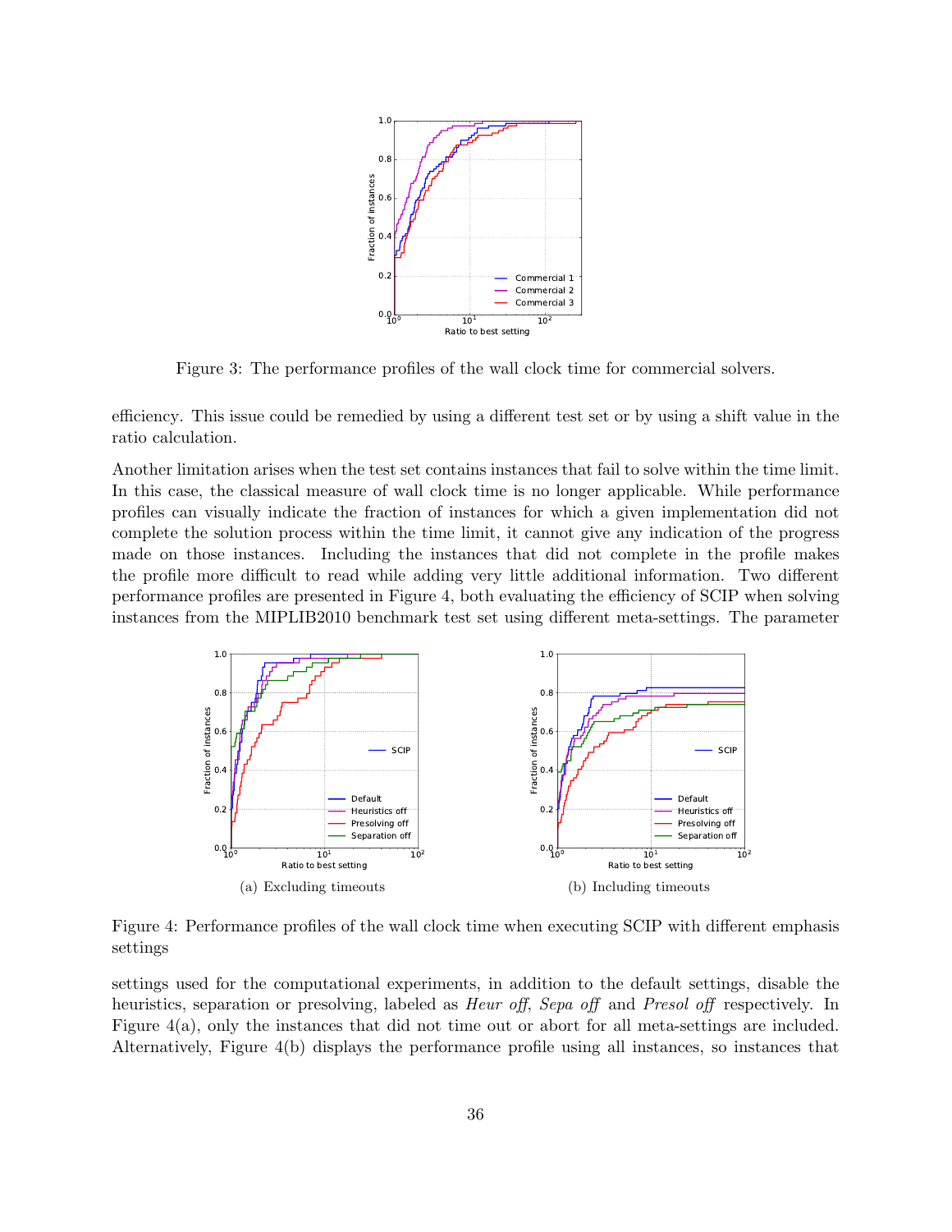Figure 3: The performance profiles of the wall clock time for commercial solvers.

efficiency. This issue could be remedied by using a different test set or by using a shift value in the ratio calculation.

Another limitation arises when the test set contains instances that fail to solve within the time limit. In this case, the classical measure of wall clock time is no longer applicable. While performance profiles can visually indicate the fraction of instances for which a given implementation did not complete the solution process within the time limit, it cannot give any indication of the progress made on those instances. Including the instances that did not complete in the profile makes the profile more difficult to read while adding very little additional information. Two different performance profiles are presented in Figure 4, both evaluating the efficiency of SCIP when solving instances from the MIPLIB2010 benchmark test set using different meta-settings. The parameter

(a) Excluding timeouts

(b) Including timeouts

Figure 4: Performance profiles of the wall clock time when executing SCIP with different emphasis settings

settings used for the computational experiments, in addition to the default settings, disable the heuristics, separation or presolving, labeled as *Heur off*, *Sepa off* and *Presol off* respectively. In Figure 4(a), only the instances that did not time out or abort for all meta-settings are included. Alternatively, Figure 4(b) displays the performance profile using all instances, so instances that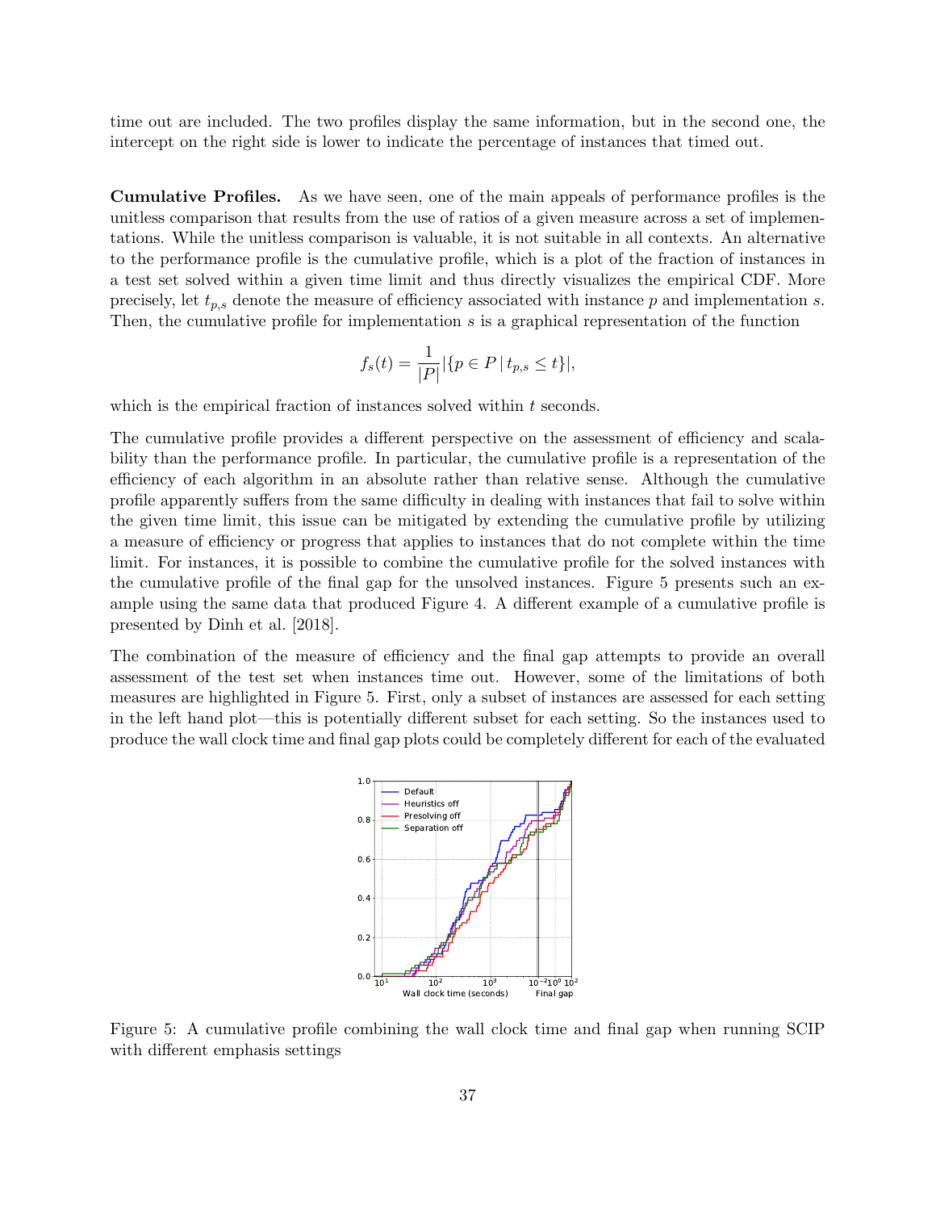time out are included. The two profiles display the same information, but in the second one, the intercept on the right side is lower to indicate the percentage of instances that timed out.

**Cumulative Profiles.** As we have seen, one of the main appeals of performance profiles is the unitless comparison that results from the use of ratios of a given measure across a set of implementations. While the unitless comparison is valuable, it is not suitable in all contexts. An alternative to the performance profile is the cumulative profile, which is a plot of the fraction of instances in a test set solved within a given time limit and thus directly visualizes the empirical CDF. More precisely, let $t_{p,s}$ denote the measure of efficiency associated with instance $p$ and implementation $s$. Then, the cumulative profile for implementation $s$ is a graphical representation of the function

$$f_s(t) = \frac{1}{|P|}|\{p \in P \,|\, t_{p,s} \leq t\}|,$$

which is the empirical fraction of instances solved within $t$ seconds.

The cumulative profile provides a different perspective on the assessment of efficiency and scalability than the performance profile. In particular, the cumulative profile is a representation of the efficiency of each algorithm in an absolute rather than relative sense. Although the cumulative profile apparently suffers from the same difficulty in dealing with instances that fail to solve within the given time limit, this issue can be mitigated by extending the cumulative profile by utilizing a measure of efficiency or progress that applies to instances that do not complete within the time limit. For instances, it is possible to combine the cumulative profile for the solved instances with the cumulative profile of the final gap for the unsolved instances. Figure 5 presents such an example using the same data that produced Figure 4. A different example of a cumulative profile is presented by Dinh et al. [2018].

The combination of the measure of efficiency and the final gap attempts to provide an overall assessment of the test set when instances time out. However, some of the limitations of both measures are highlighted in Figure 5. First, only a subset of instances are assessed for each setting in the left hand plot—this is potentially different subset for each setting. So the instances used to produce the wall clock time and final gap plots could be completely different for each of the evaluated

Figure 5: A cumulative profile combining the wall clock time and final gap when running SCIP with different emphasis settings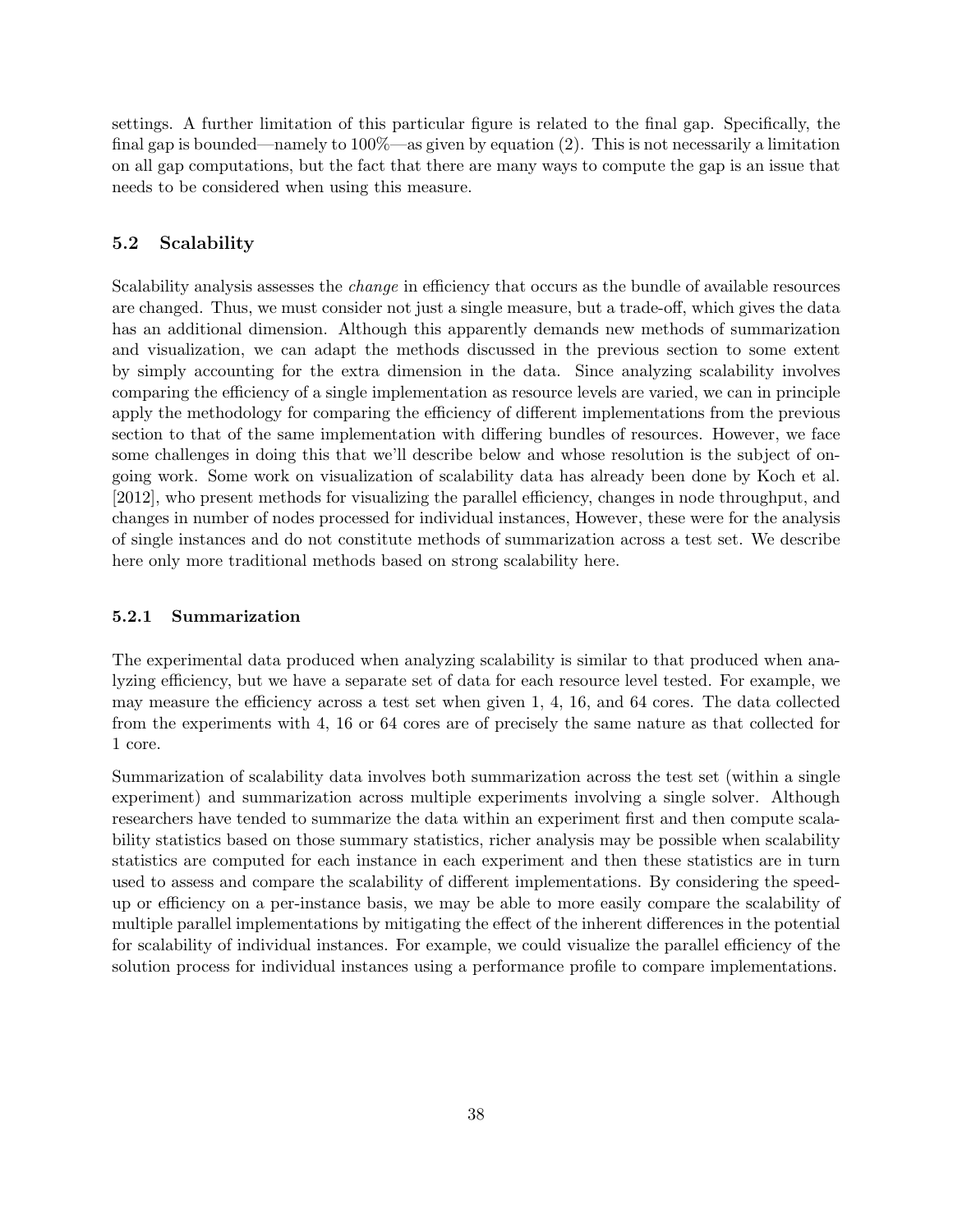settings. A further limitation of this particular figure is related to the final gap. Specifically, the final gap is bounded—namely to 100%—as given by equation (2). This is not necessarily a limitation on all gap computations, but the fact that there are many ways to compute the gap is an issue that needs to be considered when using this measure.

## 5.2 Scalability

Scalability analysis assesses the *change* in efficiency that occurs as the bundle of available resources are changed. Thus, we must consider not just a single measure, but a trade-off, which gives the data has an additional dimension. Although this apparently demands new methods of summarization and visualization, we can adapt the methods discussed in the previous section to some extent by simply accounting for the extra dimension in the data. Since analyzing scalability involves comparing the efficiency of a single implementation as resource levels are varied, we can in principle apply the methodology for comparing the efficiency of different implementations from the previous section to that of the same implementation with differing bundles of resources. However, we face some challenges in doing this that we'll describe below and whose resolution is the subject of ongoing work. Some work on visualization of scalability data has already been done by Koch et al. [2012], who present methods for visualizing the parallel efficiency, changes in node throughput, and changes in number of nodes processed for individual instances, However, these were for the analysis of single instances and do not constitute methods of summarization across a test set. We describe here only more traditional methods based on strong scalability here.

### 5.2.1 Summarization

The experimental data produced when analyzing scalability is similar to that produced when analyzing efficiency, but we have a separate set of data for each resource level tested. For example, we may measure the efficiency across a test set when given 1, 4, 16, and 64 cores. The data collected from the experiments with 4, 16 or 64 cores are of precisely the same nature as that collected for 1 core.

Summarization of scalability data involves both summarization across the test set (within a single experiment) and summarization across multiple experiments involving a single solver. Although researchers have tended to summarize the data within an experiment first and then compute scalability statistics based on those summary statistics, richer analysis may be possible when scalability statistics are computed for each instance in each experiment and then these statistics are in turn used to assess and compare the scalability of different implementations. By considering the speedup or efficiency on a per-instance basis, we may be able to more easily compare the scalability of multiple parallel implementations by mitigating the effect of the inherent differences in the potential for scalability of individual instances. For example, we could visualize the parallel efficiency of the solution process for individual instances using a performance profile to compare implementations.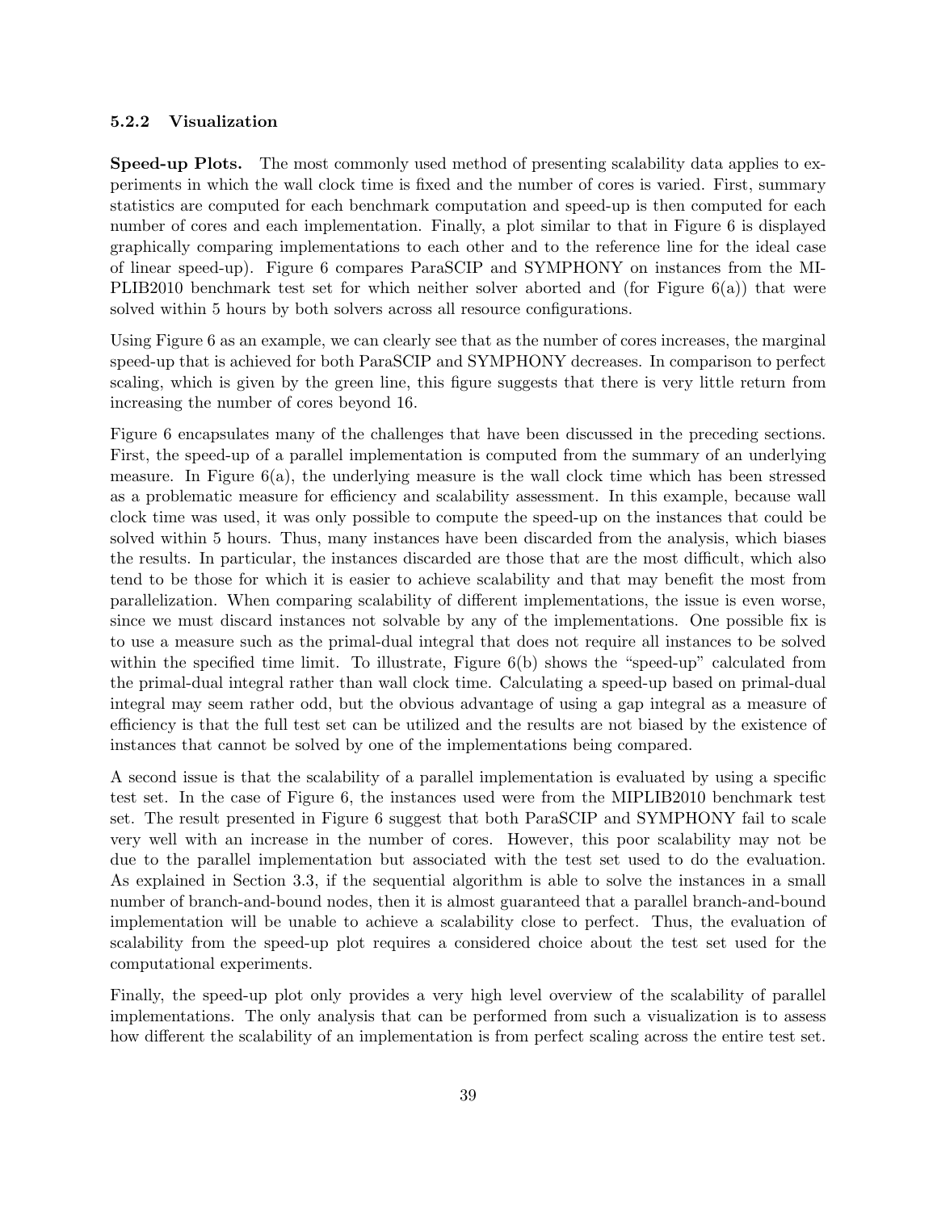### 5.2.2 Visualization

**Speed-up Plots.** The most commonly used method of presenting scalability data applies to experiments in which the wall clock time is fixed and the number of cores is varied. First, summary statistics are computed for each benchmark computation and speed-up is then computed for each number of cores and each implementation. Finally, a plot similar to that in Figure 6 is displayed graphically comparing implementations to each other and to the reference line for the ideal case of linear speed-up). Figure 6 compares ParaSCIP and SYMPHONY on instances from the MIPLIB2010 benchmark test set for which neither solver aborted and (for Figure 6(a)) that were solved within 5 hours by both solvers across all resource configurations.

Using Figure 6 as an example, we can clearly see that as the number of cores increases, the marginal speed-up that is achieved for both ParaSCIP and SYMPHONY decreases. In comparison to perfect scaling, which is given by the green line, this figure suggests that there is very little return from increasing the number of cores beyond 16.

Figure 6 encapsulates many of the challenges that have been discussed in the preceding sections. First, the speed-up of a parallel implementation is computed from the summary of an underlying measure. In Figure 6(a), the underlying measure is the wall clock time which has been stressed as a problematic measure for efficiency and scalability assessment. In this example, because wall clock time was used, it was only possible to compute the speed-up on the instances that could be solved within 5 hours. Thus, many instances have been discarded from the analysis, which biases the results. In particular, the instances discarded are those that are the most difficult, which also tend to be those for which it is easier to achieve scalability and that may benefit the most from parallelization. When comparing scalability of different implementations, the issue is even worse, since we must discard instances not solvable by any of the implementations. One possible fix is to use a measure such as the primal-dual integral that does not require all instances to be solved within the specified time limit. To illustrate, Figure 6(b) shows the "speed-up" calculated from the primal-dual integral rather than wall clock time. Calculating a speed-up based on primal-dual integral may seem rather odd, but the obvious advantage of using a gap integral as a measure of efficiency is that the full test set can be utilized and the results are not biased by the existence of instances that cannot be solved by one of the implementations being compared.

A second issue is that the scalability of a parallel implementation is evaluated by using a specific test set. In the case of Figure 6, the instances used were from the MIPLIB2010 benchmark test set. The result presented in Figure 6 suggest that both ParaSCIP and SYMPHONY fail to scale very well with an increase in the number of cores. However, this poor scalability may not be due to the parallel implementation but associated with the test set used to do the evaluation. As explained in Section 3.3, if the sequential algorithm is able to solve the instances in a small number of branch-and-bound nodes, then it is almost guaranteed that a parallel branch-and-bound implementation will be unable to achieve a scalability close to perfect. Thus, the evaluation of scalability from the speed-up plot requires a considered choice about the test set used for the computational experiments.

Finally, the speed-up plot only provides a very high level overview of the scalability of parallel implementations. The only analysis that can be performed from such a visualization is to assess how different the scalability of an implementation is from perfect scaling across the entire test set.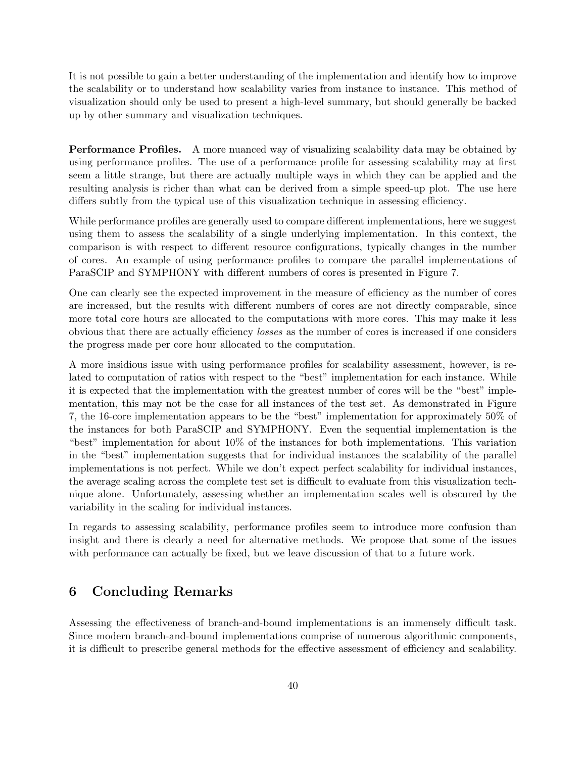It is not possible to gain a better understanding of the implementation and identify how to improve the scalability or to understand how scalability varies from instance to instance. This method of visualization should only be used to present a high-level summary, but should generally be backed up by other summary and visualization techniques.

**Performance Profiles.** A more nuanced way of visualizing scalability data may be obtained by using performance profiles. The use of a performance profile for assessing scalability may at first seem a little strange, but there are actually multiple ways in which they can be applied and the resulting analysis is richer than what can be derived from a simple speed-up plot. The use here differs subtly from the typical use of this visualization technique in assessing efficiency.

While performance profiles are generally used to compare different implementations, here we suggest using them to assess the scalability of a single underlying implementation. In this context, the comparison is with respect to different resource configurations, typically changes in the number of cores. An example of using performance profiles to compare the parallel implementations of ParaSCIP and SYMPHONY with different numbers of cores is presented in Figure 7.

One can clearly see the expected improvement in the measure of efficiency as the number of cores are increased, but the results with different numbers of cores are not directly comparable, since more total core hours are allocated to the computations with more cores. This may make it less obvious that there are actually efficiency *losses* as the number of cores is increased if one considers the progress made per core hour allocated to the computation.

A more insidious issue with using performance profiles for scalability assessment, however, is related to computation of ratios with respect to the "best" implementation for each instance. While it is expected that the implementation with the greatest number of cores will be the "best" implementation, this may not be the case for all instances of the test set. As demonstrated in Figure 7, the 16-core implementation appears to be the "best" implementation for approximately 50% of the instances for both ParaSCIP and SYMPHONY. Even the sequential implementation is the "best" implementation for about 10% of the instances for both implementations. This variation in the "best" implementation suggests that for individual instances the scalability of the parallel implementations is not perfect. While we don't expect perfect scalability for individual instances, the average scaling across the complete test set is difficult to evaluate from this visualization technique alone. Unfortunately, assessing whether an implementation scales well is obscured by the variability in the scaling for individual instances.

In regards to assessing scalability, performance profiles seem to introduce more confusion than insight and there is clearly a need for alternative methods. We propose that some of the issues with performance can actually be fixed, but we leave discussion of that to a future work.

## 6 Concluding Remarks

Assessing the effectiveness of branch-and-bound implementations is an immensely difficult task. Since modern branch-and-bound implementations comprise of numerous algorithmic components, it is difficult to prescribe general methods for the effective assessment of efficiency and scalability.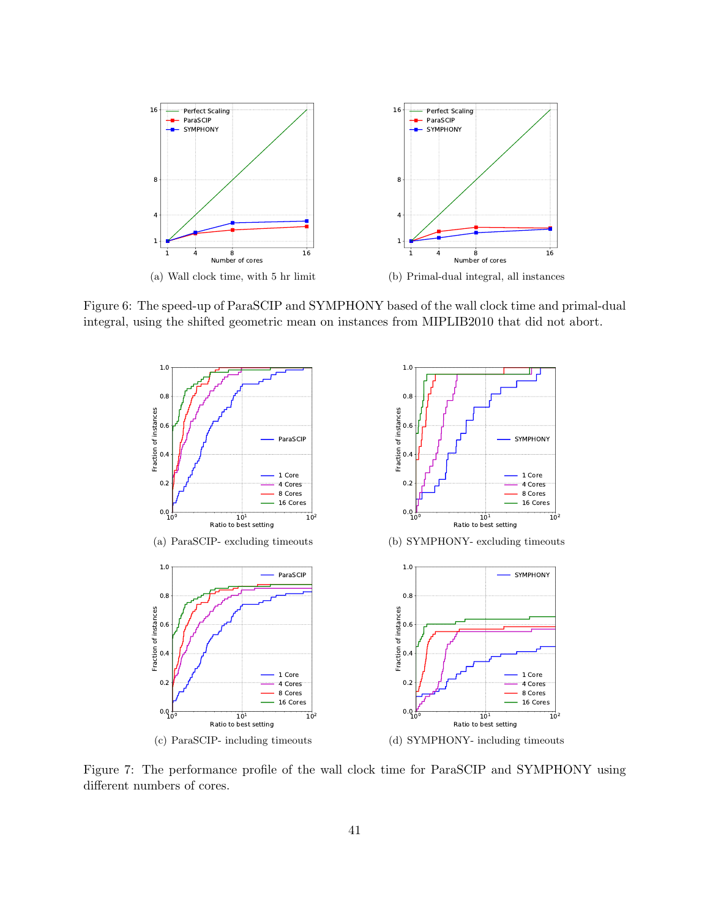(a) Wall clock time, with 5 hr limit

(b) Primal-dual integral, all instances

Figure 6: The speed-up of ParaSCIP and SYMPHONY based of the wall clock time and primal-dual integral, using the shifted geometric mean on instances from MIPLIB2010 that did not abort.

(a) ParaSCIP- excluding timeouts

(b) SYMPHONY- excluding timeouts

(c) ParaSCIP- including timeouts

(d) SYMPHONY- including timeouts

Figure 7: The performance profile of the wall clock time for ParaSCIP and SYMPHONY using different numbers of cores.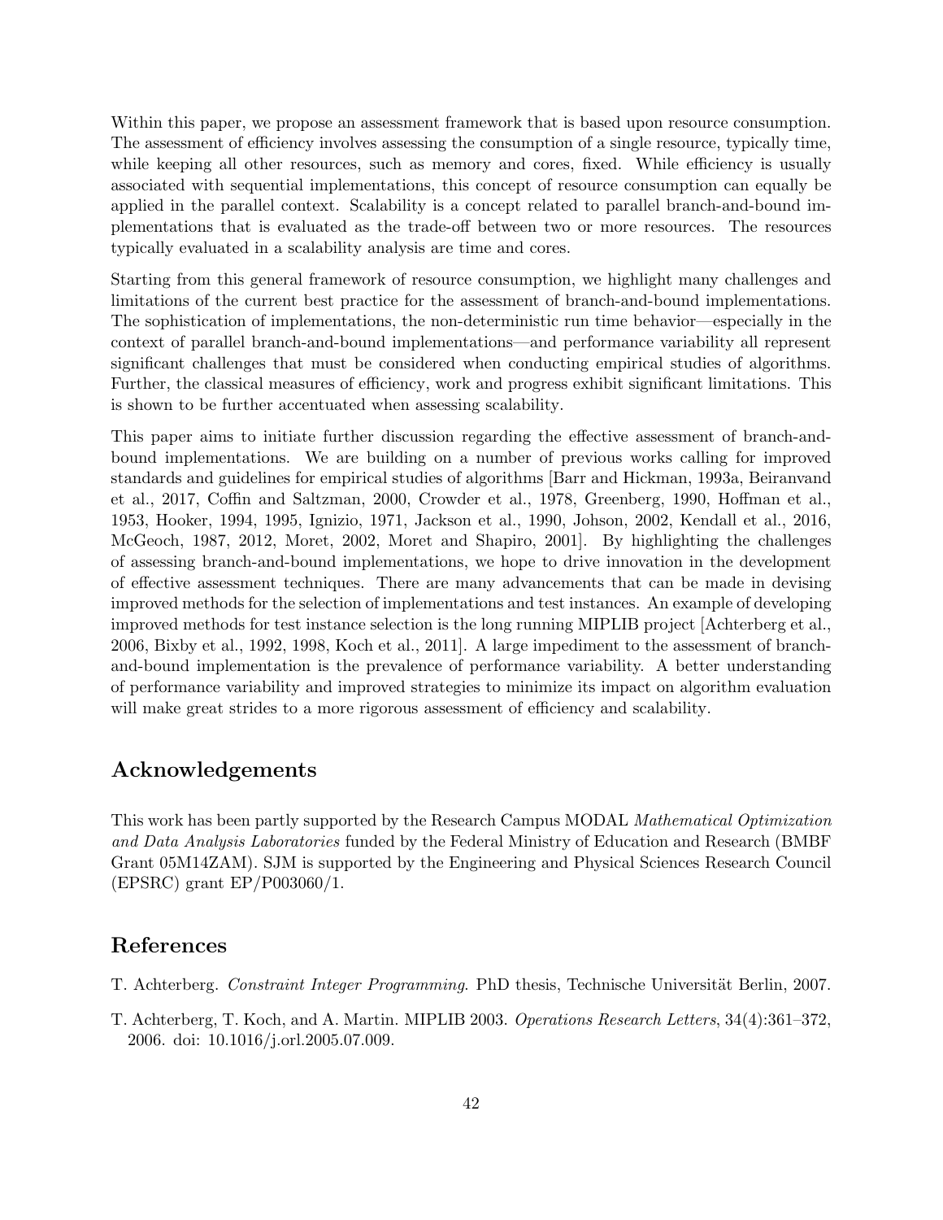Within this paper, we propose an assessment framework that is based upon resource consumption. The assessment of efficiency involves assessing the consumption of a single resource, typically time, while keeping all other resources, such as memory and cores, fixed. While efficiency is usually associated with sequential implementations, this concept of resource consumption can equally be applied in the parallel context. Scalability is a concept related to parallel branch-and-bound implementations that is evaluated as the trade-off between two or more resources. The resources typically evaluated in a scalability analysis are time and cores.

Starting from this general framework of resource consumption, we highlight many challenges and limitations of the current best practice for the assessment of branch-and-bound implementations. The sophistication of implementations, the non-deterministic run time behavior—especially in the context of parallel branch-and-bound implementations—and performance variability all represent significant challenges that must be considered when conducting empirical studies of algorithms. Further, the classical measures of efficiency, work and progress exhibit significant limitations. This is shown to be further accentuated when assessing scalability.

This paper aims to initiate further discussion regarding the effective assessment of branch-and-bound implementations. We are building on a number of previous works calling for improved standards and guidelines for empirical studies of algorithms [Barr and Hickman, 1993a, Beiranvand et al., 2017, Coffin and Saltzman, 2000, Crowder et al., 1978, Greenberg, 1990, Hoffman et al., 1953, Hooker, 1994, 1995, Ignizio, 1971, Jackson et al., 1990, Johson, 2002, Kendall et al., 2016, McGeoch, 1987, 2012, Moret, 2002, Moret and Shapiro, 2001]. By highlighting the challenges of assessing branch-and-bound implementations, we hope to drive innovation in the development of effective assessment techniques. There are many advancements that can be made in devising improved methods for the selection of implementations and test instances. An example of developing improved methods for test instance selection is the long running MIPLIB project [Achterberg et al., 2006, Bixby et al., 1992, 1998, Koch et al., 2011]. A large impediment to the assessment of branch-and-bound implementation is the prevalence of performance variability. A better understanding of performance variability and improved strategies to minimize its impact on algorithm evaluation will make great strides to a more rigorous assessment of efficiency and scalability.

## Acknowledgements

This work has been partly supported by the Research Campus MODAL *Mathematical Optimization and Data Analysis Laboratories* funded by the Federal Ministry of Education and Research (BMBF Grant 05M14ZAM). SJM is supported by the Engineering and Physical Sciences Research Council (EPSRC) grant EP/P003060/1.

## References

T. Achterberg. *Constraint Integer Programming*. PhD thesis, Technische Universität Berlin, 2007.

T. Achterberg, T. Koch, and A. Martin. MIPLIB 2003. *Operations Research Letters*, 34(4):361–372, 2006. doi: 10.1016/j.orl.2005.07.009.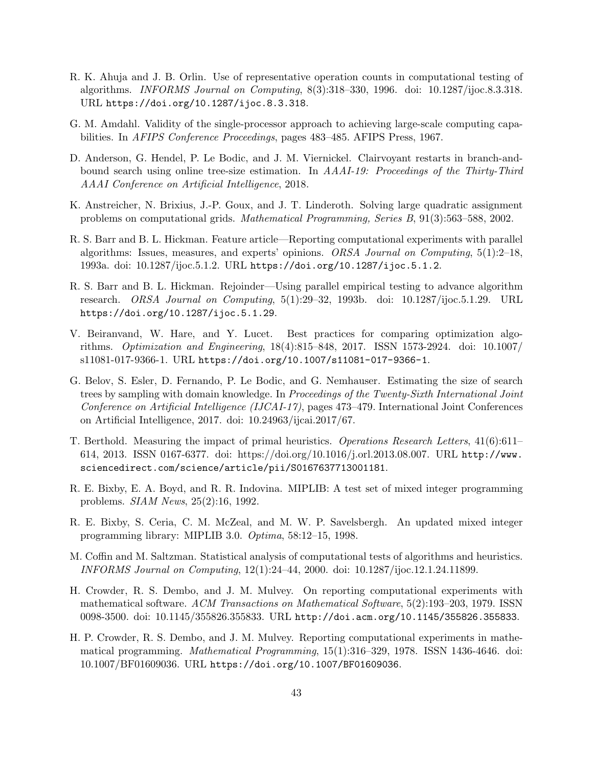R. K. Ahuja and J. B. Orlin. Use of representative operation counts in computational testing of algorithms. *INFORMS Journal on Computing*, 8(3):318–330, 1996. doi: 10.1287/ijoc.8.3.318. URL https://doi.org/10.1287/ijoc.8.3.318.

G. M. Amdahl. Validity of the single-processor approach to achieving large-scale computing capabilities. In *AFIPS Conference Proceedings*, pages 483–485. AFIPS Press, 1967.

D. Anderson, G. Hendel, P. Le Bodic, and J. M. Viernickel. Clairvoyant restarts in branch-and-bound search using online tree-size estimation. In *AAAI-19: Proceedings of the Thirty-Third AAAI Conference on Artificial Intelligence*, 2018.

K. Anstreicher, N. Brixius, J.-P. Goux, and J. T. Linderoth. Solving large quadratic assignment problems on computational grids. *Mathematical Programming, Series B*, 91(3):563–588, 2002.

R. S. Barr and B. L. Hickman. Feature article—Reporting computational experiments with parallel algorithms: Issues, measures, and experts' opinions. *ORSA Journal on Computing*, 5(1):2–18, 1993a. doi: 10.1287/ijoc.5.1.2. URL https://doi.org/10.1287/ijoc.5.1.2.

R. S. Barr and B. L. Hickman. Rejoinder—Using parallel empirical testing to advance algorithm research. *ORSA Journal on Computing*, 5(1):29–32, 1993b. doi: 10.1287/ijoc.5.1.29. URL https://doi.org/10.1287/ijoc.5.1.29.

V. Beiranvand, W. Hare, and Y. Lucet. Best practices for comparing optimization algorithms. *Optimization and Engineering*, 18(4):815–848, 2017. ISSN 1573-2924. doi: 10.1007/s11081-017-9366-1. URL https://doi.org/10.1007/s11081-017-9366-1.

G. Belov, S. Esler, D. Fernando, P. Le Bodic, and G. Nemhauser. Estimating the size of search trees by sampling with domain knowledge. In *Proceedings of the Twenty-Sixth International Joint Conference on Artificial Intelligence (IJCAI-17)*, pages 473–479. International Joint Conferences on Artificial Intelligence, 2017. doi: 10.24963/ijcai.2017/67.

T. Berthold. Measuring the impact of primal heuristics. *Operations Research Letters*, 41(6):611–614, 2013. ISSN 0167-6377. doi: https://doi.org/10.1016/j.orl.2013.08.007. URL http://www.sciencedirect.com/science/article/pii/S0167637713001181.

R. E. Bixby, E. A. Boyd, and R. R. Indovina. MIPLIB: A test set of mixed integer programming problems. *SIAM News*, 25(2):16, 1992.

R. E. Bixby, S. Ceria, C. M. McZeal, and M. W. P. Savelsbergh. An updated mixed integer programming library: MIPLIB 3.0. *Optima*, 58:12–15, 1998.

M. Coffin and M. Saltzman. Statistical analysis of computational tests of algorithms and heuristics. *INFORMS Journal on Computing*, 12(1):24–44, 2000. doi: 10.1287/ijoc.12.1.24.11899.

H. Crowder, R. S. Dembo, and J. M. Mulvey. On reporting computational experiments with mathematical software. *ACM Transactions on Mathematical Software*, 5(2):193–203, 1979. ISSN 0098-3500. doi: 10.1145/355826.355833. URL http://doi.acm.org/10.1145/355826.355833.

H. P. Crowder, R. S. Dembo, and J. M. Mulvey. Reporting computational experiments in mathematical programming. *Mathematical Programming*, 15(1):316–329, 1978. ISSN 1436-4646. doi: 10.1007/BF01609036. URL https://doi.org/10.1007/BF01609036.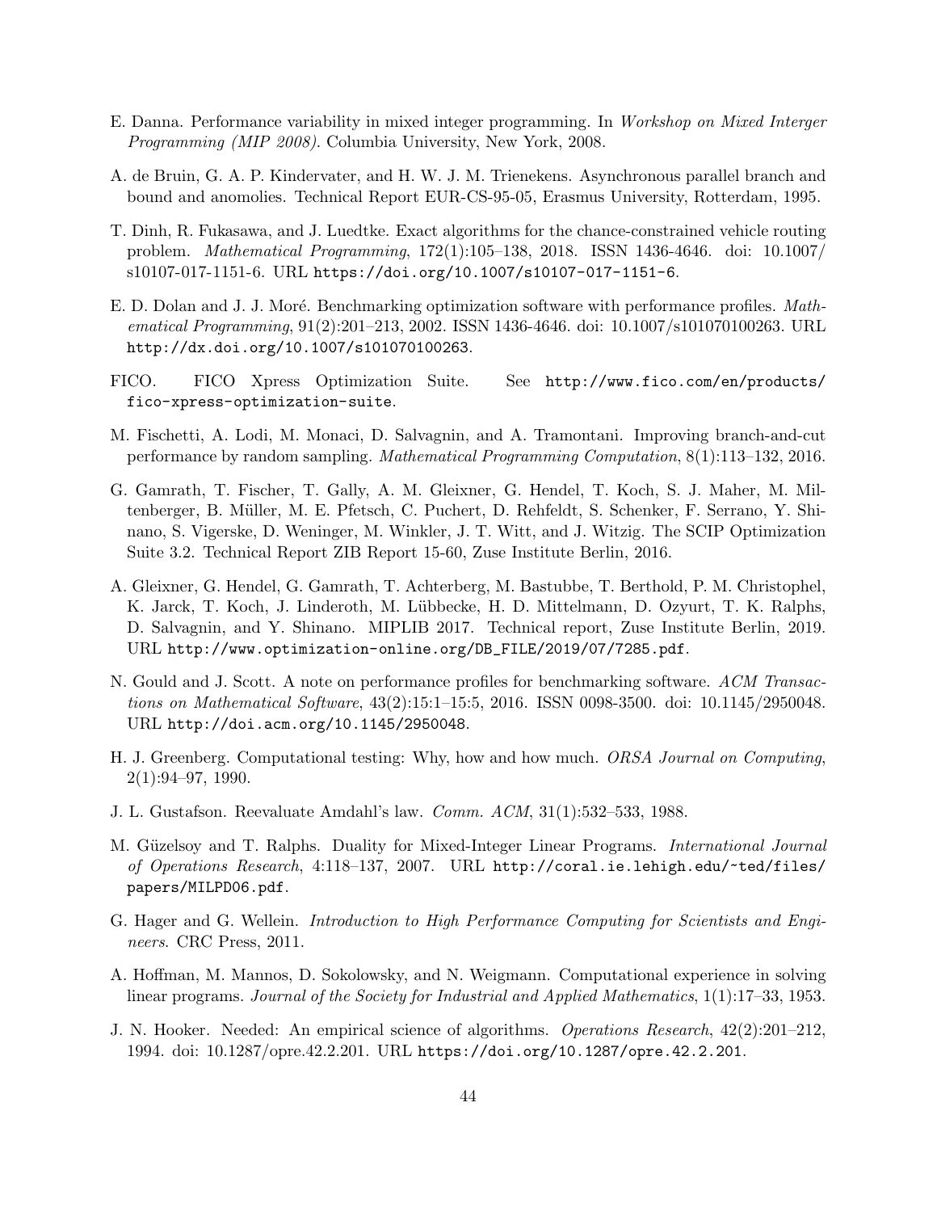E. Danna. Performance variability in mixed integer programming. In *Workshop on Mixed Interger Programming (MIP 2008)*. Columbia University, New York, 2008.

A. de Bruin, G. A. P. Kindervater, and H. W. J. M. Trienekens. Asynchronous parallel branch and bound and anomolies. Technical Report EUR-CS-95-05, Erasmus University, Rotterdam, 1995.

T. Dinh, R. Fukasawa, and J. Luedtke. Exact algorithms for the chance-constrained vehicle routing problem. *Mathematical Programming*, 172(1):105–138, 2018. ISSN 1436-4646. doi: 10.1007/s10107-017-1151-6. URL `https://doi.org/10.1007/s10107-017-1151-6`.

E. D. Dolan and J. J. Moré. Benchmarking optimization software with performance profiles. *Mathematical Programming*, 91(2):201–213, 2002. ISSN 1436-4646. doi: 10.1007/s101070100263. URL `http://dx.doi.org/10.1007/s101070100263`.

FICO. FICO Xpress Optimization Suite. See `http://www.fico.com/en/products/fico-xpress-optimization-suite`.

M. Fischetti, A. Lodi, M. Monaci, D. Salvagnin, and A. Tramontani. Improving branch-and-cut performance by random sampling. *Mathematical Programming Computation*, 8(1):113–132, 2016.

G. Gamrath, T. Fischer, T. Gally, A. M. Gleixner, G. Hendel, T. Koch, S. J. Maher, M. Miltenberger, B. Müller, M. E. Pfetsch, C. Puchert, D. Rehfeldt, S. Schenker, F. Serrano, Y. Shinano, S. Vigerske, D. Weninger, M. Winkler, J. T. Witt, and J. Witzig. The SCIP Optimization Suite 3.2. Technical Report ZIB Report 15-60, Zuse Institute Berlin, 2016.

A. Gleixner, G. Hendel, G. Gamrath, T. Achterberg, M. Bastubbe, T. Berthold, P. M. Christophel, K. Jarck, T. Koch, J. Linderoth, M. Lübbecke, H. D. Mittelmann, D. Ozyurt, T. K. Ralphs, D. Salvagnin, and Y. Shinano. MIPLIB 2017. Technical report, Zuse Institute Berlin, 2019. URL `http://www.optimization-online.org/DB_FILE/2019/07/7285.pdf`.

N. Gould and J. Scott. A note on performance profiles for benchmarking software. *ACM Transactions on Mathematical Software*, 43(2):15:1–15:5, 2016. ISSN 0098-3500. doi: 10.1145/2950048. URL `http://doi.acm.org/10.1145/2950048`.

H. J. Greenberg. Computational testing: Why, how and how much. *ORSA Journal on Computing*, 2(1):94–97, 1990.

J. L. Gustafson. Reevaluate Amdahl's law. *Comm. ACM*, 31(1):532–533, 1988.

M. Güzelsoy and T. Ralphs. Duality for Mixed-Integer Linear Programs. *International Journal of Operations Research*, 4:118–137, 2007. URL `http://coral.ie.lehigh.edu/~ted/files/papers/MILPD06.pdf`.

G. Hager and G. Wellein. *Introduction to High Performance Computing for Scientists and Engineers*. CRC Press, 2011.

A. Hoffman, M. Mannos, D. Sokolowsky, and N. Weigmann. Computational experience in solving linear programs. *Journal of the Society for Industrial and Applied Mathematics*, 1(1):17–33, 1953.

J. N. Hooker. Needed: An empirical science of algorithms. *Operations Research*, 42(2):201–212, 1994. doi: 10.1287/opre.42.2.201. URL `https://doi.org/10.1287/opre.42.2.201`.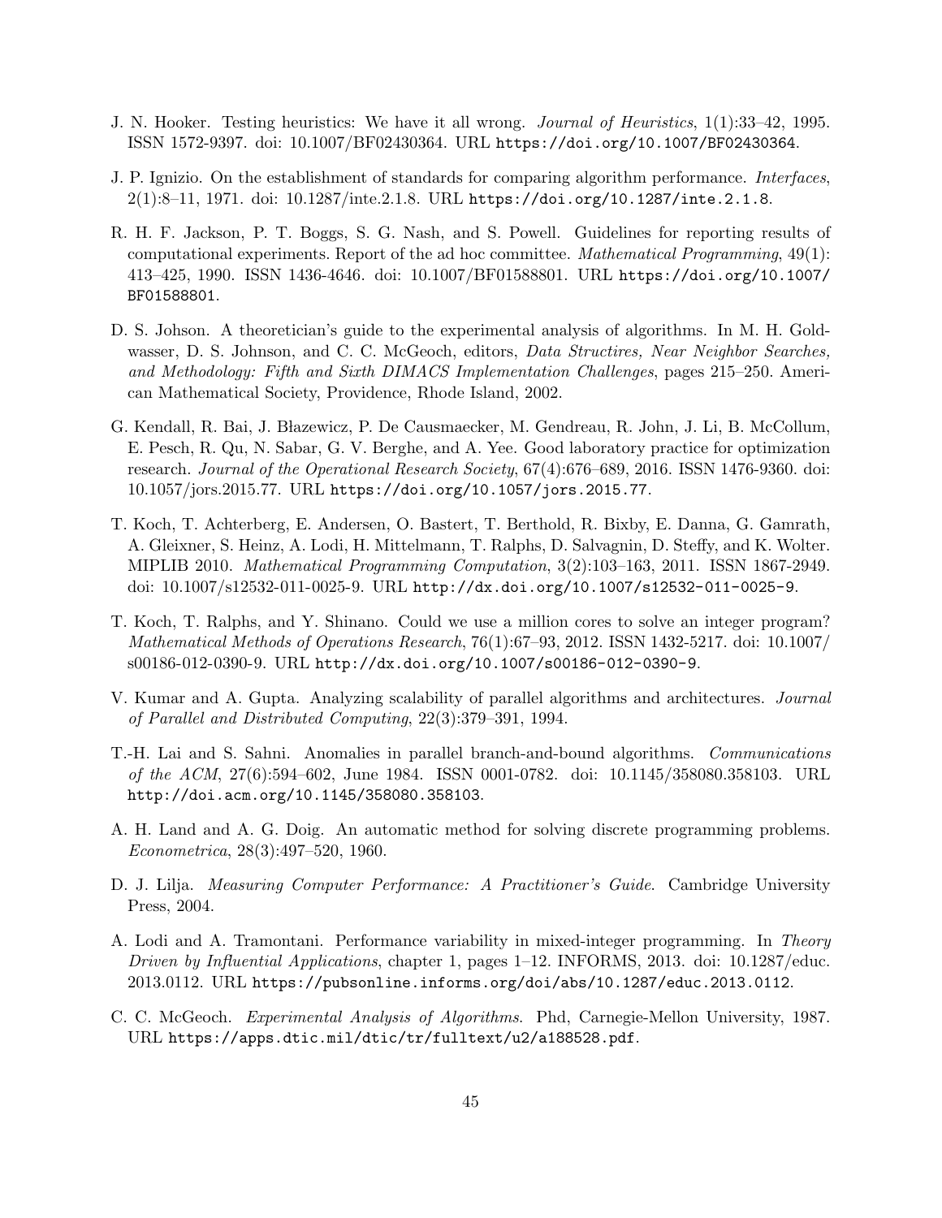J. N. Hooker. Testing heuristics: We have it all wrong. *Journal of Heuristics*, 1(1):33–42, 1995. ISSN 1572-9397. doi: 10.1007/BF02430364. URL https://doi.org/10.1007/BF02430364.

J. P. Ignizio. On the establishment of standards for comparing algorithm performance. *Interfaces*, 2(1):8–11, 1971. doi: 10.1287/inte.2.1.8. URL https://doi.org/10.1287/inte.2.1.8.

R. H. F. Jackson, P. T. Boggs, S. G. Nash, and S. Powell. Guidelines for reporting results of computational experiments. Report of the ad hoc committee. *Mathematical Programming*, 49(1): 413–425, 1990. ISSN 1436-4646. doi: 10.1007/BF01588801. URL https://doi.org/10.1007/BF01588801.

D. S. Johson. A theoretician's guide to the experimental analysis of algorithms. In M. H. Goldwasser, D. S. Johnson, and C. C. McGeoch, editors, *Data Structires, Near Neighbor Searches, and Methodology: Fifth and Sixth DIMACS Implementation Challenges*, pages 215–250. American Mathematical Society, Providence, Rhode Island, 2002.

G. Kendall, R. Bai, J. Błazewicz, P. De Causmaecker, M. Gendreau, R. John, J. Li, B. McCollum, E. Pesch, R. Qu, N. Sabar, G. V. Berghe, and A. Yee. Good laboratory practice for optimization research. *Journal of the Operational Research Society*, 67(4):676–689, 2016. ISSN 1476-9360. doi: 10.1057/jors.2015.77. URL https://doi.org/10.1057/jors.2015.77.

T. Koch, T. Achterberg, E. Andersen, O. Bastert, T. Berthold, R. Bixby, E. Danna, G. Gamrath, A. Gleixner, S. Heinz, A. Lodi, H. Mittelmann, T. Ralphs, D. Salvagnin, D. Steffy, and K. Wolter. MIPLIB 2010. *Mathematical Programming Computation*, 3(2):103–163, 2011. ISSN 1867-2949. doi: 10.1007/s12532-011-0025-9. URL http://dx.doi.org/10.1007/s12532-011-0025-9.

T. Koch, T. Ralphs, and Y. Shinano. Could we use a million cores to solve an integer program? *Mathematical Methods of Operations Research*, 76(1):67–93, 2012. ISSN 1432-5217. doi: 10.1007/s00186-012-0390-9. URL http://dx.doi.org/10.1007/s00186-012-0390-9.

V. Kumar and A. Gupta. Analyzing scalability of parallel algorithms and architectures. *Journal of Parallel and Distributed Computing*, 22(3):379–391, 1994.

T.-H. Lai and S. Sahni. Anomalies in parallel branch-and-bound algorithms. *Communications of the ACM*, 27(6):594–602, June 1984. ISSN 0001-0782. doi: 10.1145/358080.358103. URL http://doi.acm.org/10.1145/358080.358103.

A. H. Land and A. G. Doig. An automatic method for solving discrete programming problems. *Econometrica*, 28(3):497–520, 1960.

D. J. Lilja. *Measuring Computer Performance: A Practitioner's Guide*. Cambridge University Press, 2004.

A. Lodi and A. Tramontani. Performance variability in mixed-integer programming. In *Theory Driven by Influential Applications*, chapter 1, pages 1–12. INFORMS, 2013. doi: 10.1287/educ.2013.0112. URL https://pubsonline.informs.org/doi/abs/10.1287/educ.2013.0112.

C. C. McGeoch. *Experimental Analysis of Algorithms*. Phd, Carnegie-Mellon University, 1987. URL https://apps.dtic.mil/dtic/tr/fulltext/u2/a188528.pdf.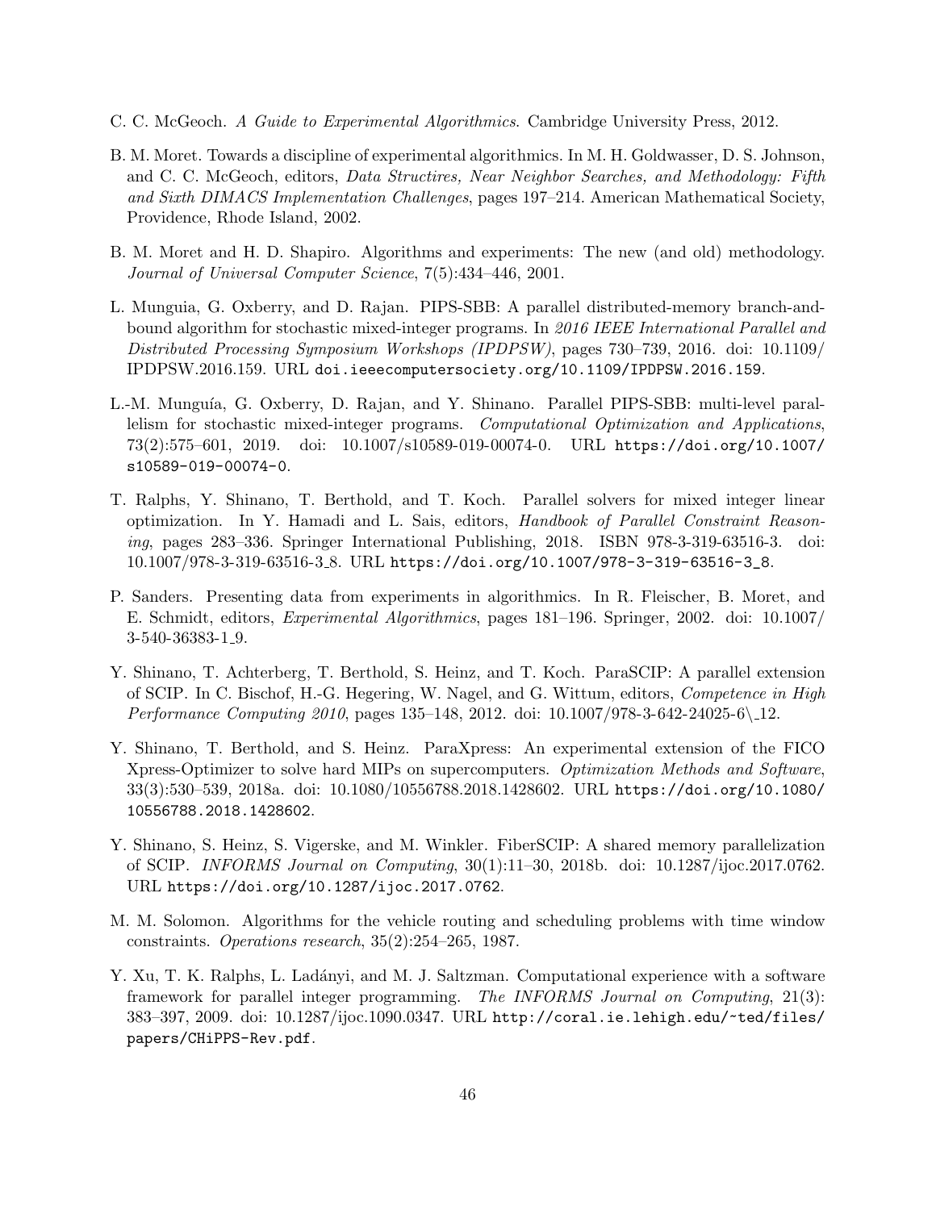C. C. McGeoch. *A Guide to Experimental Algorithmics*. Cambridge University Press, 2012.

B. M. Moret. Towards a discipline of experimental algorithmics. In M. H. Goldwasser, D. S. Johnson, and C. C. McGeoch, editors, *Data Structires, Near Neighbor Searches, and Methodology: Fifth and Sixth DIMACS Implementation Challenges*, pages 197–214. American Mathematical Society, Providence, Rhode Island, 2002.

B. M. Moret and H. D. Shapiro. Algorithms and experiments: The new (and old) methodology. *Journal of Universal Computer Science*, 7(5):434–446, 2001.

L. Munguia, G. Oxberry, and D. Rajan. PIPS-SBB: A parallel distributed-memory branch-and-bound algorithm for stochastic mixed-integer programs. In *2016 IEEE International Parallel and Distributed Processing Symposium Workshops (IPDPSW)*, pages 730–739, 2016. doi: 10.1109/IPDPSW.2016.159. URL `doi.ieeecomputersociety.org/10.1109/IPDPSW.2016.159`.

L.-M. Munguía, G. Oxberry, D. Rajan, and Y. Shinano. Parallel PIPS-SBB: multi-level parallelism for stochastic mixed-integer programs. *Computational Optimization and Applications*, 73(2):575–601, 2019. doi: 10.1007/s10589-019-00074-0. URL `https://doi.org/10.1007/s10589-019-00074-0`.

T. Ralphs, Y. Shinano, T. Berthold, and T. Koch. Parallel solvers for mixed integer linear optimization. In Y. Hamadi and L. Sais, editors, *Handbook of Parallel Constraint Reasoning*, pages 283–336. Springer International Publishing, 2018. ISBN 978-3-319-63516-3. doi: 10.1007/978-3-319-63516-3_8. URL `https://doi.org/10.1007/978-3-319-63516-3_8`.

P. Sanders. Presenting data from experiments in algorithmics. In R. Fleischer, B. Moret, and E. Schmidt, editors, *Experimental Algorithmics*, pages 181–196. Springer, 2002. doi: 10.1007/3-540-36383-1_9.

Y. Shinano, T. Achterberg, T. Berthold, S. Heinz, and T. Koch. ParaSCIP: A parallel extension of SCIP. In C. Bischof, H.-G. Hegering, W. Nagel, and G. Wittum, editors, *Competence in High Performance Computing 2010*, pages 135–148, 2012. doi: 10.1007/978-3-642-24025-6\_12.

Y. Shinano, T. Berthold, and S. Heinz. ParaXpress: An experimental extension of the FICO Xpress-Optimizer to solve hard MIPs on supercomputers. *Optimization Methods and Software*, 33(3):530–539, 2018a. doi: 10.1080/10556788.2018.1428602. URL `https://doi.org/10.1080/10556788.2018.1428602`.

Y. Shinano, S. Heinz, S. Vigerske, and M. Winkler. FiberSCIP: A shared memory parallelization of SCIP. *INFORMS Journal on Computing*, 30(1):11–30, 2018b. doi: 10.1287/ijoc.2017.0762. URL `https://doi.org/10.1287/ijoc.2017.0762`.

M. M. Solomon. Algorithms for the vehicle routing and scheduling problems with time window constraints. *Operations research*, 35(2):254–265, 1987.

Y. Xu, T. K. Ralphs, L. Ladányi, and M. J. Saltzman. Computational experience with a software framework for parallel integer programming. *The INFORMS Journal on Computing*, 21(3):383–397, 2009. doi: 10.1287/ijoc.1090.0347. URL `http://coral.ie.lehigh.edu/~ted/files/papers/CHiPPS-Rev.pdf`.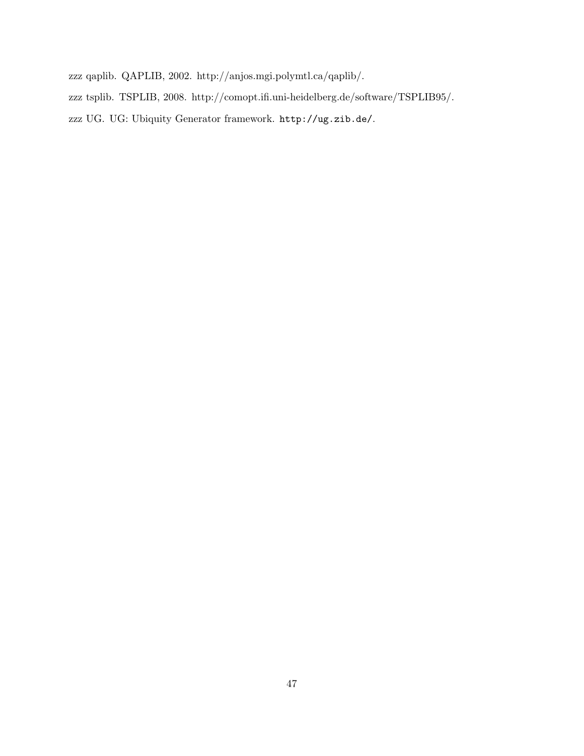zzz qaplib. QAPLIB, 2002. http://anjos.mgi.polymtl.ca/qaplib/.

zzz tsplib. TSPLIB, 2008. http://comopt.ifi.uni-heidelberg.de/software/TSPLIB95/.

zzz UG. UG: Ubiquity Generator framework. `http://ug.zib.de/`.